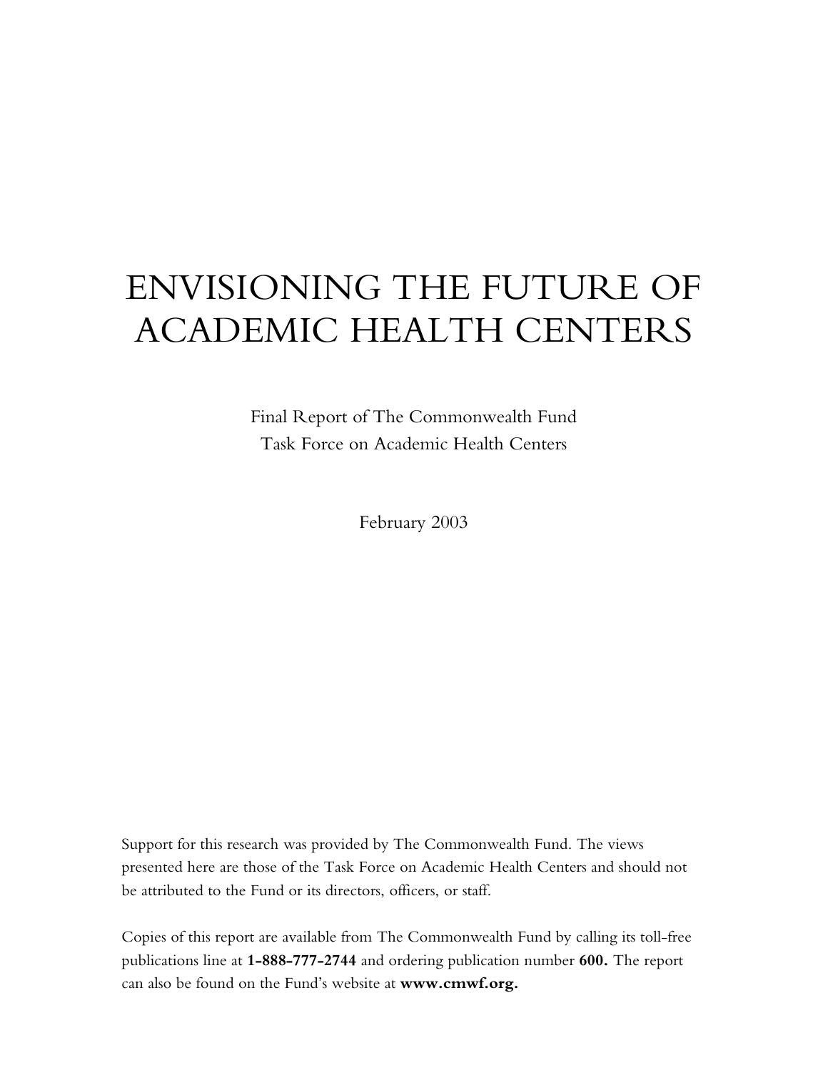# ENVISIONING THE FUTURE OF ACADEMIC HEALTH CENTERS

Final Report of The Commonwealth Fund
Task Force on Academic Health Centers

February 2003

Support for this research was provided by The Commonwealth Fund. The views presented here are those of the Task Force on Academic Health Centers and should not be attributed to the Fund or its directors, officers, or staff.

Copies of this report are available from The Commonwealth Fund by calling its toll-free publications line at **1-888-777-2744** and ordering publication number **600.** The report can also be found on the Fund's website at **www.cmwf.org.**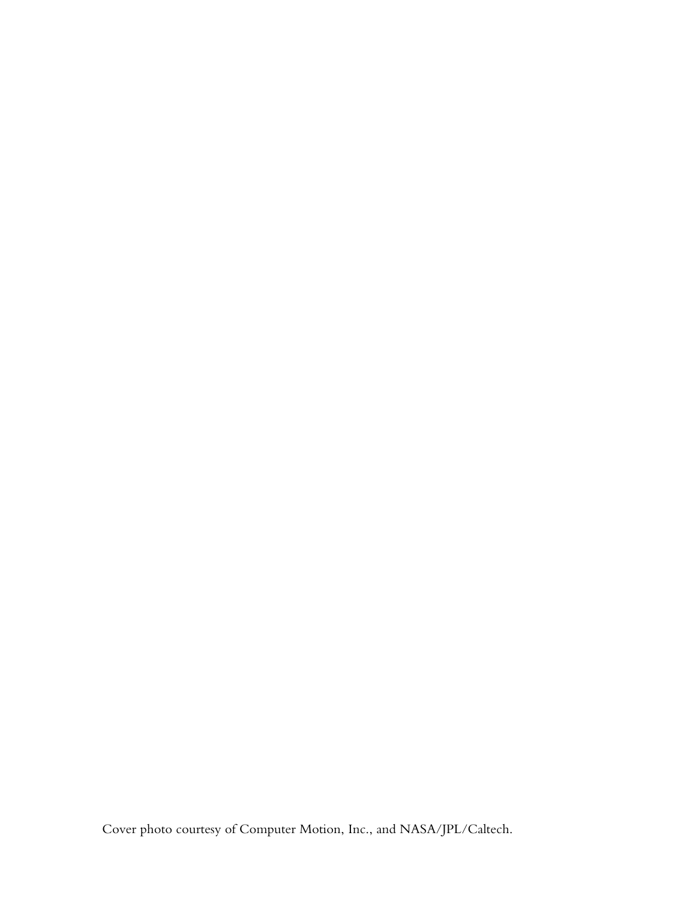Cover photo courtesy of Computer Motion, Inc., and NASA/JPL/Caltech.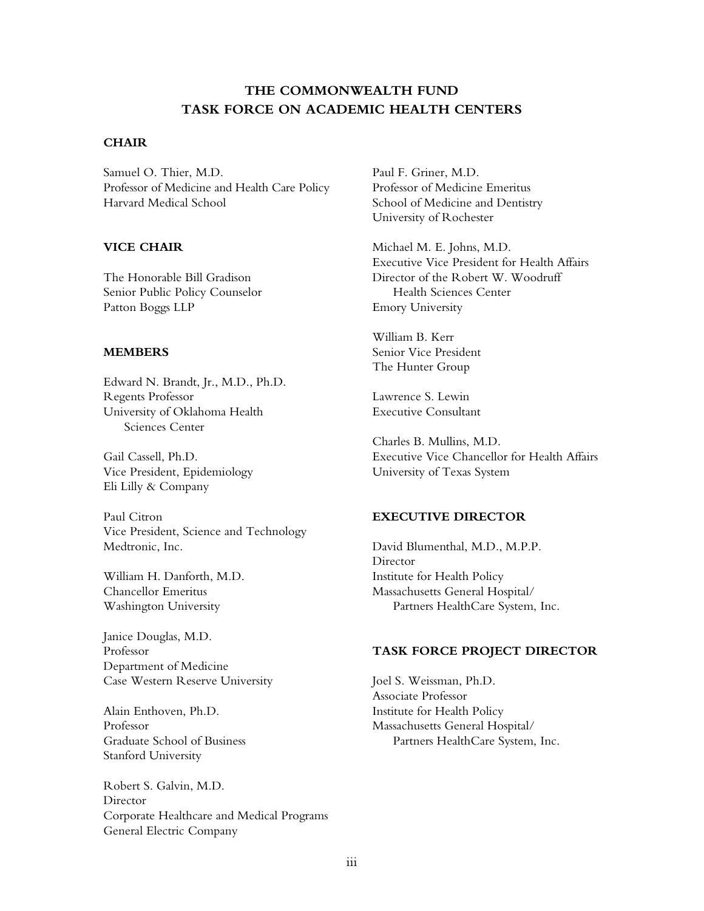# THE COMMONWEALTH FUND
# TASK FORCE ON ACADEMIC HEALTH CENTERS

**CHAIR**

Samuel O. Thier, M.D.
Professor of Medicine and Health Care Policy
Harvard Medical School

**VICE CHAIR**

The Honorable Bill Gradison
Senior Public Policy Counselor
Patton Boggs LLP

**MEMBERS**

Edward N. Brandt, Jr., M.D., Ph.D.
Regents Professor
University of Oklahoma Health Sciences Center

Gail Cassell, Ph.D.
Vice President, Epidemiology
Eli Lilly & Company

Paul Citron
Vice President, Science and Technology
Medtronic, Inc.

William H. Danforth, M.D.
Chancellor Emeritus
Washington University

Janice Douglas, M.D.
Professor
Department of Medicine
Case Western Reserve University

Alain Enthoven, Ph.D.
Professor
Graduate School of Business
Stanford University

Robert S. Galvin, M.D.
Director
Corporate Healthcare and Medical Programs
General Electric Company

Paul F. Griner, M.D.
Professor of Medicine Emeritus
School of Medicine and Dentistry
University of Rochester

Michael M. E. Johns, M.D.
Executive Vice President for Health Affairs
Director of the Robert W. Woodruff Health Sciences Center
Emory University

William B. Kerr
Senior Vice President
The Hunter Group

Lawrence S. Lewin
Executive Consultant

Charles B. Mullins, M.D.
Executive Vice Chancellor for Health Affairs
University of Texas System

**EXECUTIVE DIRECTOR**

David Blumenthal, M.D., M.P.P.
Director
Institute for Health Policy
Massachusetts General Hospital/Partners HealthCare System, Inc.

**TASK FORCE PROJECT DIRECTOR**

Joel S. Weissman, Ph.D.
Associate Professor
Institute for Health Policy
Massachusetts General Hospital/Partners HealthCare System, Inc.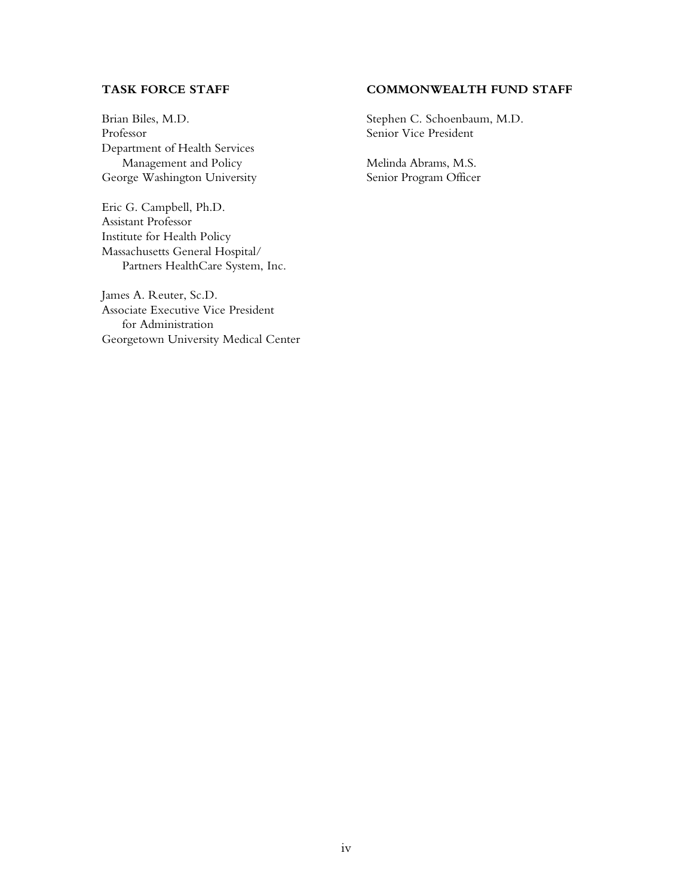**TASK FORCE STAFF**

Brian Biles, M.D.
Professor
Department of Health Services Management and Policy
George Washington University

Eric G. Campbell, Ph.D.
Assistant Professor
Institute for Health Policy
Massachusetts General Hospital/Partners HealthCare System, Inc.

James A. Reuter, Sc.D.
Associate Executive Vice President for Administration
Georgetown University Medical Center

**COMMONWEALTH FUND STAFF**

Stephen C. Schoenbaum, M.D.
Senior Vice President

Melinda Abrams, M.S.
Senior Program Officer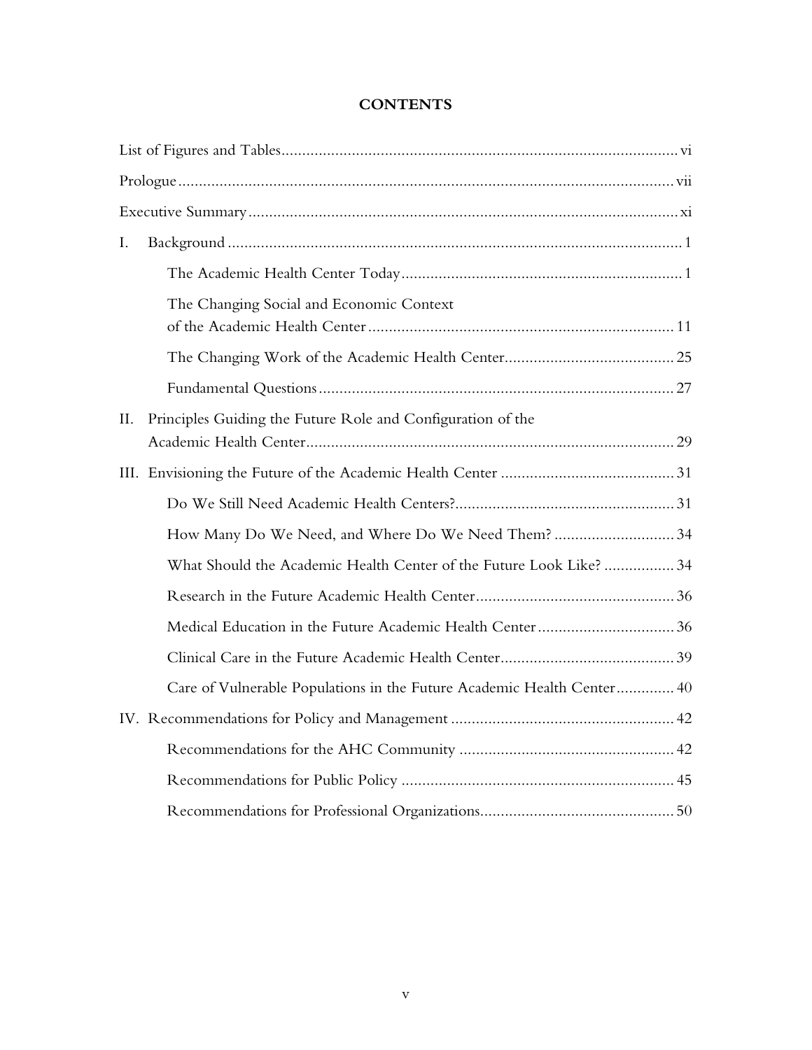# CONTENTS

List of Figures and Tables ... vi

Prologue ... vii

Executive Summary ... xi

I. Background ... 1

- The Academic Health Center Today ... 1
- The Changing Social and Economic Context of the Academic Health Center ... 11
- The Changing Work of the Academic Health Center ... 25
- Fundamental Questions ... 27

II. Principles Guiding the Future Role and Configuration of the Academic Health Center ... 29

III. Envisioning the Future of the Academic Health Center ... 31

- Do We Still Need Academic Health Centers? ... 31
- How Many Do We Need, and Where Do We Need Them? ... 34
- What Should the Academic Health Center of the Future Look Like? ... 34
- Research in the Future Academic Health Center ... 36
- Medical Education in the Future Academic Health Center ... 36
- Clinical Care in the Future Academic Health Center ... 39
- Care of Vulnerable Populations in the Future Academic Health Center ... 40

IV. Recommendations for Policy and Management ... 42

- Recommendations for the AHC Community ... 42
- Recommendations for Public Policy ... 45
- Recommendations for Professional Organizations ... 50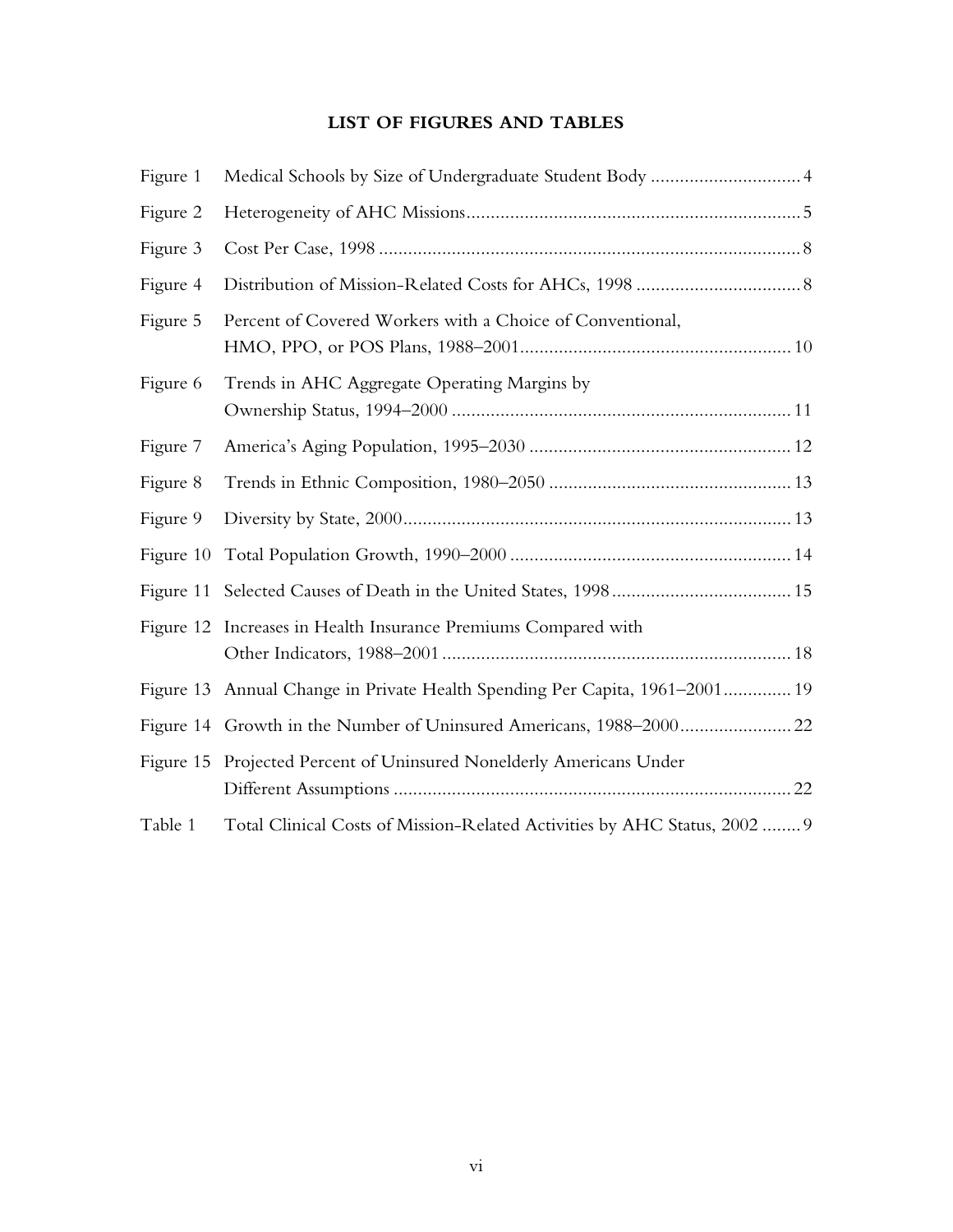## LIST OF FIGURES AND TABLES

| | | |
|---|---|---|
| Figure 1 | Medical Schools by Size of Undergraduate Student Body | 4 |
| Figure 2 | Heterogeneity of AHC Missions | 5 |
| Figure 3 | Cost Per Case, 1998 | 8 |
| Figure 4 | Distribution of Mission-Related Costs for AHCs, 1998 | 8 |
| Figure 5 | Percent of Covered Workers with a Choice of Conventional, HMO, PPO, or POS Plans, 1988–2001 | 10 |
| Figure 6 | Trends in AHC Aggregate Operating Margins by Ownership Status, 1994–2000 | 11 |
| Figure 7 | America's Aging Population, 1995–2030 | 12 |
| Figure 8 | Trends in Ethnic Composition, 1980–2050 | 13 |
| Figure 9 | Diversity by State, 2000 | 13 |
| Figure 10 | Total Population Growth, 1990–2000 | 14 |
| Figure 11 | Selected Causes of Death in the United States, 1998 | 15 |
| Figure 12 | Increases in Health Insurance Premiums Compared with Other Indicators, 1988–2001 | 18 |
| Figure 13 | Annual Change in Private Health Spending Per Capita, 1961–2001 | 19 |
| Figure 14 | Growth in the Number of Uninsured Americans, 1988–2000 | 22 |
| Figure 15 | Projected Percent of Uninsured Nonelderly Americans Under Different Assumptions | 22 |
| Table 1 | Total Clinical Costs of Mission-Related Activities by AHC Status, 2002 | 9 |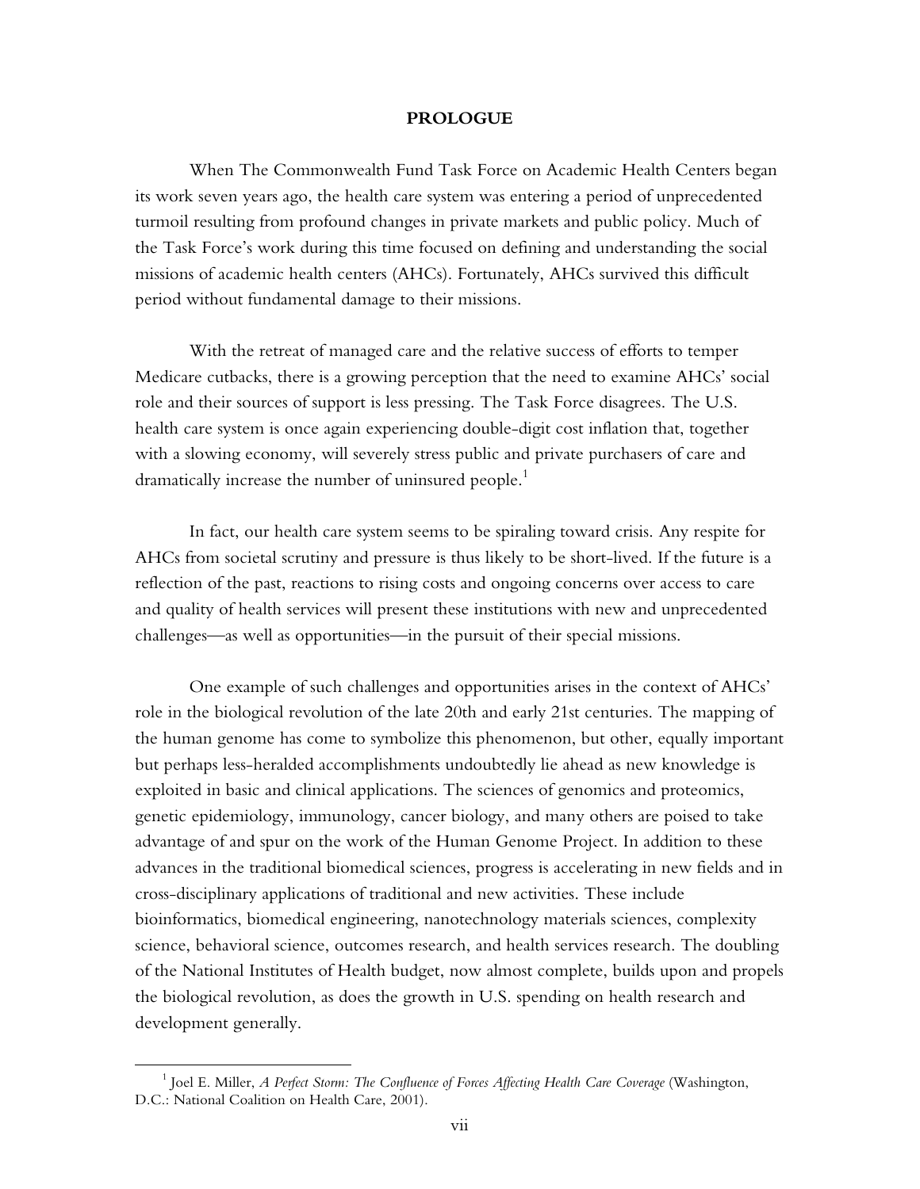## PROLOGUE

When The Commonwealth Fund Task Force on Academic Health Centers began its work seven years ago, the health care system was entering a period of unprecedented turmoil resulting from profound changes in private markets and public policy. Much of the Task Force's work during this time focused on defining and understanding the social missions of academic health centers (AHCs). Fortunately, AHCs survived this difficult period without fundamental damage to their missions.

With the retreat of managed care and the relative success of efforts to temper Medicare cutbacks, there is a growing perception that the need to examine AHCs' social role and their sources of support is less pressing. The Task Force disagrees. The U.S. health care system is once again experiencing double-digit cost inflation that, together with a slowing economy, will severely stress public and private purchasers of care and dramatically increase the number of uninsured people.[1]

In fact, our health care system seems to be spiraling toward crisis. Any respite for AHCs from societal scrutiny and pressure is thus likely to be short-lived. If the future is a reflection of the past, reactions to rising costs and ongoing concerns over access to care and quality of health services will present these institutions with new and unprecedented challenges—as well as opportunities—in the pursuit of their special missions.

One example of such challenges and opportunities arises in the context of AHCs' role in the biological revolution of the late 20th and early 21st centuries. The mapping of the human genome has come to symbolize this phenomenon, but other, equally important but perhaps less-heralded accomplishments undoubtedly lie ahead as new knowledge is exploited in basic and clinical applications. The sciences of genomics and proteomics, genetic epidemiology, immunology, cancer biology, and many others are poised to take advantage of and spur on the work of the Human Genome Project. In addition to these advances in the traditional biomedical sciences, progress is accelerating in new fields and in cross-disciplinary applications of traditional and new activities. These include bioinformatics, biomedical engineering, nanotechnology materials sciences, complexity science, behavioral science, outcomes research, and health services research. The doubling of the National Institutes of Health budget, now almost complete, builds upon and propels the biological revolution, as does the growth in U.S. spending on health research and development generally.

---

[1] Joel E. Miller, *A Perfect Storm: The Confluence of Forces Affecting Health Care Coverage* (Washington, D.C.: National Coalition on Health Care, 2001).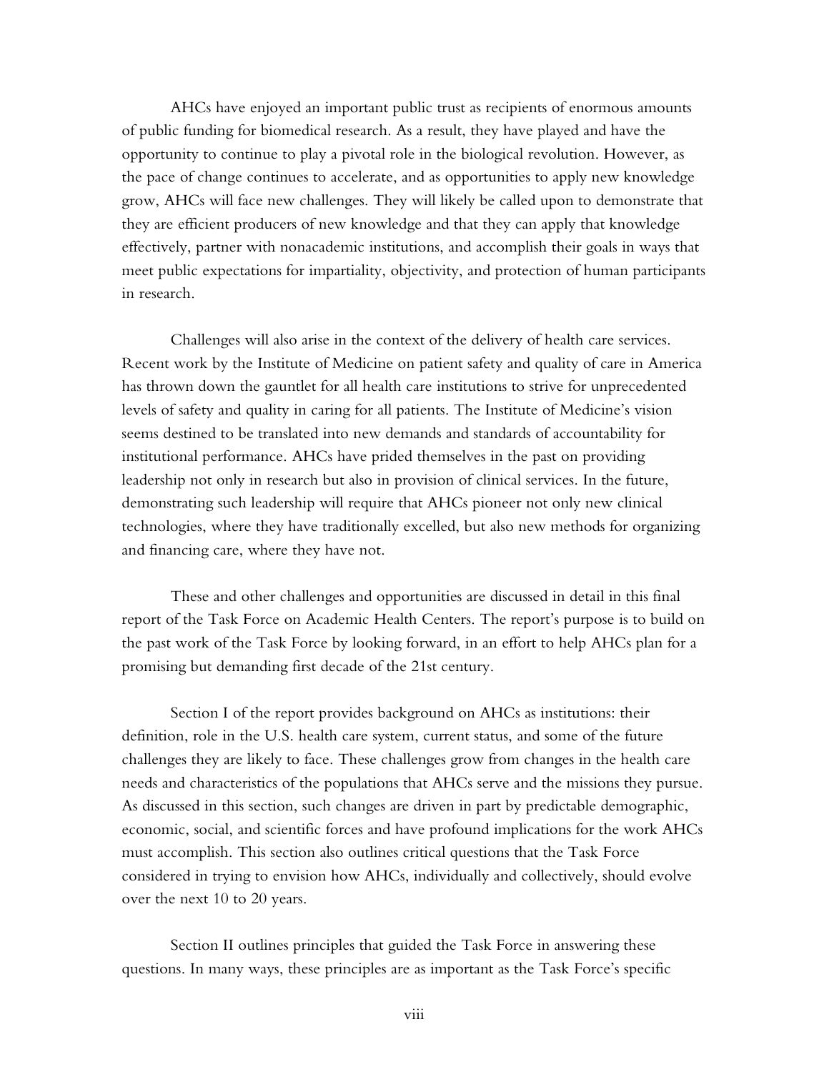AHCs have enjoyed an important public trust as recipients of enormous amounts of public funding for biomedical research. As a result, they have played and have the opportunity to continue to play a pivotal role in the biological revolution. However, as the pace of change continues to accelerate, and as opportunities to apply new knowledge grow, AHCs will face new challenges. They will likely be called upon to demonstrate that they are efficient producers of new knowledge and that they can apply that knowledge effectively, partner with nonacademic institutions, and accomplish their goals in ways that meet public expectations for impartiality, objectivity, and protection of human participants in research.

Challenges will also arise in the context of the delivery of health care services. Recent work by the Institute of Medicine on patient safety and quality of care in America has thrown down the gauntlet for all health care institutions to strive for unprecedented levels of safety and quality in caring for all patients. The Institute of Medicine's vision seems destined to be translated into new demands and standards of accountability for institutional performance. AHCs have prided themselves in the past on providing leadership not only in research but also in provision of clinical services. In the future, demonstrating such leadership will require that AHCs pioneer not only new clinical technologies, where they have traditionally excelled, but also new methods for organizing and financing care, where they have not.

These and other challenges and opportunities are discussed in detail in this final report of the Task Force on Academic Health Centers. The report's purpose is to build on the past work of the Task Force by looking forward, in an effort to help AHCs plan for a promising but demanding first decade of the 21st century.

Section I of the report provides background on AHCs as institutions: their definition, role in the U.S. health care system, current status, and some of the future challenges they are likely to face. These challenges grow from changes in the health care needs and characteristics of the populations that AHCs serve and the missions they pursue. As discussed in this section, such changes are driven in part by predictable demographic, economic, social, and scientific forces and have profound implications for the work AHCs must accomplish. This section also outlines critical questions that the Task Force considered in trying to envision how AHCs, individually and collectively, should evolve over the next 10 to 20 years.

Section II outlines principles that guided the Task Force in answering these questions. In many ways, these principles are as important as the Task Force's specific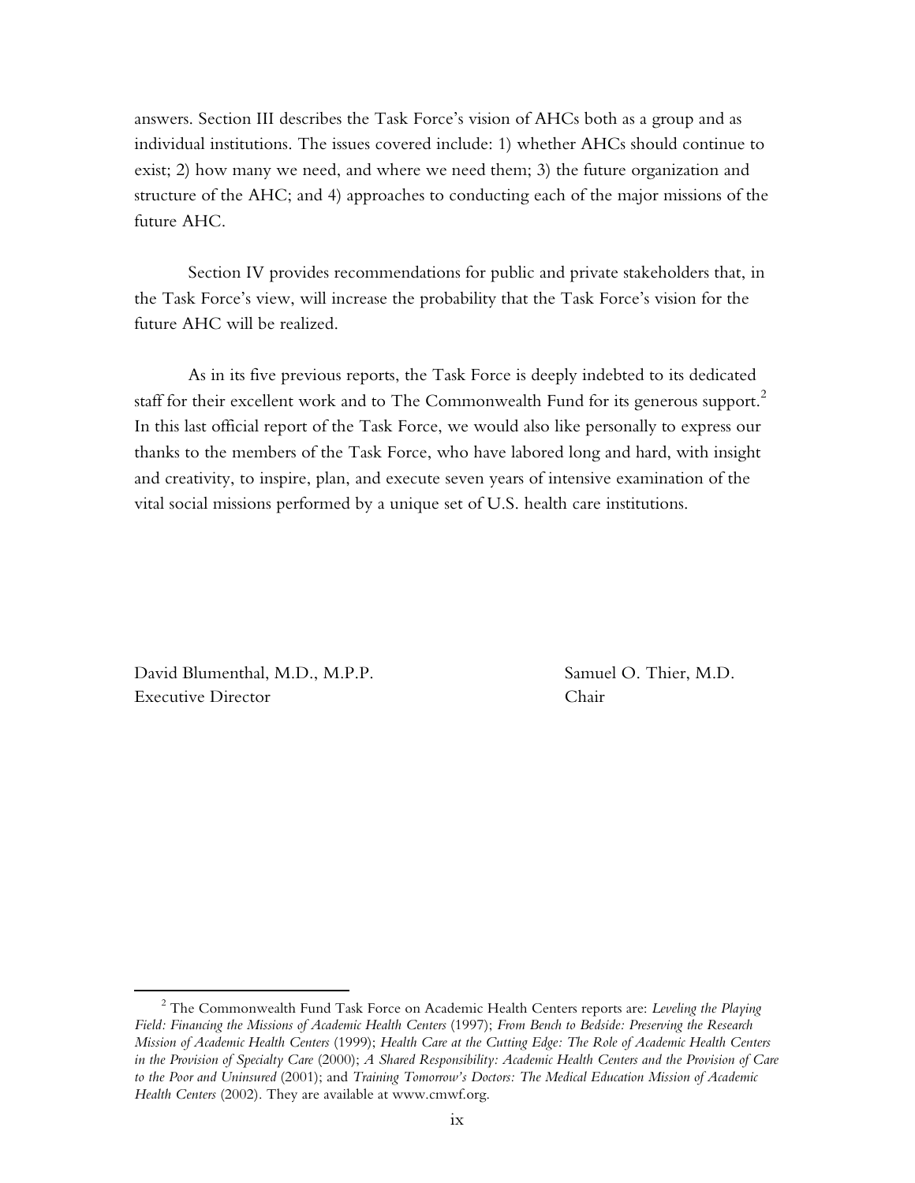answers. Section III describes the Task Force's vision of AHCs both as a group and as individual institutions. The issues covered include: 1) whether AHCs should continue to exist; 2) how many we need, and where we need them; 3) the future organization and structure of the AHC; and 4) approaches to conducting each of the major missions of the future AHC.

Section IV provides recommendations for public and private stakeholders that, in the Task Force's view, will increase the probability that the Task Force's vision for the future AHC will be realized.

As in its five previous reports, the Task Force is deeply indebted to its dedicated staff for their excellent work and to The Commonwealth Fund for its generous support.[2] In this last official report of the Task Force, we would also like personally to express our thanks to the members of the Task Force, who have labored long and hard, with insight and creativity, to inspire, plan, and execute seven years of intensive examination of the vital social missions performed by a unique set of U.S. health care institutions.

David Blumenthal, M.D., M.P.P.
Executive Director

Samuel O. Thier, M.D.
Chair

---

[2] The Commonwealth Fund Task Force on Academic Health Centers reports are: *Leveling the Playing Field: Financing the Missions of Academic Health Centers* (1997); *From Bench to Bedside: Preserving the Research Mission of Academic Health Centers* (1999); *Health Care at the Cutting Edge: The Role of Academic Health Centers in the Provision of Specialty Care* (2000); *A Shared Responsibility: Academic Health Centers and the Provision of Care to the Poor and Uninsured* (2001); and *Training Tomorrow's Doctors: The Medical Education Mission of Academic Health Centers* (2002). They are available at www.cmwf.org.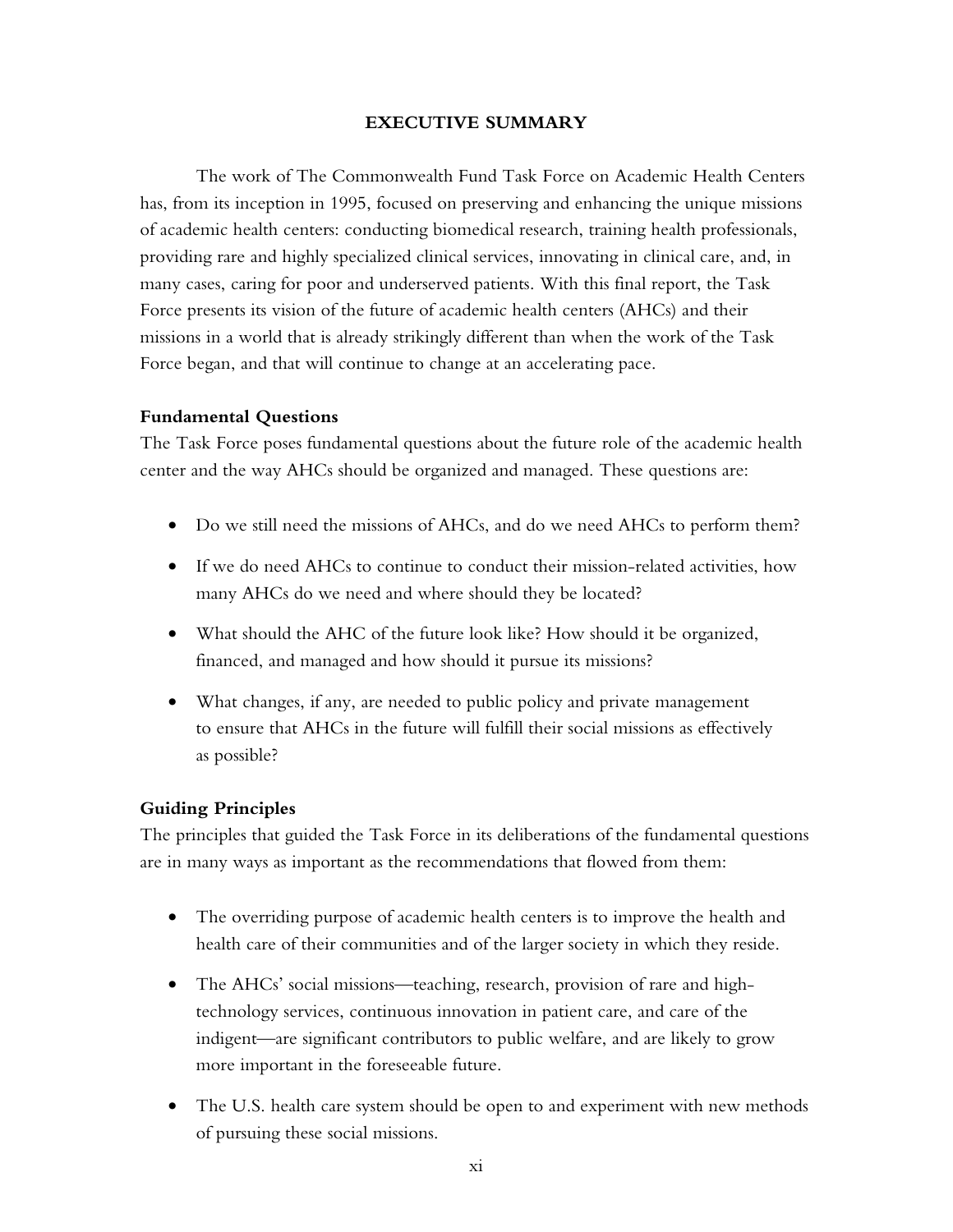# EXECUTIVE SUMMARY

The work of The Commonwealth Fund Task Force on Academic Health Centers has, from its inception in 1995, focused on preserving and enhancing the unique missions of academic health centers: conducting biomedical research, training health professionals, providing rare and highly specialized clinical services, innovating in clinical care, and, in many cases, caring for poor and underserved patients. With this final report, the Task Force presents its vision of the future of academic health centers (AHCs) and their missions in a world that is already strikingly different than when the work of the Task Force began, and that will continue to change at an accelerating pace.

## Fundamental Questions

The Task Force poses fundamental questions about the future role of the academic health center and the way AHCs should be organized and managed. These questions are:

- Do we still need the missions of AHCs, and do we need AHCs to perform them?
- If we do need AHCs to continue to conduct their mission-related activities, how many AHCs do we need and where should they be located?
- What should the AHC of the future look like? How should it be organized, financed, and managed and how should it pursue its missions?
- What changes, if any, are needed to public policy and private management to ensure that AHCs in the future will fulfill their social missions as effectively as possible?

## Guiding Principles

The principles that guided the Task Force in its deliberations of the fundamental questions are in many ways as important as the recommendations that flowed from them:

- The overriding purpose of academic health centers is to improve the health and health care of their communities and of the larger society in which they reside.
- The AHCs' social missions—teaching, research, provision of rare and high-technology services, continuous innovation in patient care, and care of the indigent—are significant contributors to public welfare, and are likely to grow more important in the foreseeable future.
- The U.S. health care system should be open to and experiment with new methods of pursuing these social missions.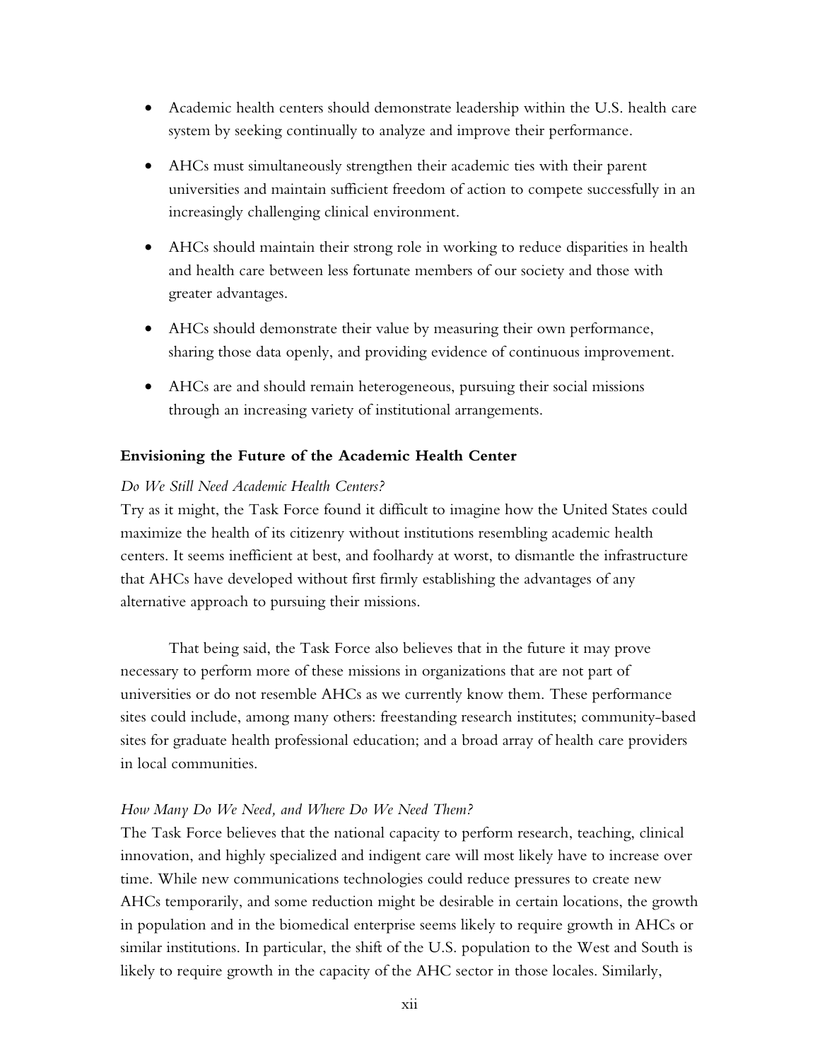- Academic health centers should demonstrate leadership within the U.S. health care system by seeking continually to analyze and improve their performance.
- AHCs must simultaneously strengthen their academic ties with their parent universities and maintain sufficient freedom of action to compete successfully in an increasingly challenging clinical environment.
- AHCs should maintain their strong role in working to reduce disparities in health and health care between less fortunate members of our society and those with greater advantages.
- AHCs should demonstrate their value by measuring their own performance, sharing those data openly, and providing evidence of continuous improvement.
- AHCs are and should remain heterogeneous, pursuing their social missions through an increasing variety of institutional arrangements.

**Envisioning the Future of the Academic Health Center**

*Do We Still Need Academic Health Centers?*

Try as it might, the Task Force found it difficult to imagine how the United States could maximize the health of its citizenry without institutions resembling academic health centers. It seems inefficient at best, and foolhardy at worst, to dismantle the infrastructure that AHCs have developed without first firmly establishing the advantages of any alternative approach to pursuing their missions.

That being said, the Task Force also believes that in the future it may prove necessary to perform more of these missions in organizations that are not part of universities or do not resemble AHCs as we currently know them. These performance sites could include, among many others: freestanding research institutes; community-based sites for graduate health professional education; and a broad array of health care providers in local communities.

*How Many Do We Need, and Where Do We Need Them?*

The Task Force believes that the national capacity to perform research, teaching, clinical innovation, and highly specialized and indigent care will most likely have to increase over time. While new communications technologies could reduce pressures to create new AHCs temporarily, and some reduction might be desirable in certain locations, the growth in population and in the biomedical enterprise seems likely to require growth in AHCs or similar institutions. In particular, the shift of the U.S. population to the West and South is likely to require growth in the capacity of the AHC sector in those locales. Similarly,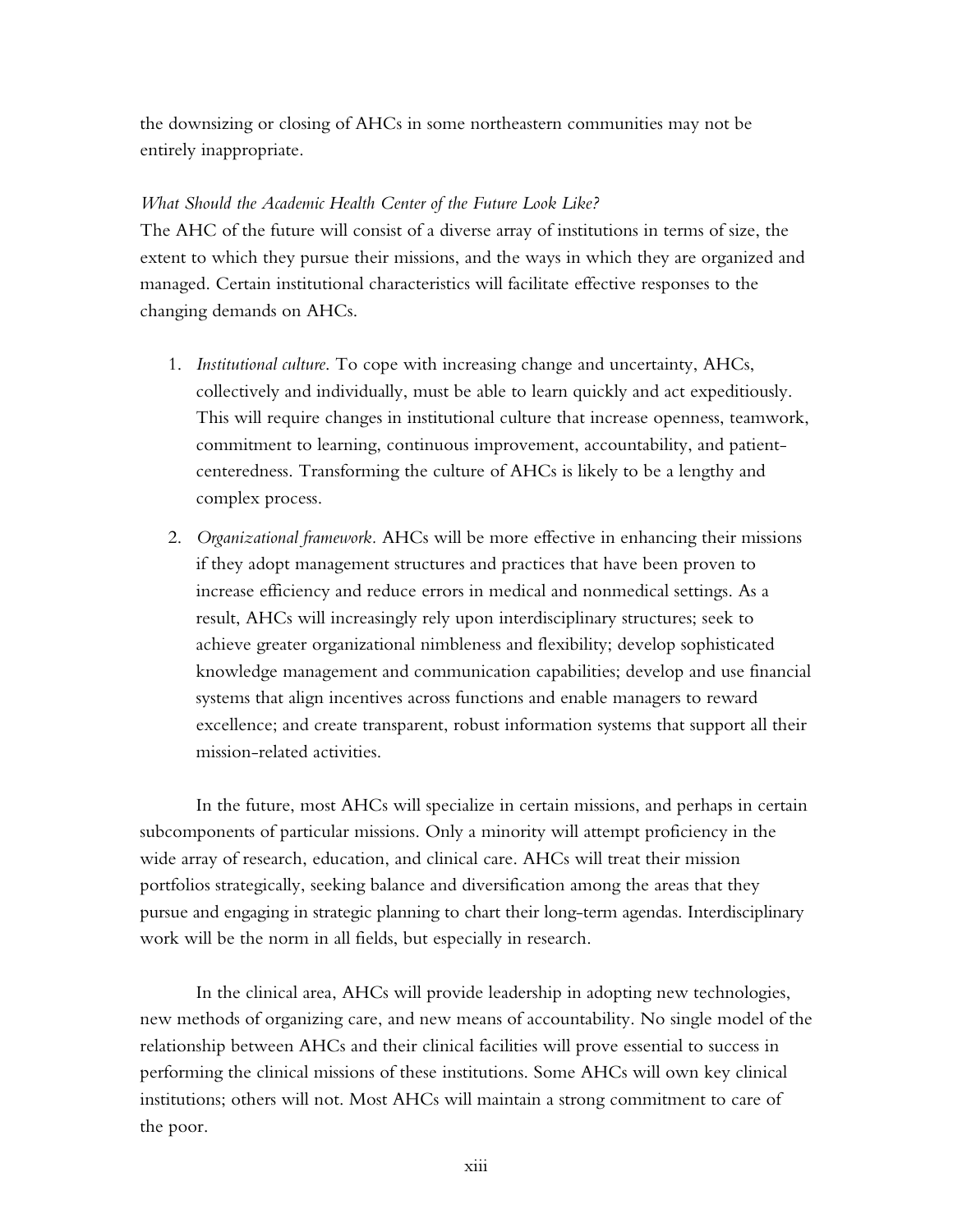the downsizing or closing of AHCs in some northeastern communities may not be entirely inappropriate.

*What Should the Academic Health Center of the Future Look Like?*

The AHC of the future will consist of a diverse array of institutions in terms of size, the extent to which they pursue their missions, and the ways in which they are organized and managed. Certain institutional characteristics will facilitate effective responses to the changing demands on AHCs.

1. *Institutional culture.* To cope with increasing change and uncertainty, AHCs, collectively and individually, must be able to learn quickly and act expeditiously. This will require changes in institutional culture that increase openness, teamwork, commitment to learning, continuous improvement, accountability, and patient-centeredness. Transforming the culture of AHCs is likely to be a lengthy and complex process.

2. *Organizational framework.* AHCs will be more effective in enhancing their missions if they adopt management structures and practices that have been proven to increase efficiency and reduce errors in medical and nonmedical settings. As a result, AHCs will increasingly rely upon interdisciplinary structures; seek to achieve greater organizational nimbleness and flexibility; develop sophisticated knowledge management and communication capabilities; develop and use financial systems that align incentives across functions and enable managers to reward excellence; and create transparent, robust information systems that support all their mission-related activities.

In the future, most AHCs will specialize in certain missions, and perhaps in certain subcomponents of particular missions. Only a minority will attempt proficiency in the wide array of research, education, and clinical care. AHCs will treat their mission portfolios strategically, seeking balance and diversification among the areas that they pursue and engaging in strategic planning to chart their long-term agendas. Interdisciplinary work will be the norm in all fields, but especially in research.

In the clinical area, AHCs will provide leadership in adopting new technologies, new methods of organizing care, and new means of accountability. No single model of the relationship between AHCs and their clinical facilities will prove essential to success in performing the clinical missions of these institutions. Some AHCs will own key clinical institutions; others will not. Most AHCs will maintain a strong commitment to care of the poor.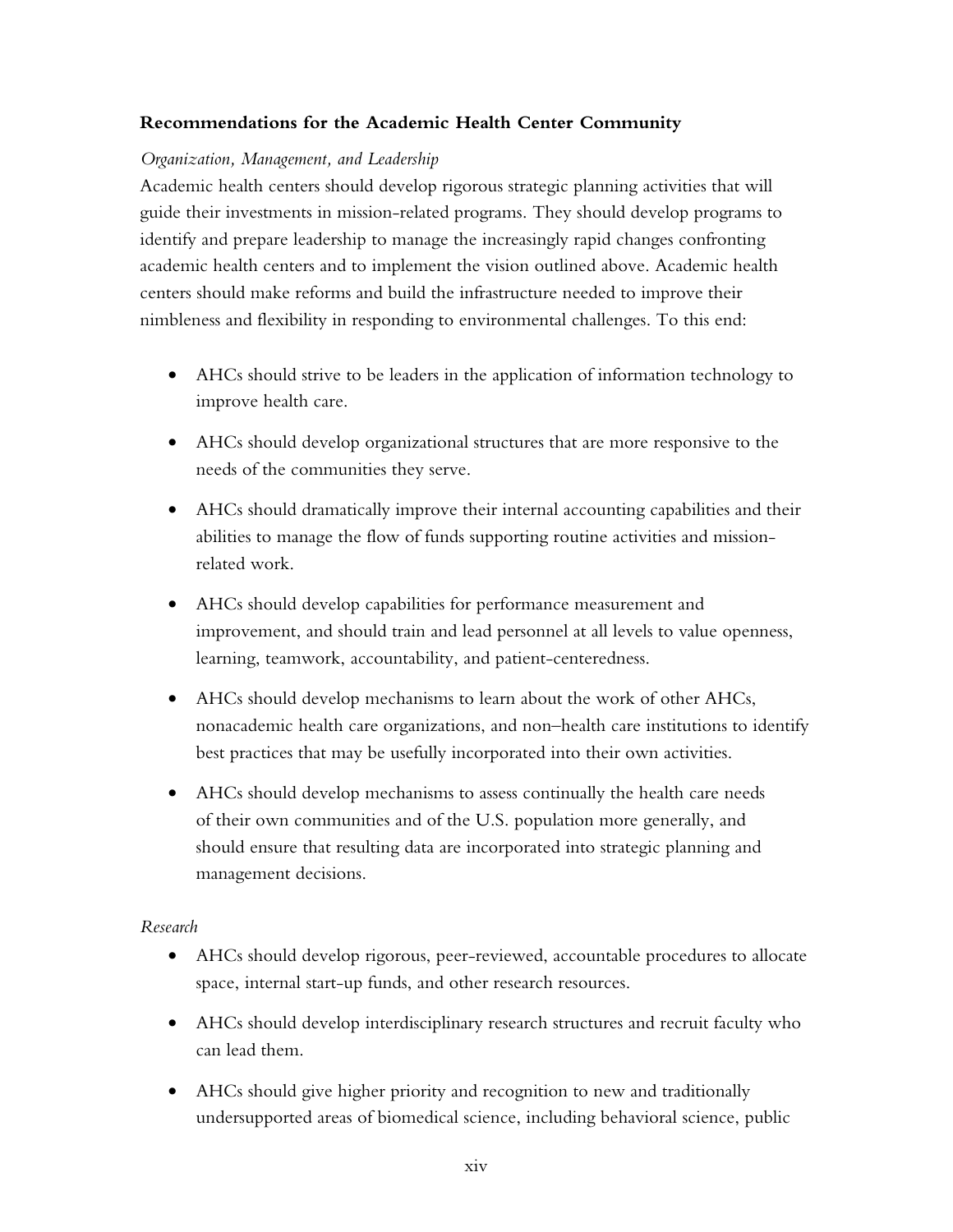### Recommendations for the Academic Health Center Community

*Organization, Management, and Leadership*

Academic health centers should develop rigorous strategic planning activities that will guide their investments in mission-related programs. They should develop programs to identify and prepare leadership to manage the increasingly rapid changes confronting academic health centers and to implement the vision outlined above. Academic health centers should make reforms and build the infrastructure needed to improve their nimbleness and flexibility in responding to environmental challenges. To this end:

- AHCs should strive to be leaders in the application of information technology to improve health care.
- AHCs should develop organizational structures that are more responsive to the needs of the communities they serve.
- AHCs should dramatically improve their internal accounting capabilities and their abilities to manage the flow of funds supporting routine activities and mission-related work.
- AHCs should develop capabilities for performance measurement and improvement, and should train and lead personnel at all levels to value openness, learning, teamwork, accountability, and patient-centeredness.
- AHCs should develop mechanisms to learn about the work of other AHCs, nonacademic health care organizations, and non–health care institutions to identify best practices that may be usefully incorporated into their own activities.
- AHCs should develop mechanisms to assess continually the health care needs of their own communities and of the U.S. population more generally, and should ensure that resulting data are incorporated into strategic planning and management decisions.

*Research*

- AHCs should develop rigorous, peer-reviewed, accountable procedures to allocate space, internal start-up funds, and other research resources.
- AHCs should develop interdisciplinary research structures and recruit faculty who can lead them.
- AHCs should give higher priority and recognition to new and traditionally undersupported areas of biomedical science, including behavioral science, public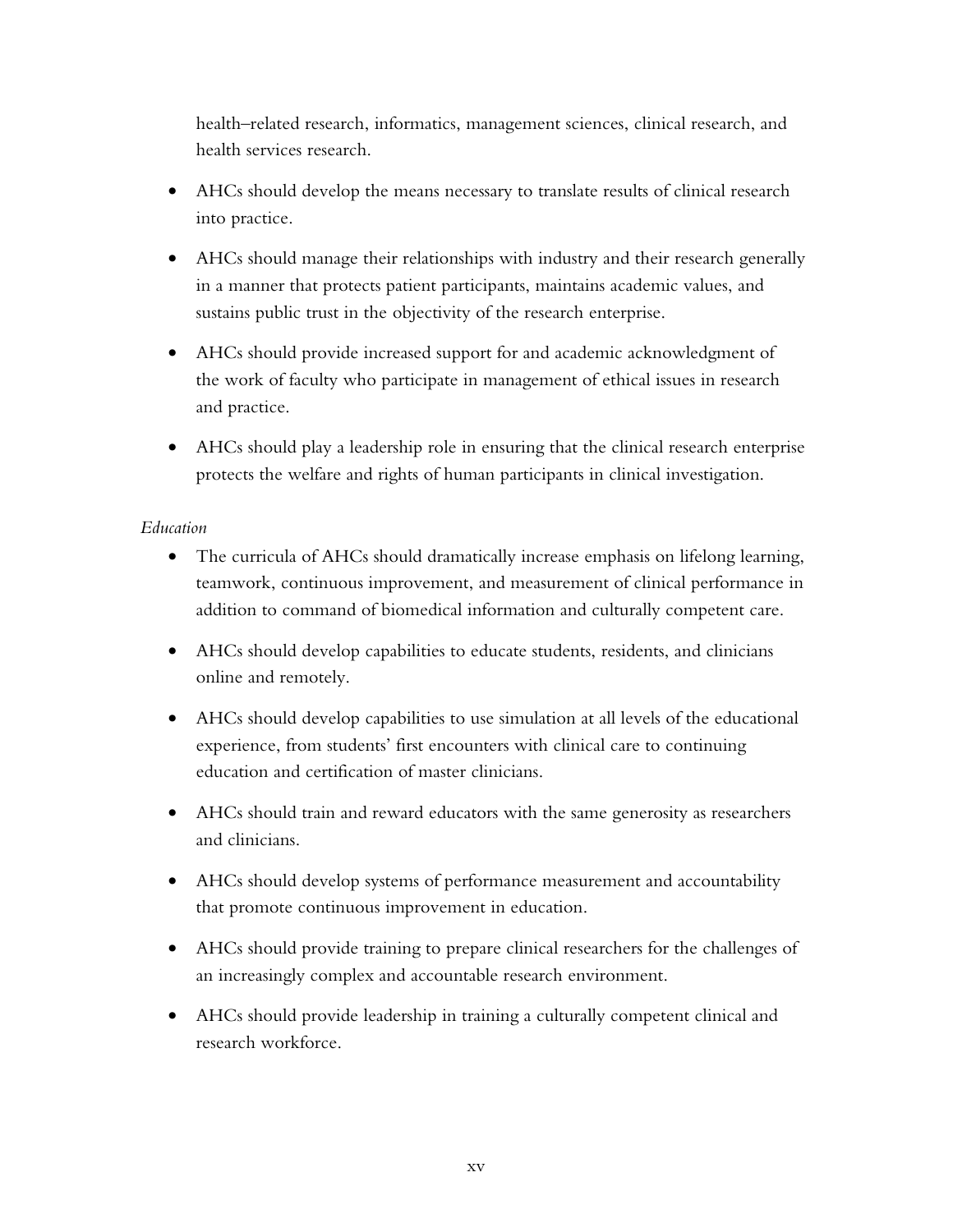health–related research, informatics, management sciences, clinical research, and health services research.

- AHCs should develop the means necessary to translate results of clinical research into practice.
- AHCs should manage their relationships with industry and their research generally in a manner that protects patient participants, maintains academic values, and sustains public trust in the objectivity of the research enterprise.
- AHCs should provide increased support for and academic acknowledgment of the work of faculty who participate in management of ethical issues in research and practice.
- AHCs should play a leadership role in ensuring that the clinical research enterprise protects the welfare and rights of human participants in clinical investigation.

*Education*

- The curricula of AHCs should dramatically increase emphasis on lifelong learning, teamwork, continuous improvement, and measurement of clinical performance in addition to command of biomedical information and culturally competent care.
- AHCs should develop capabilities to educate students, residents, and clinicians online and remotely.
- AHCs should develop capabilities to use simulation at all levels of the educational experience, from students' first encounters with clinical care to continuing education and certification of master clinicians.
- AHCs should train and reward educators with the same generosity as researchers and clinicians.
- AHCs should develop systems of performance measurement and accountability that promote continuous improvement in education.
- AHCs should provide training to prepare clinical researchers for the challenges of an increasingly complex and accountable research environment.
- AHCs should provide leadership in training a culturally competent clinical and research workforce.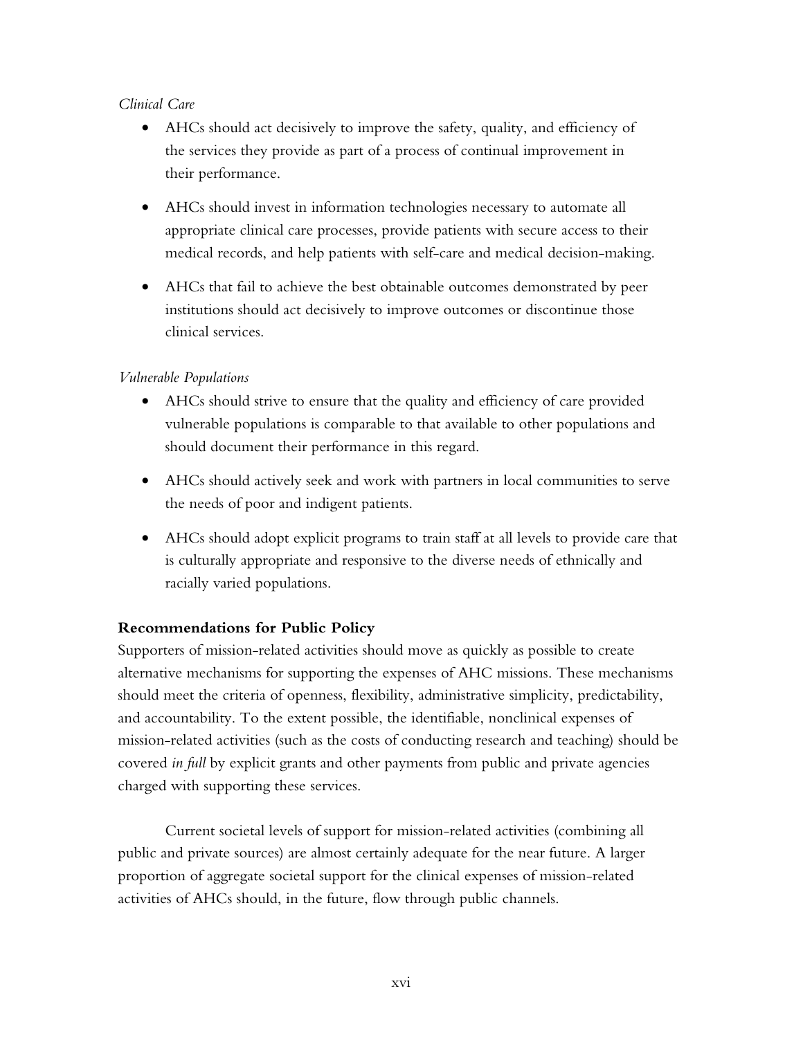*Clinical Care*

- AHCs should act decisively to improve the safety, quality, and efficiency of the services they provide as part of a process of continual improvement in their performance.
- AHCs should invest in information technologies necessary to automate all appropriate clinical care processes, provide patients with secure access to their medical records, and help patients with self-care and medical decision-making.
- AHCs that fail to achieve the best obtainable outcomes demonstrated by peer institutions should act decisively to improve outcomes or discontinue those clinical services.

*Vulnerable Populations*

- AHCs should strive to ensure that the quality and efficiency of care provided vulnerable populations is comparable to that available to other populations and should document their performance in this regard.
- AHCs should actively seek and work with partners in local communities to serve the needs of poor and indigent patients.
- AHCs should adopt explicit programs to train staff at all levels to provide care that is culturally appropriate and responsive to the diverse needs of ethnically and racially varied populations.

**Recommendations for Public Policy**

Supporters of mission-related activities should move as quickly as possible to create alternative mechanisms for supporting the expenses of AHC missions. These mechanisms should meet the criteria of openness, flexibility, administrative simplicity, predictability, and accountability. To the extent possible, the identifiable, nonclinical expenses of mission-related activities (such as the costs of conducting research and teaching) should be covered *in full* by explicit grants and other payments from public and private agencies charged with supporting these services.

Current societal levels of support for mission-related activities (combining all public and private sources) are almost certainly adequate for the near future. A larger proportion of aggregate societal support for the clinical expenses of mission-related activities of AHCs should, in the future, flow through public channels.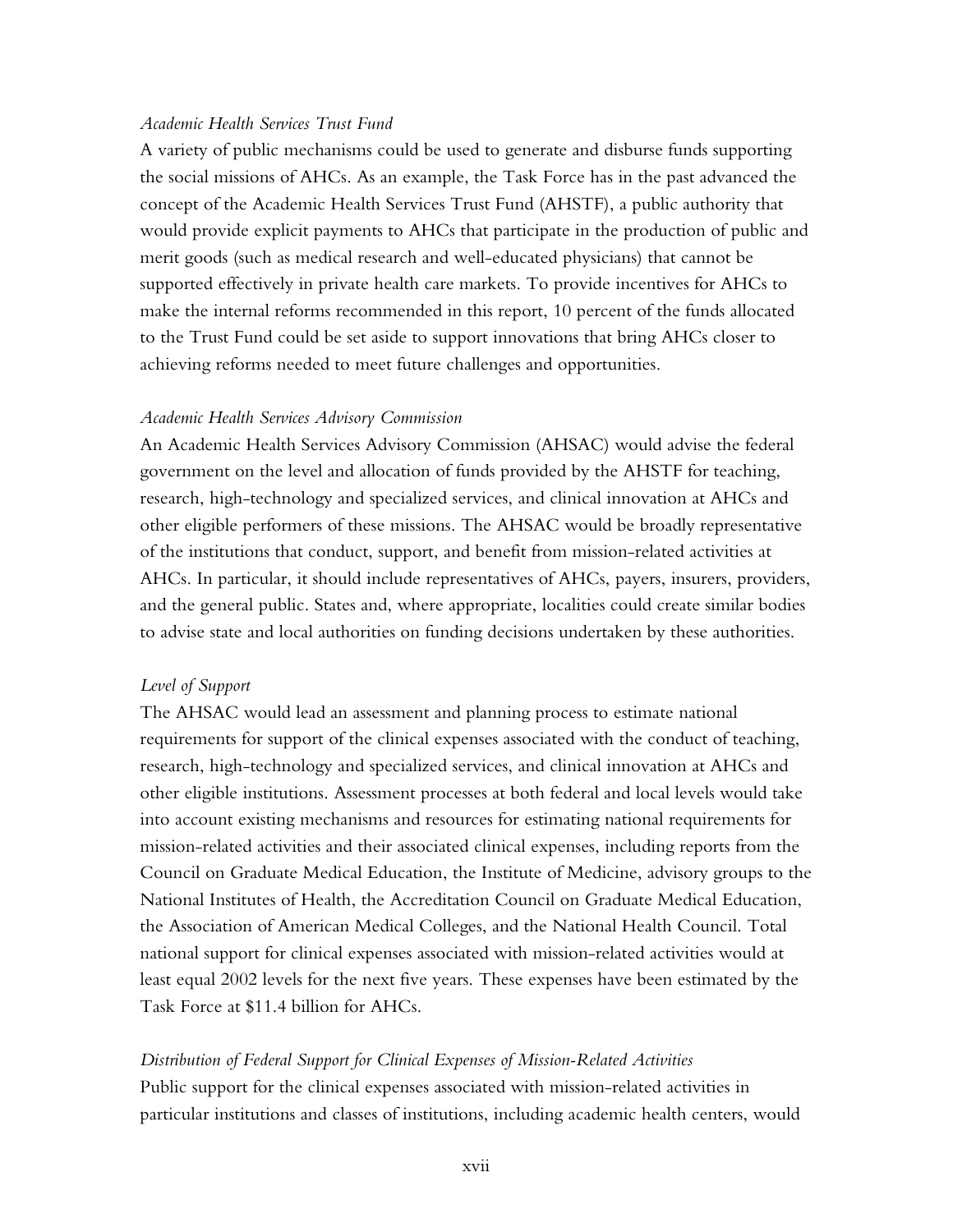*Academic Health Services Trust Fund*

A variety of public mechanisms could be used to generate and disburse funds supporting the social missions of AHCs. As an example, the Task Force has in the past advanced the concept of the Academic Health Services Trust Fund (AHSTF), a public authority that would provide explicit payments to AHCs that participate in the production of public and merit goods (such as medical research and well-educated physicians) that cannot be supported effectively in private health care markets. To provide incentives for AHCs to make the internal reforms recommended in this report, 10 percent of the funds allocated to the Trust Fund could be set aside to support innovations that bring AHCs closer to achieving reforms needed to meet future challenges and opportunities.

*Academic Health Services Advisory Commission*

An Academic Health Services Advisory Commission (AHSAC) would advise the federal government on the level and allocation of funds provided by the AHSTF for teaching, research, high-technology and specialized services, and clinical innovation at AHCs and other eligible performers of these missions. The AHSAC would be broadly representative of the institutions that conduct, support, and benefit from mission-related activities at AHCs. In particular, it should include representatives of AHCs, payers, insurers, providers, and the general public. States and, where appropriate, localities could create similar bodies to advise state and local authorities on funding decisions undertaken by these authorities.

*Level of Support*

The AHSAC would lead an assessment and planning process to estimate national requirements for support of the clinical expenses associated with the conduct of teaching, research, high-technology and specialized services, and clinical innovation at AHCs and other eligible institutions. Assessment processes at both federal and local levels would take into account existing mechanisms and resources for estimating national requirements for mission-related activities and their associated clinical expenses, including reports from the Council on Graduate Medical Education, the Institute of Medicine, advisory groups to the National Institutes of Health, the Accreditation Council on Graduate Medical Education, the Association of American Medical Colleges, and the National Health Council. Total national support for clinical expenses associated with mission-related activities would at least equal 2002 levels for the next five years. These expenses have been estimated by the Task Force at $11.4 billion for AHCs.

*Distribution of Federal Support for Clinical Expenses of Mission-Related Activities*

Public support for the clinical expenses associated with mission-related activities in particular institutions and classes of institutions, including academic health centers, would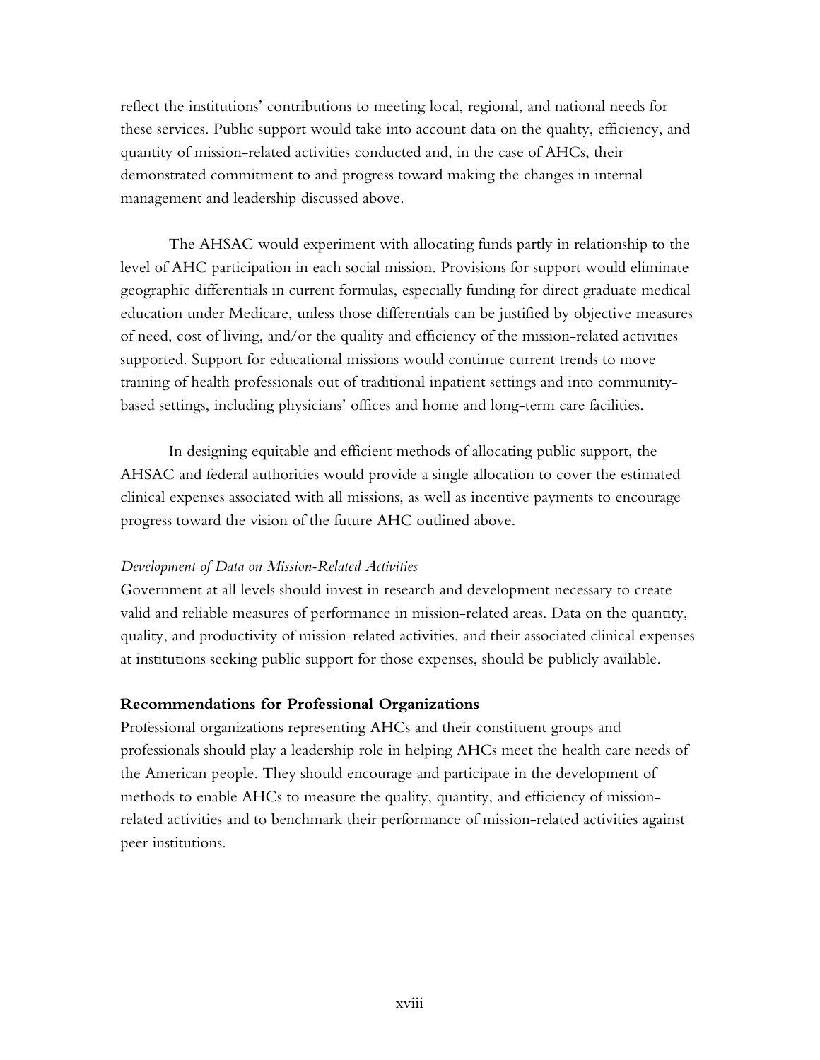reflect the institutions' contributions to meeting local, regional, and national needs for these services. Public support would take into account data on the quality, efficiency, and quantity of mission-related activities conducted and, in the case of AHCs, their demonstrated commitment to and progress toward making the changes in internal management and leadership discussed above.

The AHSAC would experiment with allocating funds partly in relationship to the level of AHC participation in each social mission. Provisions for support would eliminate geographic differentials in current formulas, especially funding for direct graduate medical education under Medicare, unless those differentials can be justified by objective measures of need, cost of living, and/or the quality and efficiency of the mission-related activities supported. Support for educational missions would continue current trends to move training of health professionals out of traditional inpatient settings and into community-based settings, including physicians' offices and home and long-term care facilities.

In designing equitable and efficient methods of allocating public support, the AHSAC and federal authorities would provide a single allocation to cover the estimated clinical expenses associated with all missions, as well as incentive payments to encourage progress toward the vision of the future AHC outlined above.

*Development of Data on Mission-Related Activities*

Government at all levels should invest in research and development necessary to create valid and reliable measures of performance in mission-related areas. Data on the quantity, quality, and productivity of mission-related activities, and their associated clinical expenses at institutions seeking public support for those expenses, should be publicly available.

**Recommendations for Professional Organizations**

Professional organizations representing AHCs and their constituent groups and professionals should play a leadership role in helping AHCs meet the health care needs of the American people. They should encourage and participate in the development of methods to enable AHCs to measure the quality, quantity, and efficiency of mission-related activities and to benchmark their performance of mission-related activities against peer institutions.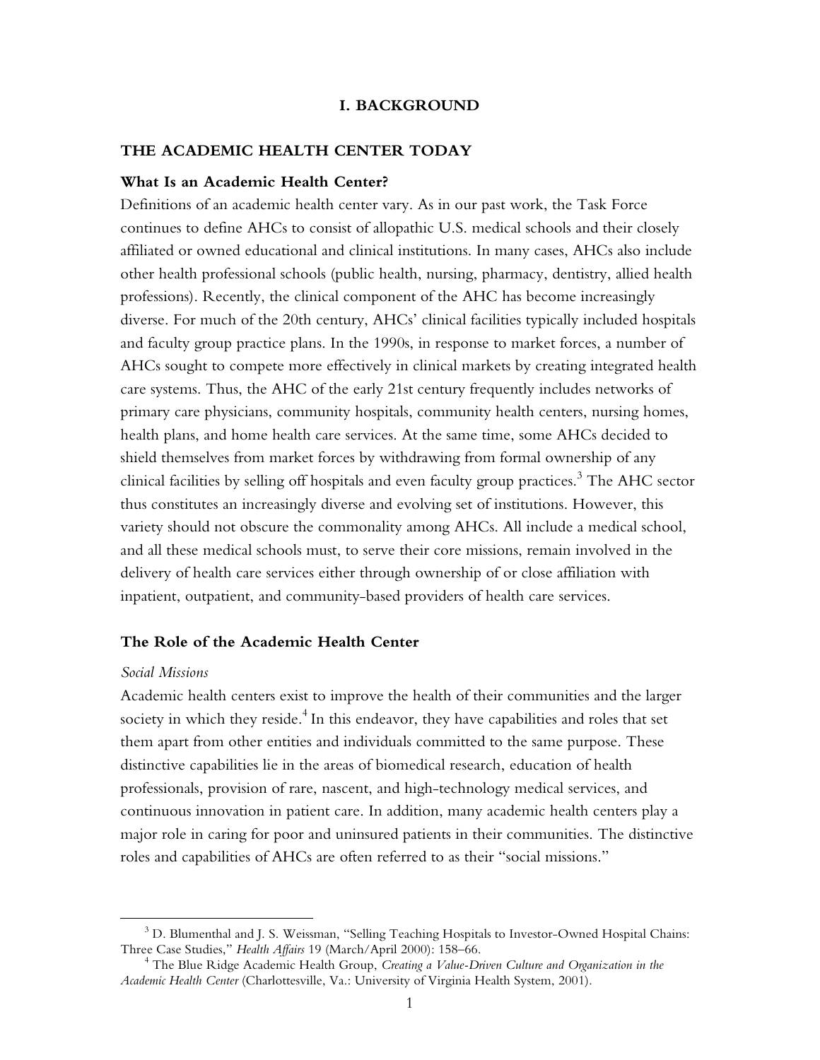# I. BACKGROUND

## THE ACADEMIC HEALTH CENTER TODAY

### What Is an Academic Health Center?

Definitions of an academic health center vary. As in our past work, the Task Force continues to define AHCs to consist of allopathic U.S. medical schools and their closely affiliated or owned educational and clinical institutions. In many cases, AHCs also include other health professional schools (public health, nursing, pharmacy, dentistry, allied health professions). Recently, the clinical component of the AHC has become increasingly diverse. For much of the 20th century, AHCs' clinical facilities typically included hospitals and faculty group practice plans. In the 1990s, in response to market forces, a number of AHCs sought to compete more effectively in clinical markets by creating integrated health care systems. Thus, the AHC of the early 21st century frequently includes networks of primary care physicians, community hospitals, community health centers, nursing homes, health plans, and home health care services. At the same time, some AHCs decided to shield themselves from market forces by withdrawing from formal ownership of any clinical facilities by selling off hospitals and even faculty group practices.[3] The AHC sector thus constitutes an increasingly diverse and evolving set of institutions. However, this variety should not obscure the commonality among AHCs. All include a medical school, and all these medical schools must, to serve their core missions, remain involved in the delivery of health care services either through ownership of or close affiliation with inpatient, outpatient, and community-based providers of health care services.

### The Role of the Academic Health Center

*Social Missions*

Academic health centers exist to improve the health of their communities and the larger society in which they reside.[4] In this endeavor, they have capabilities and roles that set them apart from other entities and individuals committed to the same purpose. These distinctive capabilities lie in the areas of biomedical research, education of health professionals, provision of rare, nascent, and high-technology medical services, and continuous innovation in patient care. In addition, many academic health centers play a major role in caring for poor and uninsured patients in their communities. The distinctive roles and capabilities of AHCs are often referred to as their "social missions."

---

[3] D. Blumenthal and J. S. Weissman, "Selling Teaching Hospitals to Investor-Owned Hospital Chains: Three Case Studies," *Health Affairs* 19 (March/April 2000): 158–66.

[4] The Blue Ridge Academic Health Group, *Creating a Value-Driven Culture and Organization in the Academic Health Center* (Charlottesville, Va.: University of Virginia Health System, 2001).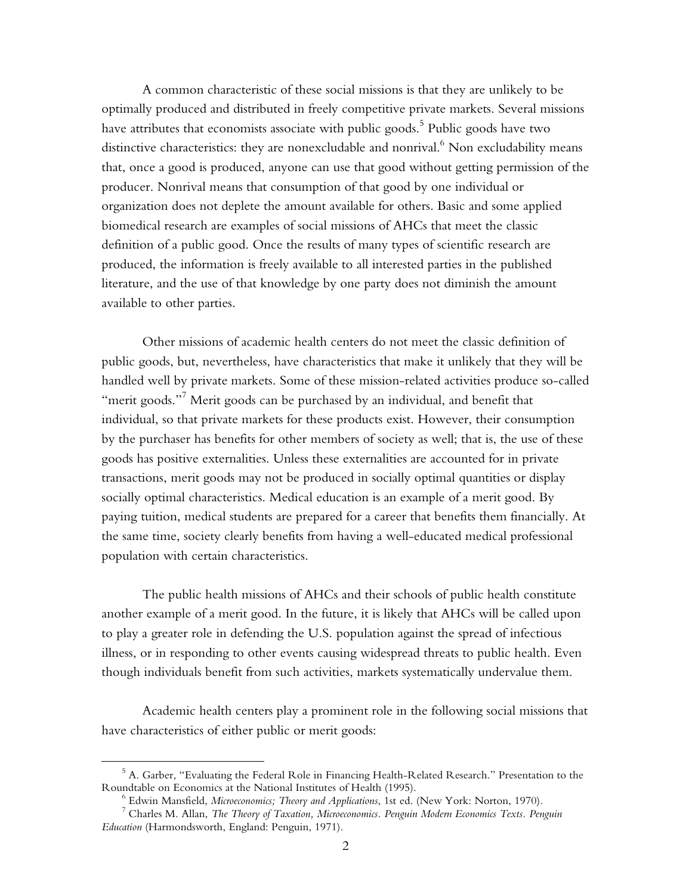A common characteristic of these social missions is that they are unlikely to be optimally produced and distributed in freely competitive private markets. Several missions have attributes that economists associate with public goods.[5] Public goods have two distinctive characteristics: they are nonexcludable and nonrival.[6] Non excludability means that, once a good is produced, anyone can use that good without getting permission of the producer. Nonrival means that consumption of that good by one individual or organization does not deplete the amount available for others. Basic and some applied biomedical research are examples of social missions of AHCs that meet the classic definition of a public good. Once the results of many types of scientific research are produced, the information is freely available to all interested parties in the published literature, and the use of that knowledge by one party does not diminish the amount available to other parties.

Other missions of academic health centers do not meet the classic definition of public goods, but, nevertheless, have characteristics that make it unlikely that they will be handled well by private markets. Some of these mission-related activities produce so-called "merit goods."[7] Merit goods can be purchased by an individual, and benefit that individual, so that private markets for these products exist. However, their consumption by the purchaser has benefits for other members of society as well; that is, the use of these goods has positive externalities. Unless these externalities are accounted for in private transactions, merit goods may not be produced in socially optimal quantities or display socially optimal characteristics. Medical education is an example of a merit good. By paying tuition, medical students are prepared for a career that benefits them financially. At the same time, society clearly benefits from having a well-educated medical professional population with certain characteristics.

The public health missions of AHCs and their schools of public health constitute another example of a merit good. In the future, it is likely that AHCs will be called upon to play a greater role in defending the U.S. population against the spread of infectious illness, or in responding to other events causing widespread threats to public health. Even though individuals benefit from such activities, markets systematically undervalue them.

Academic health centers play a prominent role in the following social missions that have characteristics of either public or merit goods:

---

[5] A. Garber, "Evaluating the Federal Role in Financing Health-Related Research." Presentation to the Roundtable on Economics at the National Institutes of Health (1995).

[6] Edwin Mansfield, *Microeconomics; Theory and Applications*, 1st ed. (New York: Norton, 1970).

[7] Charles M. Allan, *The Theory of Taxation, Microeconomics. Penguin Modern Economics Texts. Penguin Education* (Harmondsworth, England: Penguin, 1971).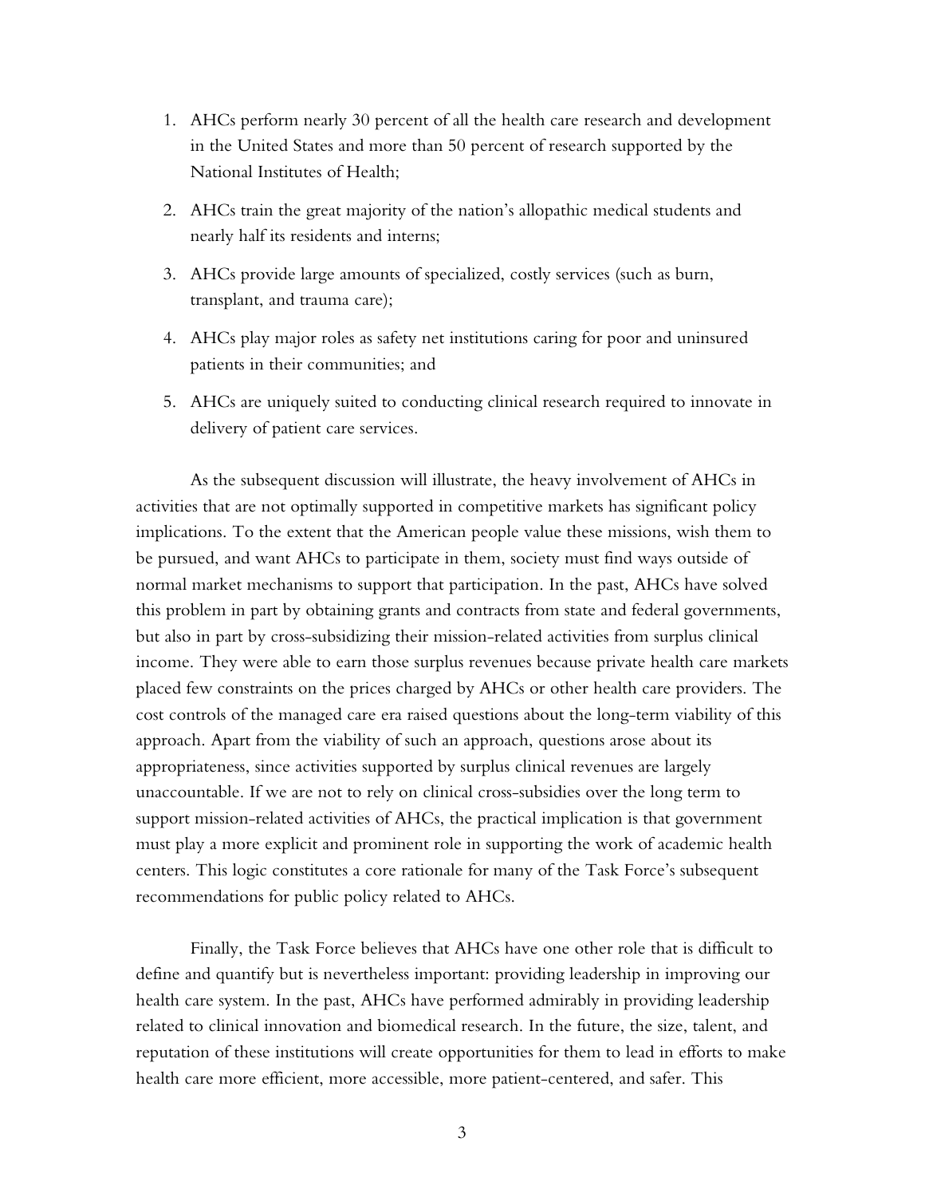1. AHCs perform nearly 30 percent of all the health care research and development in the United States and more than 50 percent of research supported by the National Institutes of Health;

2. AHCs train the great majority of the nation's allopathic medical students and nearly half its residents and interns;

3. AHCs provide large amounts of specialized, costly services (such as burn, transplant, and trauma care);

4. AHCs play major roles as safety net institutions caring for poor and uninsured patients in their communities; and

5. AHCs are uniquely suited to conducting clinical research required to innovate in delivery of patient care services.

As the subsequent discussion will illustrate, the heavy involvement of AHCs in activities that are not optimally supported in competitive markets has significant policy implications. To the extent that the American people value these missions, wish them to be pursued, and want AHCs to participate in them, society must find ways outside of normal market mechanisms to support that participation. In the past, AHCs have solved this problem in part by obtaining grants and contracts from state and federal governments, but also in part by cross-subsidizing their mission-related activities from surplus clinical income. They were able to earn those surplus revenues because private health care markets placed few constraints on the prices charged by AHCs or other health care providers. The cost controls of the managed care era raised questions about the long-term viability of this approach. Apart from the viability of such an approach, questions arose about its appropriateness, since activities supported by surplus clinical revenues are largely unaccountable. If we are not to rely on clinical cross-subsidies over the long term to support mission-related activities of AHCs, the practical implication is that government must play a more explicit and prominent role in supporting the work of academic health centers. This logic constitutes a core rationale for many of the Task Force's subsequent recommendations for public policy related to AHCs.

Finally, the Task Force believes that AHCs have one other role that is difficult to define and quantify but is nevertheless important: providing leadership in improving our health care system. In the past, AHCs have performed admirably in providing leadership related to clinical innovation and biomedical research. In the future, the size, talent, and reputation of these institutions will create opportunities for them to lead in efforts to make health care more efficient, more accessible, more patient-centered, and safer. This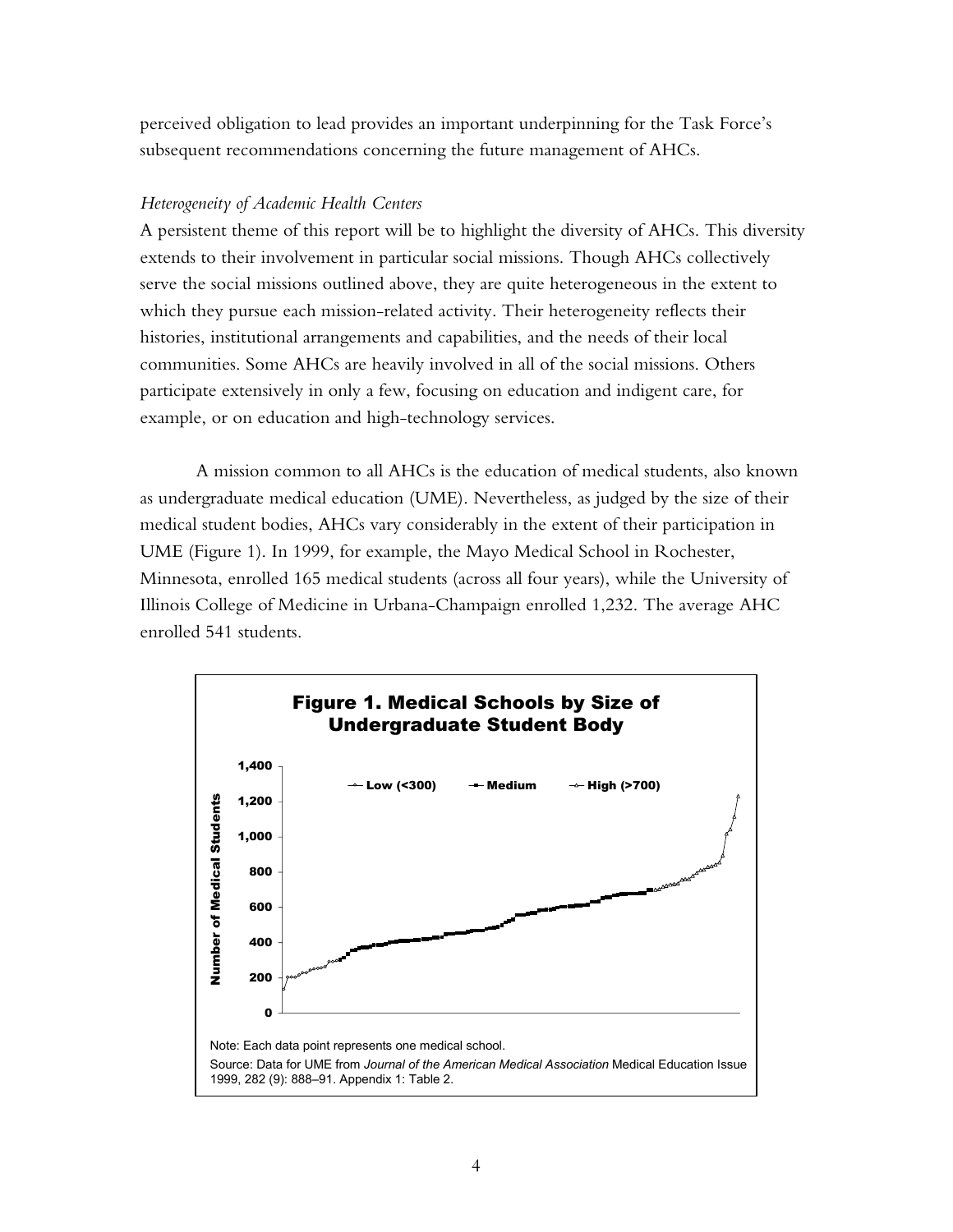perceived obligation to lead provides an important underpinning for the Task Force's subsequent recommendations concerning the future management of AHCs.

*Heterogeneity of Academic Health Centers*

A persistent theme of this report will be to highlight the diversity of AHCs. This diversity extends to their involvement in particular social missions. Though AHCs collectively serve the social missions outlined above, they are quite heterogeneous in the extent to which they pursue each mission-related activity. Their heterogeneity reflects their histories, institutional arrangements and capabilities, and the needs of their local communities. Some AHCs are heavily involved in all of the social missions. Others participate extensively in only a few, focusing on education and indigent care, for example, or on education and high-technology services.

A mission common to all AHCs is the education of medical students, also known as undergraduate medical education (UME). Nevertheless, as judged by the size of their medical student bodies, AHCs vary considerably in the extent of their participation in UME (Figure 1). In 1999, for example, the Mayo Medical School in Rochester, Minnesota, enrolled 165 medical students (across all four years), while the University of Illinois College of Medicine in Urbana-Champaign enrolled 1,232. The average AHC enrolled 541 students.

**Figure 1. Medical Schools by Size of Undergraduate Student Body**

Note: Each data point represents one medical school.

Source: Data for UME from *Journal of the American Medical Association* Medical Education Issue 1999, 282 (9): 888–91. Appendix 1: Table 2.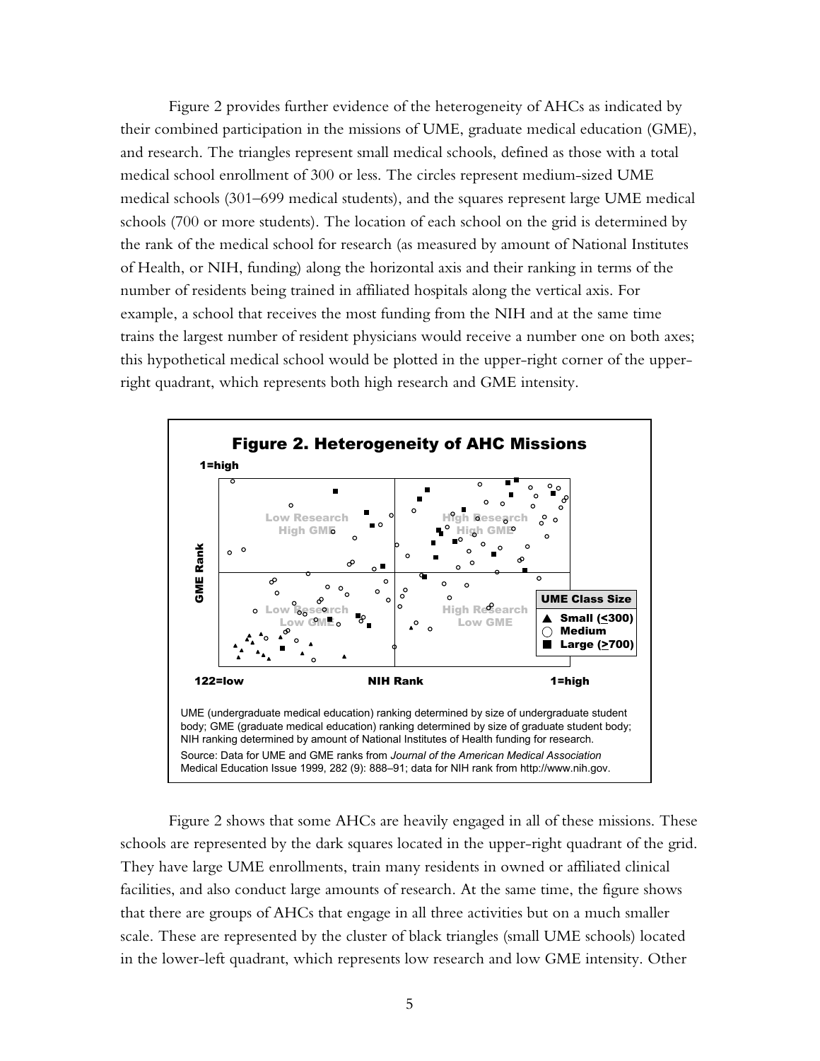Figure 2 provides further evidence of the heterogeneity of AHCs as indicated by their combined participation in the missions of UME, graduate medical education (GME), and research. The triangles represent small medical schools, defined as those with a total medical school enrollment of 300 or less. The circles represent medium-sized UME medical schools (301–699 medical students), and the squares represent large UME medical schools (700 or more students). The location of each school on the grid is determined by the rank of the medical school for research (as measured by amount of National Institutes of Health, or NIH, funding) along the horizontal axis and their ranking in terms of the number of residents being trained in affiliated hospitals along the vertical axis. For example, a school that receives the most funding from the NIH and at the same time trains the largest number of resident physicians would receive a number one on both axes; this hypothetical medical school would be plotted in the upper-right corner of the upper-right quadrant, which represents both high research and GME intensity.

**Figure 2. Heterogeneity of AHC Missions**

UME (undergraduate medical education) ranking determined by size of undergraduate student body; GME (graduate medical education) ranking determined by size of graduate student body; NIH ranking determined by amount of National Institutes of Health funding for research.

Source: Data for UME and GME ranks from *Journal of the American Medical Association* Medical Education Issue 1999, 282 (9): 888–91; data for NIH rank from http://www.nih.gov.

Figure 2 shows that some AHCs are heavily engaged in all of these missions. These schools are represented by the dark squares located in the upper-right quadrant of the grid. They have large UME enrollments, train many residents in owned or affiliated clinical facilities, and also conduct large amounts of research. At the same time, the figure shows that there are groups of AHCs that engage in all three activities but on a much smaller scale. These are represented by the cluster of black triangles (small UME schools) located in the lower-left quadrant, which represents low research and low GME intensity. Other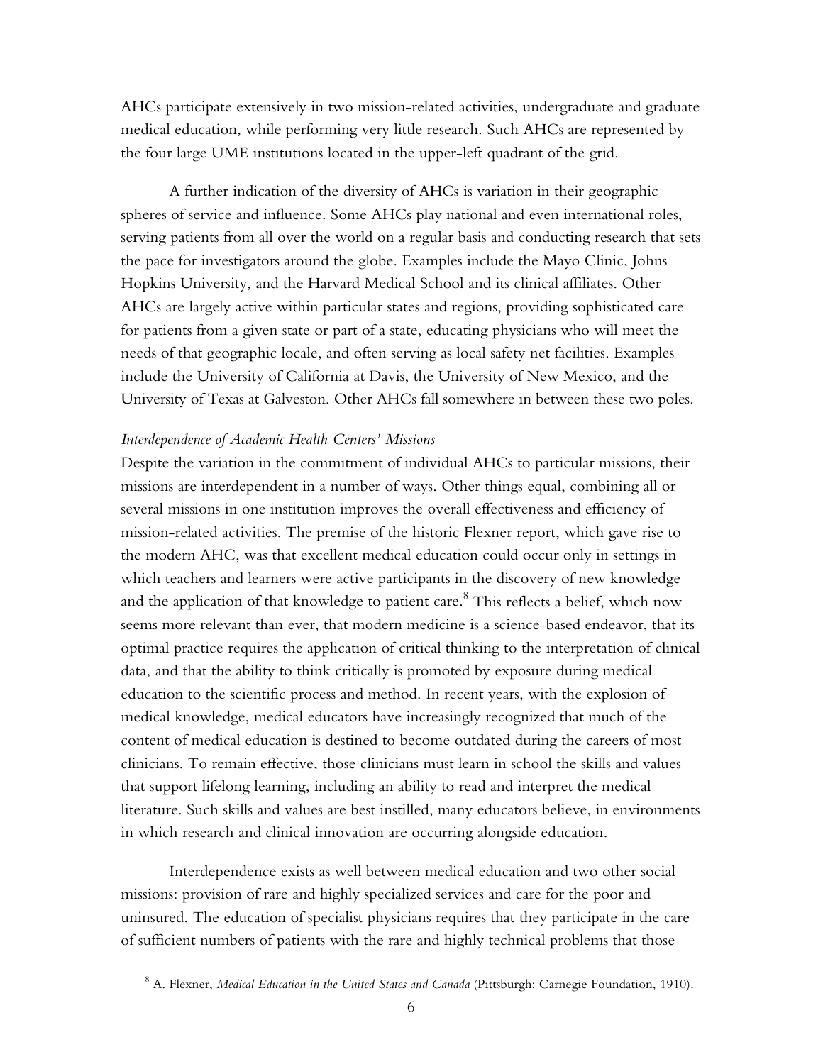AHCs participate extensively in two mission-related activities, undergraduate and graduate medical education, while performing very little research. Such AHCs are represented by the four large UME institutions located in the upper-left quadrant of the grid.

A further indication of the diversity of AHCs is variation in their geographic spheres of service and influence. Some AHCs play national and even international roles, serving patients from all over the world on a regular basis and conducting research that sets the pace for investigators around the globe. Examples include the Mayo Clinic, Johns Hopkins University, and the Harvard Medical School and its clinical affiliates. Other AHCs are largely active within particular states and regions, providing sophisticated care for patients from a given state or part of a state, educating physicians who will meet the needs of that geographic locale, and often serving as local safety net facilities. Examples include the University of California at Davis, the University of New Mexico, and the University of Texas at Galveston. Other AHCs fall somewhere in between these two poles.

*Interdependence of Academic Health Centers' Missions*

Despite the variation in the commitment of individual AHCs to particular missions, their missions are interdependent in a number of ways. Other things equal, combining all or several missions in one institution improves the overall effectiveness and efficiency of mission-related activities. The premise of the historic Flexner report, which gave rise to the modern AHC, was that excellent medical education could occur only in settings in which teachers and learners were active participants in the discovery of new knowledge and the application of that knowledge to patient care.[8] This reflects a belief, which now seems more relevant than ever, that modern medicine is a science-based endeavor, that its optimal practice requires the application of critical thinking to the interpretation of clinical data, and that the ability to think critically is promoted by exposure during medical education to the scientific process and method. In recent years, with the explosion of medical knowledge, medical educators have increasingly recognized that much of the content of medical education is destined to become outdated during the careers of most clinicians. To remain effective, those clinicians must learn in school the skills and values that support lifelong learning, including an ability to read and interpret the medical literature. Such skills and values are best instilled, many educators believe, in environments in which research and clinical innovation are occurring alongside education.

Interdependence exists as well between medical education and two other social missions: provision of rare and highly specialized services and care for the poor and uninsured. The education of specialist physicians requires that they participate in the care of sufficient numbers of patients with the rare and highly technical problems that those

[8] A. Flexner, *Medical Education in the United States and Canada* (Pittsburgh: Carnegie Foundation, 1910).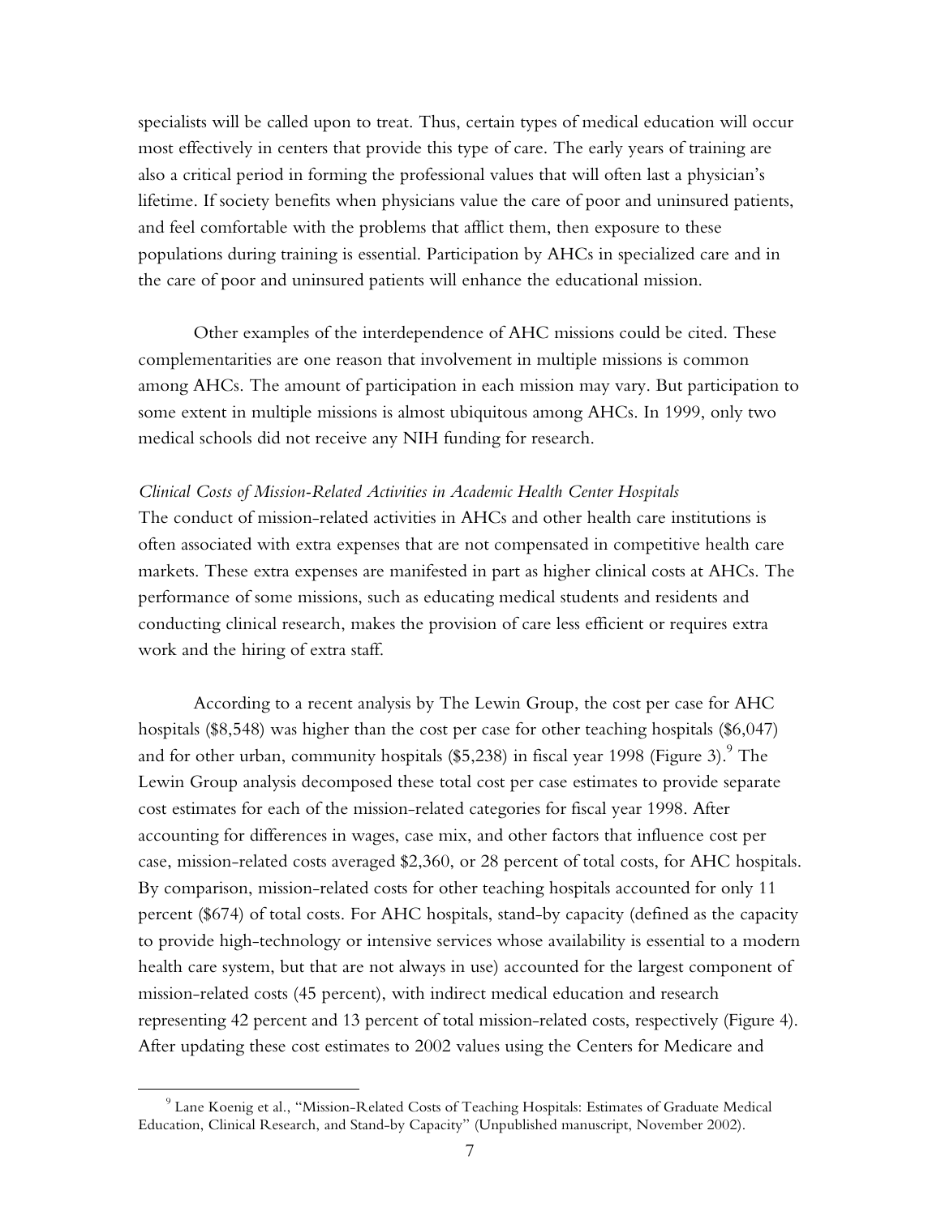specialists will be called upon to treat. Thus, certain types of medical education will occur most effectively in centers that provide this type of care. The early years of training are also a critical period in forming the professional values that will often last a physician's lifetime. If society benefits when physicians value the care of poor and uninsured patients, and feel comfortable with the problems that afflict them, then exposure to these populations during training is essential. Participation by AHCs in specialized care and in the care of poor and uninsured patients will enhance the educational mission.

Other examples of the interdependence of AHC missions could be cited. These complementarities are one reason that involvement in multiple missions is common among AHCs. The amount of participation in each mission may vary. But participation to some extent in multiple missions is almost ubiquitous among AHCs. In 1999, only two medical schools did not receive any NIH funding for research.

*Clinical Costs of Mission-Related Activities in Academic Health Center Hospitals*

The conduct of mission-related activities in AHCs and other health care institutions is often associated with extra expenses that are not compensated in competitive health care markets. These extra expenses are manifested in part as higher clinical costs at AHCs. The performance of some missions, such as educating medical students and residents and conducting clinical research, makes the provision of care less efficient or requires extra work and the hiring of extra staff.

According to a recent analysis by The Lewin Group, the cost per case for AHC hospitals ($8,548) was higher than the cost per case for other teaching hospitals ($6,047) and for other urban, community hospitals ($5,238) in fiscal year 1998 (Figure 3).[9] The Lewin Group analysis decomposed these total cost per case estimates to provide separate cost estimates for each of the mission-related categories for fiscal year 1998. After accounting for differences in wages, case mix, and other factors that influence cost per case, mission-related costs averaged $2,360, or 28 percent of total costs, for AHC hospitals. By comparison, mission-related costs for other teaching hospitals accounted for only 11 percent ($674) of total costs. For AHC hospitals, stand-by capacity (defined as the capacity to provide high-technology or intensive services whose availability is essential to a modern health care system, but that are not always in use) accounted for the largest component of mission-related costs (45 percent), with indirect medical education and research representing 42 percent and 13 percent of total mission-related costs, respectively (Figure 4). After updating these cost estimates to 2002 values using the Centers for Medicare and

[9] Lane Koenig et al., "Mission-Related Costs of Teaching Hospitals: Estimates of Graduate Medical Education, Clinical Research, and Stand-by Capacity" (Unpublished manuscript, November 2002).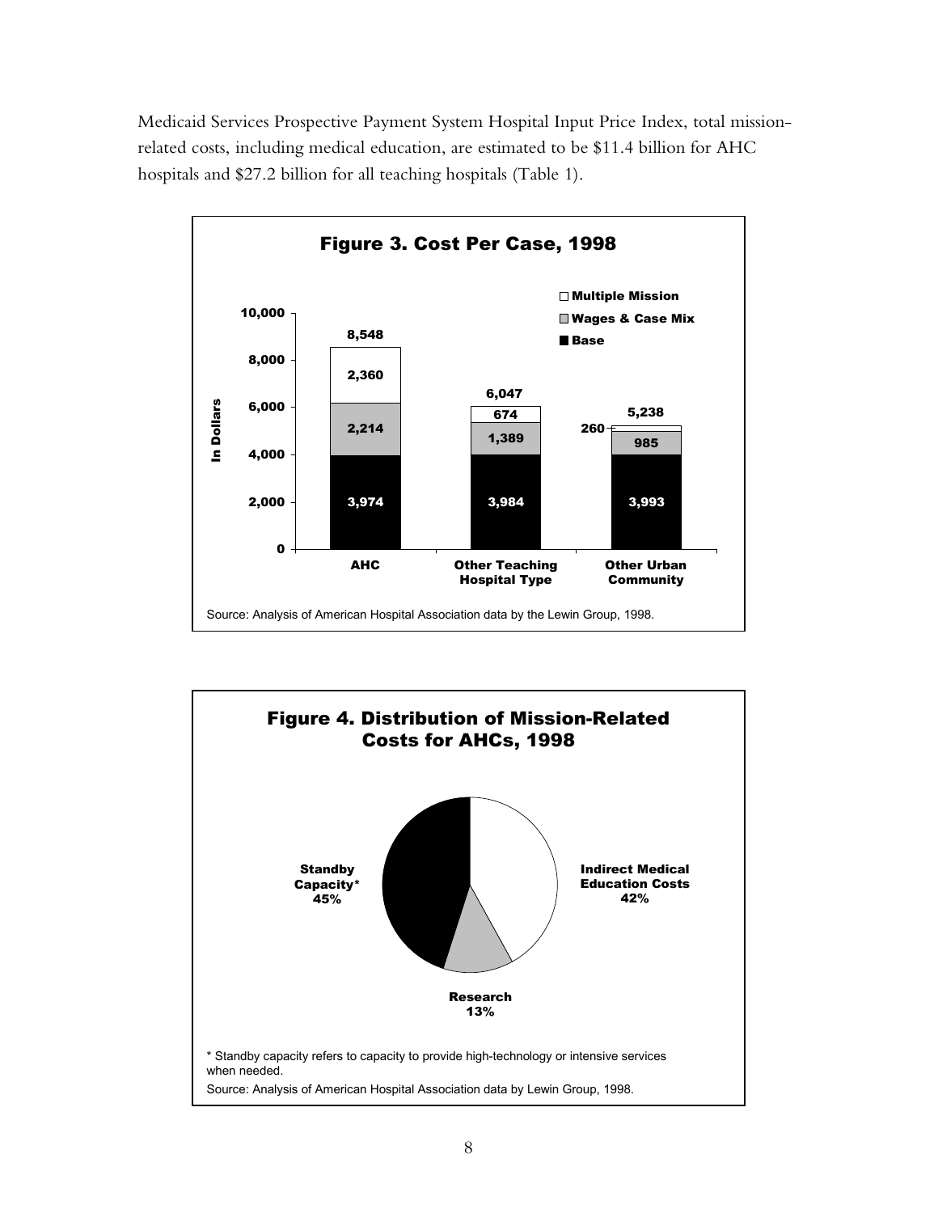Medicaid Services Prospective Payment System Hospital Input Price Index, total mission-related costs, including medical education, are estimated to be $11.4 billion for AHC hospitals and $27.2 billion for all teaching hospitals (Table 1).

**Figure 3. Cost Per Case, 1998**

| | AHC | Other Teaching Hospital Type | Other Urban Community |
|---|---|---|---|
| Base | 3,974 | 3,984 | 3,993 |
| Wages & Case Mix | 2,214 | 1,389 | 985 |
| Multiple Mission | 2,360 | 674 | 260 |
| Total | 8,548 | 6,047 | 5,238 |

Source: Analysis of American Hospital Association data by the Lewin Group, 1998.

**Figure 4. Distribution of Mission-Related Costs for AHCs, 1998**

| Category | Share |
|---|---|
| Standby Capacity* | 45% |
| Indirect Medical Education Costs | 42% |
| Research | 13% |

\* Standby capacity refers to capacity to provide high-technology or intensive services when needed.

Source: Analysis of American Hospital Association data by Lewin Group, 1998.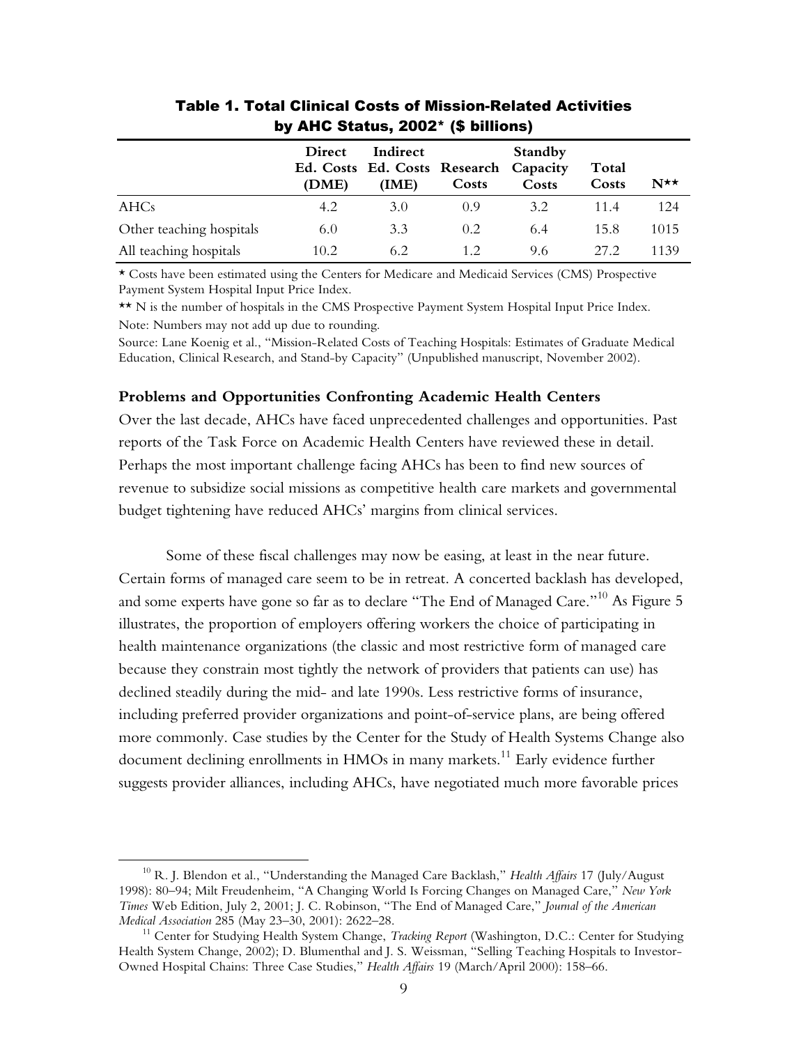**Table 1. Total Clinical Costs of Mission-Related Activities by AHC Status, 2002* ($ billions)**

| | Direct Ed. Costs (DME) | Indirect Ed. Costs (IME) | Research Costs | Standby Capacity Costs | Total Costs | N** |
|---|---|---|---|---|---|---|
| AHCs | 4.2 | 3.0 | 0.9 | 3.2 | 11.4 | 124 |
| Other teaching hospitals | 6.0 | 3.3 | 0.2 | 6.4 | 15.8 | 1015 |
| All teaching hospitals | 10.2 | 6.2 | 1.2 | 9.6 | 27.2 | 1139 |

* Costs have been estimated using the Centers for Medicare and Medicaid Services (CMS) Prospective Payment System Hospital Input Price Index.

** N is the number of hospitals in the CMS Prospective Payment System Hospital Input Price Index.

Note: Numbers may not add up due to rounding.

Source: Lane Koenig et al., "Mission-Related Costs of Teaching Hospitals: Estimates of Graduate Medical Education, Clinical Research, and Stand-by Capacity" (Unpublished manuscript, November 2002).

**Problems and Opportunities Confronting Academic Health Centers**

Over the last decade, AHCs have faced unprecedented challenges and opportunities. Past reports of the Task Force on Academic Health Centers have reviewed these in detail. Perhaps the most important challenge facing AHCs has been to find new sources of revenue to subsidize social missions as competitive health care markets and governmental budget tightening have reduced AHCs' margins from clinical services.

Some of these fiscal challenges may now be easing, at least in the near future. Certain forms of managed care seem to be in retreat. A concerted backlash has developed, and some experts have gone so far as to declare "The End of Managed Care."[10] As Figure 5 illustrates, the proportion of employers offering workers the choice of participating in health maintenance organizations (the classic and most restrictive form of managed care because they constrain most tightly the network of providers that patients can use) has declined steadily during the mid- and late 1990s. Less restrictive forms of insurance, including preferred provider organizations and point-of-service plans, are being offered more commonly. Case studies by the Center for the Study of Health Systems Change also document declining enrollments in HMOs in many markets.[11] Early evidence further suggests provider alliances, including AHCs, have negotiated much more favorable prices

[10] R. J. Blendon et al., "Understanding the Managed Care Backlash," *Health Affairs* 17 (July/August 1998): 80–94; Milt Freudenheim, "A Changing World Is Forcing Changes on Managed Care," *New York Times* Web Edition, July 2, 2001; J. C. Robinson, "The End of Managed Care," *Journal of the American Medical Association* 285 (May 23–30, 2001): 2622–28.

[11] Center for Studying Health System Change, *Tracking Report* (Washington, D.C.: Center for Studying Health System Change, 2002); D. Blumenthal and J. S. Weissman, "Selling Teaching Hospitals to Investor-Owned Hospital Chains: Three Case Studies," *Health Affairs* 19 (March/April 2000): 158–66.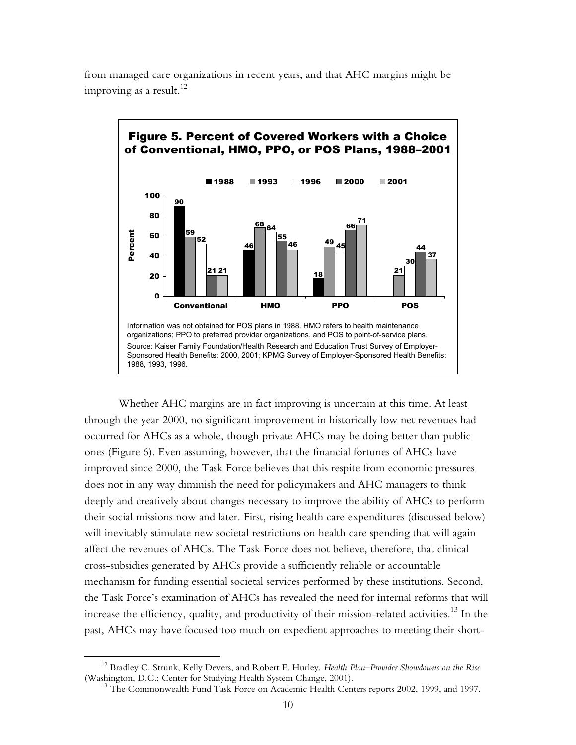from managed care organizations in recent years, and that AHC margins might be improving as a result.[12]

**Figure 5. Percent of Covered Workers with a Choice of Conventional, HMO, PPO, or POS Plans, 1988–2001**

| | 1988 | 1993 | 1996 | 2000 | 2001 |
|---|---|---|---|---|---|
| Conventional | 90 | 59 | 52 | 21 | 21 |
| HMO | 46 | 68 | 64 | 55 | 46 |
| PPO | 18 | 49 | 45 | 66 | 71 |
| POS | | 21 | 30 | 44 | 37 |

Information was not obtained for POS plans in 1988. HMO refers to health maintenance organizations; PPO to preferred provider organizations, and POS to point-of-service plans.

Source: Kaiser Family Foundation/Health Research and Education Trust Survey of Employer-Sponsored Health Benefits: 2000, 2001; KPMG Survey of Employer-Sponsored Health Benefits: 1988, 1993, 1996.

Whether AHC margins are in fact improving is uncertain at this time. At least through the year 2000, no significant improvement in historically low net revenues had occurred for AHCs as a whole, though private AHCs may be doing better than public ones (Figure 6). Even assuming, however, that the financial fortunes of AHCs have improved since 2000, the Task Force believes that this respite from economic pressures does not in any way diminish the need for policymakers and AHC managers to think deeply and creatively about changes necessary to improve the ability of AHCs to perform their social missions now and later. First, rising health care expenditures (discussed below) will inevitably stimulate new societal restrictions on health care spending that will again affect the revenues of AHCs. The Task Force does not believe, therefore, that clinical cross-subsidies generated by AHCs provide a sufficiently reliable or accountable mechanism for funding essential societal services performed by these institutions. Second, the Task Force's examination of AHCs has revealed the need for internal reforms that will increase the efficiency, quality, and productivity of their mission-related activities.[13] In the past, AHCs may have focused too much on expedient approaches to meeting their short-

[12] Bradley C. Strunk, Kelly Devers, and Robert E. Hurley, *Health Plan–Provider Showdowns on the Rise* (Washington, D.C.: Center for Studying Health System Change, 2001).

[13] The Commonwealth Fund Task Force on Academic Health Centers reports 2002, 1999, and 1997.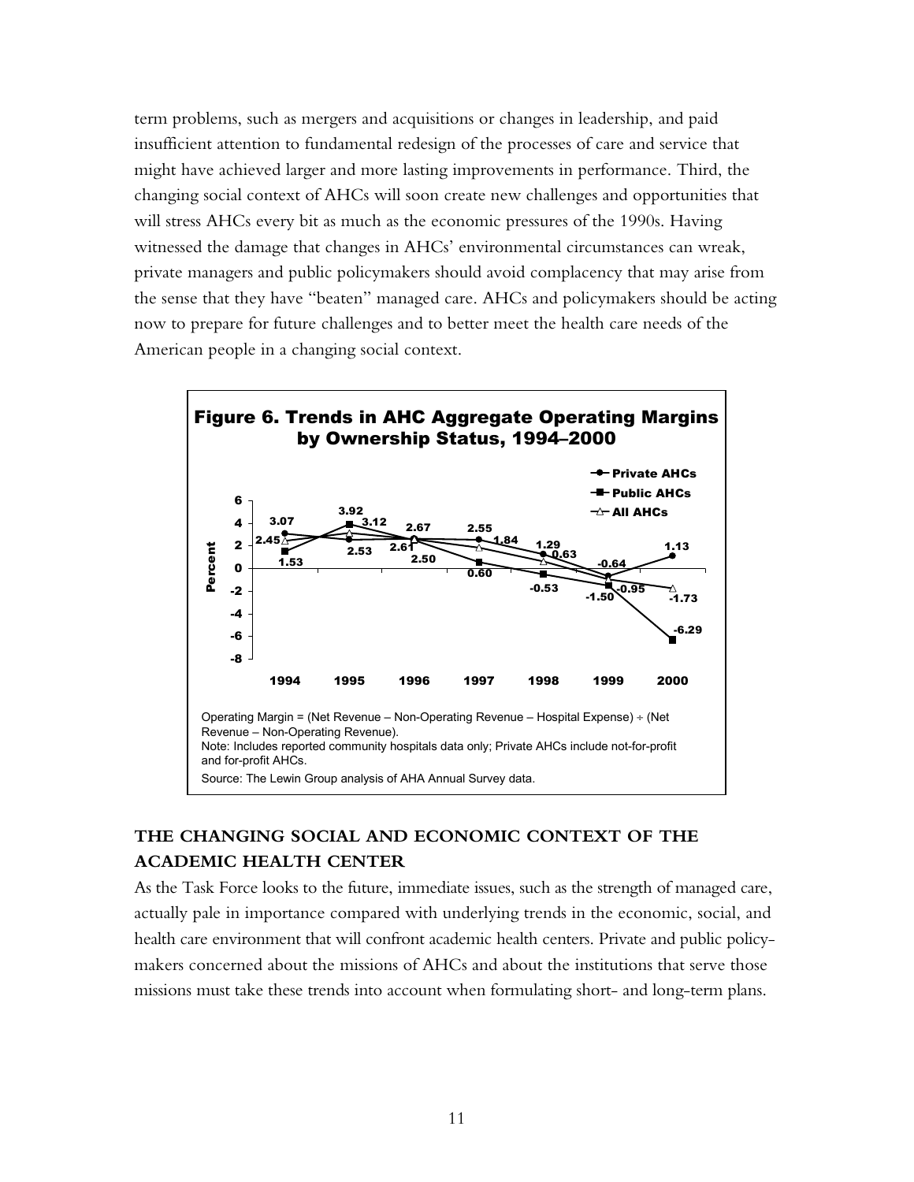term problems, such as mergers and acquisitions or changes in leadership, and paid insufficient attention to fundamental redesign of the processes of care and service that might have achieved larger and more lasting improvements in performance. Third, the changing social context of AHCs will soon create new challenges and opportunities that will stress AHCs every bit as much as the economic pressures of the 1990s. Having witnessed the damage that changes in AHCs' environmental circumstances can wreak, private managers and public policymakers should avoid complacency that may arise from the sense that they have "beaten" managed care. AHCs and policymakers should be acting now to prepare for future challenges and to better meet the health care needs of the American people in a changing social context.

**Figure 6. Trends in AHC Aggregate Operating Margins by Ownership Status, 1994–2000**

| Year | Private AHCs | Public AHCs | All AHCs |
|---|---|---|---|
| 1994 | 3.07 | 1.53 | 2.45 |
| 1995 | 2.53 | 3.92 | 3.12 |
| 1996 | 2.61 | 2.50 | 2.67 |
| 1997 | 2.55 | 0.60 | 1.84 |
| 1998 | 1.29 | -0.53 | 0.63 |
| 1999 | -0.64 | -1.50 | -0.95 |
| 2000 | 1.13 | -6.29 | -1.73 |

Operating Margin = (Net Revenue – Non-Operating Revenue – Hospital Expense) ÷ (Net Revenue – Non-Operating Revenue).
Note: Includes reported community hospitals data only; Private AHCs include not-for-profit and for-profit AHCs.
Source: The Lewin Group analysis of AHA Annual Survey data.

## THE CHANGING SOCIAL AND ECONOMIC CONTEXT OF THE ACADEMIC HEALTH CENTER

As the Task Force looks to the future, immediate issues, such as the strength of managed care, actually pale in importance compared with underlying trends in the economic, social, and health care environment that will confront academic health centers. Private and public policy-makers concerned about the missions of AHCs and about the institutions that serve those missions must take these trends into account when formulating short- and long-term plans.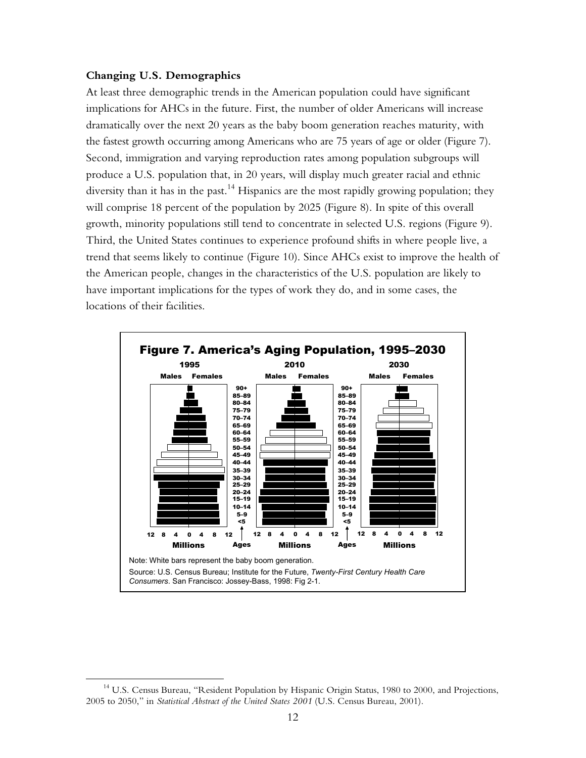**Changing U.S. Demographics**

At least three demographic trends in the American population could have significant implications for AHCs in the future. First, the number of older Americans will increase dramatically over the next 20 years as the baby boom generation reaches maturity, with the fastest growth occurring among Americans who are 75 years of age or older (Figure 7). Second, immigration and varying reproduction rates among population subgroups will produce a U.S. population that, in 20 years, will display much greater racial and ethnic diversity than it has in the past.[14] Hispanics are the most rapidly growing population; they will comprise 18 percent of the population by 2025 (Figure 8). In spite of this overall growth, minority populations still tend to concentrate in selected U.S. regions (Figure 9). Third, the United States continues to experience profound shifts in where people live, a trend that seems likely to continue (Figure 10). Since AHCs exist to improve the health of the American people, changes in the characteristics of the U.S. population are likely to have important implications for the types of work they do, and in some cases, the locations of their facilities.

**Figure 7. America's Aging Population, 1995–2030**

Note: White bars represent the baby boom generation.

Source: U.S. Census Bureau; Institute for the Future, *Twenty-First Century Health Care Consumers*. San Francisco: Jossey-Bass, 1998: Fig 2-1.

[14] U.S. Census Bureau, "Resident Population by Hispanic Origin Status, 1980 to 2000, and Projections, 2005 to 2050," in *Statistical Abstract of the United States 2001* (U.S. Census Bureau, 2001).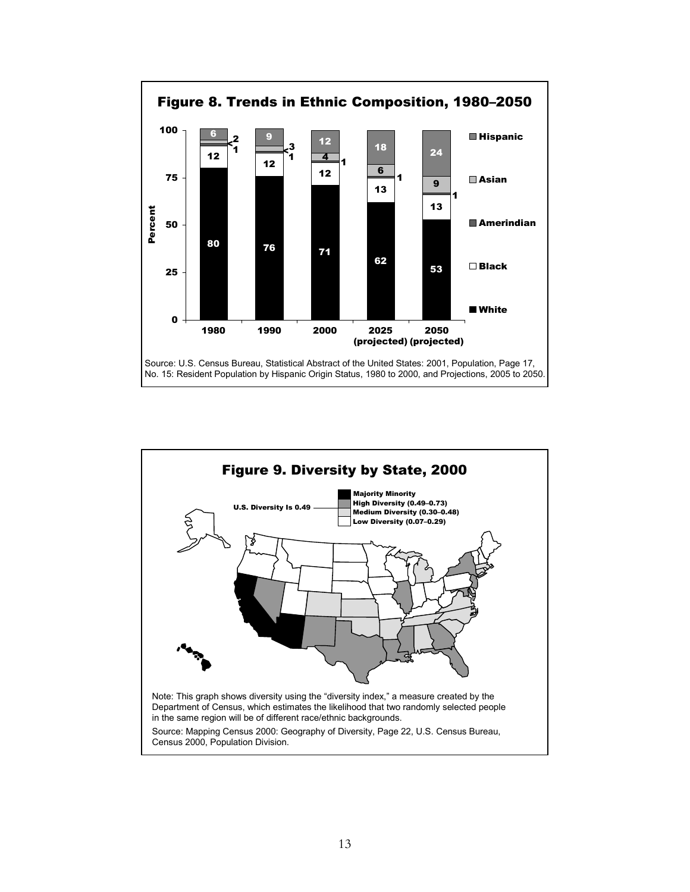## Figure 8. Trends in Ethnic Composition, 1980–2050

| Year | White | Black | Amerindian | Asian | Hispanic |
|---|---|---|---|---|---|
| 1980 | 80 | 12 | 1 | 2 | 6 |
| 1990 | 76 | 12 | 1 | 3 | 9 |
| 2000 | 71 | 12 | 1 | 4 | 12 |
| 2025 (projected) | 62 | 13 | 1 | 6 | 18 |
| 2050 (projected) | 53 | 13 | 1 | 9 | 24 |

Source: U.S. Census Bureau, Statistical Abstract of the United States: 2001, Population, Page 17, No. 15: Resident Population by Hispanic Origin Status, 1980 to 2000, and Projections, 2005 to 2050.

## Figure 9. Diversity by State, 2000

U.S. Diversity Is 0.49

- Majority Minority
- High Diversity (0.49–0.73)
- Medium Diversity (0.30–0.48)
- Low Diversity (0.07–0.29)

Note: This graph shows diversity using the "diversity index," a measure created by the Department of Census, which estimates the likelihood that two randomly selected people in the same region will be of different race/ethnic backgrounds.

Source: Mapping Census 2000: Geography of Diversity, Page 22, U.S. Census Bureau, Census 2000, Population Division.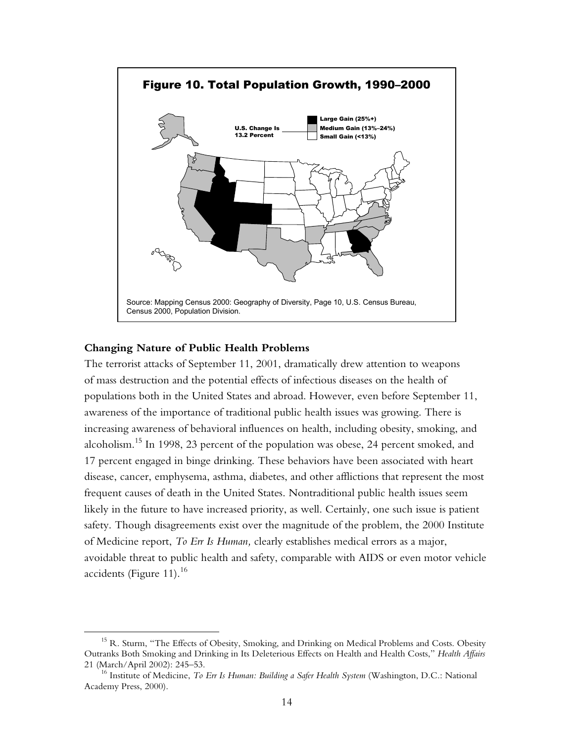**Figure 10. Total Population Growth, 1990–2000**

U.S. Change Is 13.2 Percent

Large Gain (25%+)
Medium Gain (13%–24%)
Small Gain (<13%)

Source: Mapping Census 2000: Geography of Diversity, Page 10, U.S. Census Bureau, Census 2000, Population Division.

### Changing Nature of Public Health Problems

The terrorist attacks of September 11, 2001, dramatically drew attention to weapons of mass destruction and the potential effects of infectious diseases on the health of populations both in the United States and abroad. However, even before September 11, awareness of the importance of traditional public health issues was growing. There is increasing awareness of behavioral influences on health, including obesity, smoking, and alcoholism.[15] In 1998, 23 percent of the population was obese, 24 percent smoked, and 17 percent engaged in binge drinking. These behaviors have been associated with heart disease, cancer, emphysema, asthma, diabetes, and other afflictions that represent the most frequent causes of death in the United States. Nontraditional public health issues seem likely in the future to have increased priority, as well. Certainly, one such issue is patient safety. Though disagreements exist over the magnitude of the problem, the 2000 Institute of Medicine report, *To Err Is Human,* clearly establishes medical errors as a major, avoidable threat to public health and safety, comparable with AIDS or even motor vehicle accidents (Figure 11).[16]

---

[15] R. Sturm, "The Effects of Obesity, Smoking, and Drinking on Medical Problems and Costs. Obesity Outranks Both Smoking and Drinking in Its Deleterious Effects on Health and Health Costs," *Health Affairs* 21 (March/April 2002): 245–53.

[16] Institute of Medicine, *To Err Is Human: Building a Safer Health System* (Washington, D.C.: National Academy Press, 2000).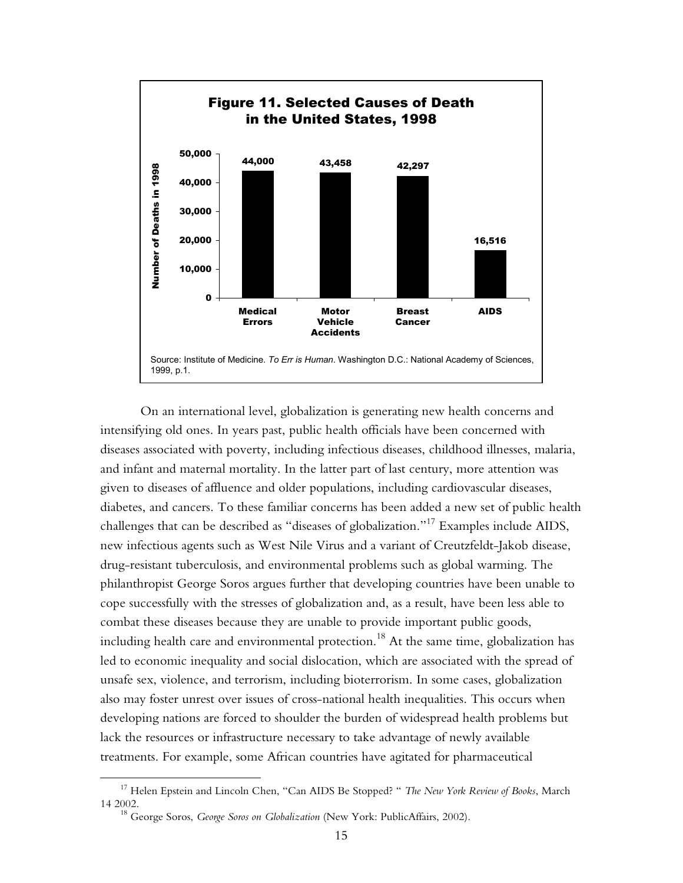**Figure 11. Selected Causes of Death in the United States, 1998**

| Cause | Number of Deaths in 1998 |
| --- | --- |
| Medical Errors | 44,000 |
| Motor Vehicle Accidents | 43,458 |
| Breast Cancer | 42,297 |
| AIDS | 16,516 |

Source: Institute of Medicine. *To Err is Human*. Washington D.C.: National Academy of Sciences, 1999, p.1.

On an international level, globalization is generating new health concerns and intensifying old ones. In years past, public health officials have been concerned with diseases associated with poverty, including infectious diseases, childhood illnesses, malaria, and infant and maternal mortality. In the latter part of last century, more attention was given to diseases of affluence and older populations, including cardiovascular diseases, diabetes, and cancers. To these familiar concerns has been added a new set of public health challenges that can be described as "diseases of globalization."[17] Examples include AIDS, new infectious agents such as West Nile Virus and a variant of Creutzfeldt-Jakob disease, drug-resistant tuberculosis, and environmental problems such as global warming. The philanthropist George Soros argues further that developing countries have been unable to cope successfully with the stresses of globalization and, as a result, have been less able to combat these diseases because they are unable to provide important public goods, including health care and environmental protection.[18] At the same time, globalization has led to economic inequality and social dislocation, which are associated with the spread of unsafe sex, violence, and terrorism, including bioterrorism. In some cases, globalization also may foster unrest over issues of cross-national health inequalities. This occurs when developing nations are forced to shoulder the burden of widespread health problems but lack the resources or infrastructure necessary to take advantage of newly available treatments. For example, some African countries have agitated for pharmaceutical

[17] Helen Epstein and Lincoln Chen, "Can AIDS Be Stopped? " *The New York Review of Books*, March 14 2002.

[18] George Soros, *George Soros on Globalization* (New York: PublicAffairs, 2002).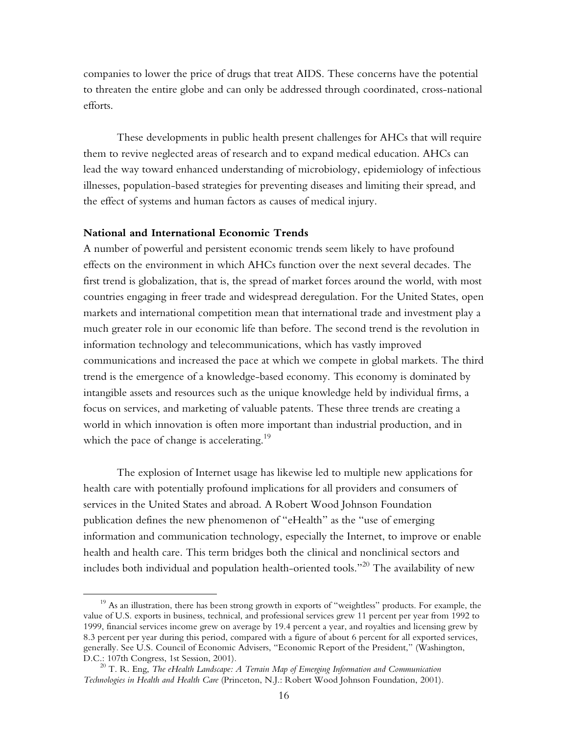companies to lower the price of drugs that treat AIDS. These concerns have the potential to threaten the entire globe and can only be addressed through coordinated, cross-national efforts.

These developments in public health present challenges for AHCs that will require them to revive neglected areas of research and to expand medical education. AHCs can lead the way toward enhanced understanding of microbiology, epidemiology of infectious illnesses, population-based strategies for preventing diseases and limiting their spread, and the effect of systems and human factors as causes of medical injury.

**National and International Economic Trends**

A number of powerful and persistent economic trends seem likely to have profound effects on the environment in which AHCs function over the next several decades. The first trend is globalization, that is, the spread of market forces around the world, with most countries engaging in freer trade and widespread deregulation. For the United States, open markets and international competition mean that international trade and investment play a much greater role in our economic life than before. The second trend is the revolution in information technology and telecommunications, which has vastly improved communications and increased the pace at which we compete in global markets. The third trend is the emergence of a knowledge-based economy. This economy is dominated by intangible assets and resources such as the unique knowledge held by individual firms, a focus on services, and marketing of valuable patents. These three trends are creating a world in which innovation is often more important than industrial production, and in which the pace of change is accelerating.[19]

The explosion of Internet usage has likewise led to multiple new applications for health care with potentially profound implications for all providers and consumers of services in the United States and abroad. A Robert Wood Johnson Foundation publication defines the new phenomenon of "eHealth" as the "use of emerging information and communication technology, especially the Internet, to improve or enable health and health care. This term bridges both the clinical and nonclinical sectors and includes both individual and population health-oriented tools."[20] The availability of new

---

[19] As an illustration, there has been strong growth in exports of "weightless" products. For example, the value of U.S. exports in business, technical, and professional services grew 11 percent per year from 1992 to 1999, financial services income grew on average by 19.4 percent a year, and royalties and licensing grew by 8.3 percent per year during this period, compared with a figure of about 6 percent for all exported services, generally. See U.S. Council of Economic Advisers, "Economic Report of the President," (Washington, D.C.: 107th Congress, 1st Session, 2001).

[20] T. R. Eng, *The eHealth Landscape: A Terrain Map of Emerging Information and Communication Technologies in Health and Health Care* (Princeton, N.J.: Robert Wood Johnson Foundation, 2001).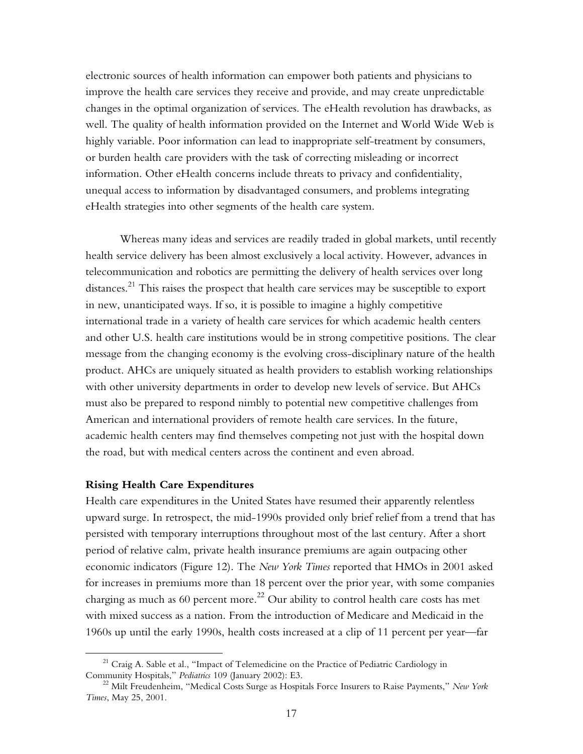electronic sources of health information can empower both patients and physicians to improve the health care services they receive and provide, and may create unpredictable changes in the optimal organization of services. The eHealth revolution has drawbacks, as well. The quality of health information provided on the Internet and World Wide Web is highly variable. Poor information can lead to inappropriate self-treatment by consumers, or burden health care providers with the task of correcting misleading or incorrect information. Other eHealth concerns include threats to privacy and confidentiality, unequal access to information by disadvantaged consumers, and problems integrating eHealth strategies into other segments of the health care system.

Whereas many ideas and services are readily traded in global markets, until recently health service delivery has been almost exclusively a local activity. However, advances in telecommunication and robotics are permitting the delivery of health services over long distances.[21] This raises the prospect that health care services may be susceptible to export in new, unanticipated ways. If so, it is possible to imagine a highly competitive international trade in a variety of health care services for which academic health centers and other U.S. health care institutions would be in strong competitive positions. The clear message from the changing economy is the evolving cross-disciplinary nature of the health product. AHCs are uniquely situated as health providers to establish working relationships with other university departments in order to develop new levels of service. But AHCs must also be prepared to respond nimbly to potential new competitive challenges from American and international providers of remote health care services. In the future, academic health centers may find themselves competing not just with the hospital down the road, but with medical centers across the continent and even abroad.

**Rising Health Care Expenditures**

Health care expenditures in the United States have resumed their apparently relentless upward surge. In retrospect, the mid-1990s provided only brief relief from a trend that has persisted with temporary interruptions throughout most of the last century. After a short period of relative calm, private health insurance premiums are again outpacing other economic indicators (Figure 12). The *New York Times* reported that HMOs in 2001 asked for increases in premiums more than 18 percent over the prior year, with some companies charging as much as 60 percent more.[22] Our ability to control health care costs has met with mixed success as a nation. From the introduction of Medicare and Medicaid in the 1960s up until the early 1990s, health costs increased at a clip of 11 percent per year—far

[21] Craig A. Sable et al., "Impact of Telemedicine on the Practice of Pediatric Cardiology in Community Hospitals," *Pediatrics* 109 (January 2002): E3.

[22] Milt Freudenheim, "Medical Costs Surge as Hospitals Force Insurers to Raise Payments," *New York Times*, May 25, 2001.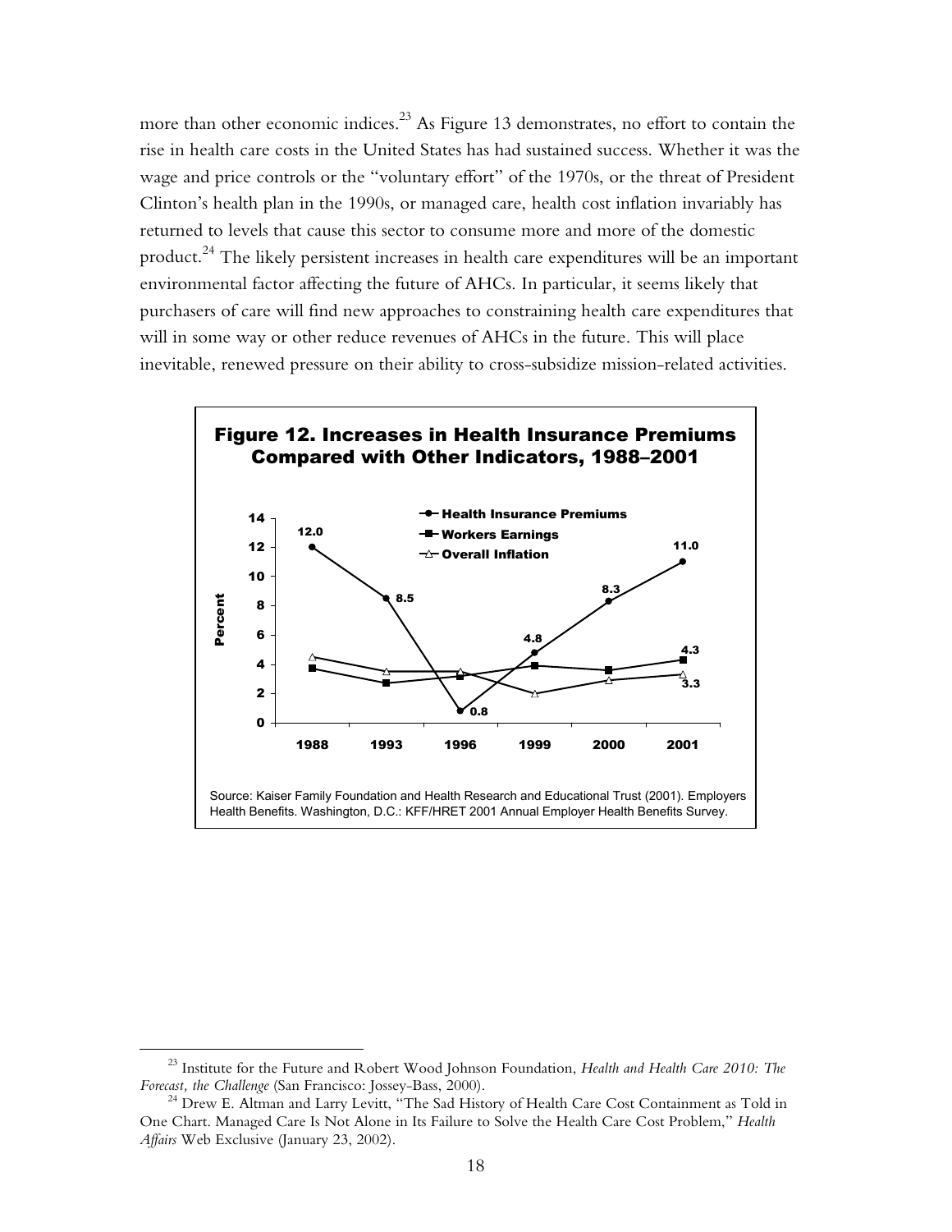more than other economic indices.[23] As Figure 13 demonstrates, no effort to contain the rise in health care costs in the United States has had sustained success. Whether it was the wage and price controls or the "voluntary effort" of the 1970s, or the threat of President Clinton's health plan in the 1990s, or managed care, health cost inflation invariably has returned to levels that cause this sector to consume more and more of the domestic product.[24] The likely persistent increases in health care expenditures will be an important environmental factor affecting the future of AHCs. In particular, it seems likely that purchasers of care will find new approaches to constraining health care expenditures that will in some way or other reduce revenues of AHCs in the future. This will place inevitable, renewed pressure on their ability to cross-subsidize mission-related activities.

**Figure 12. Increases in Health Insurance Premiums Compared with Other Indicators, 1988–2001**

| Year | Health Insurance Premiums | Workers Earnings | Overall Inflation |
|---|---|---|---|
| 1988 | 12.0 | | |
| 1993 | 8.5 | | |
| 1996 | 0.8 | | |
| 1999 | 4.8 | | |
| 2000 | 8.3 | | |
| 2001 | 11.0 | 4.3 | 3.3 |

Source: Kaiser Family Foundation and Health Research and Educational Trust (2001). Employers Health Benefits. Washington, D.C.: KFF/HRET 2001 Annual Employer Health Benefits Survey.

---

[23] Institute for the Future and Robert Wood Johnson Foundation, *Health and Health Care 2010: The Forecast, the Challenge* (San Francisco: Jossey-Bass, 2000).

[24] Drew E. Altman and Larry Levitt, "The Sad History of Health Care Cost Containment as Told in One Chart. Managed Care Is Not Alone in Its Failure to Solve the Health Care Cost Problem," *Health Affairs* Web Exclusive (January 23, 2002).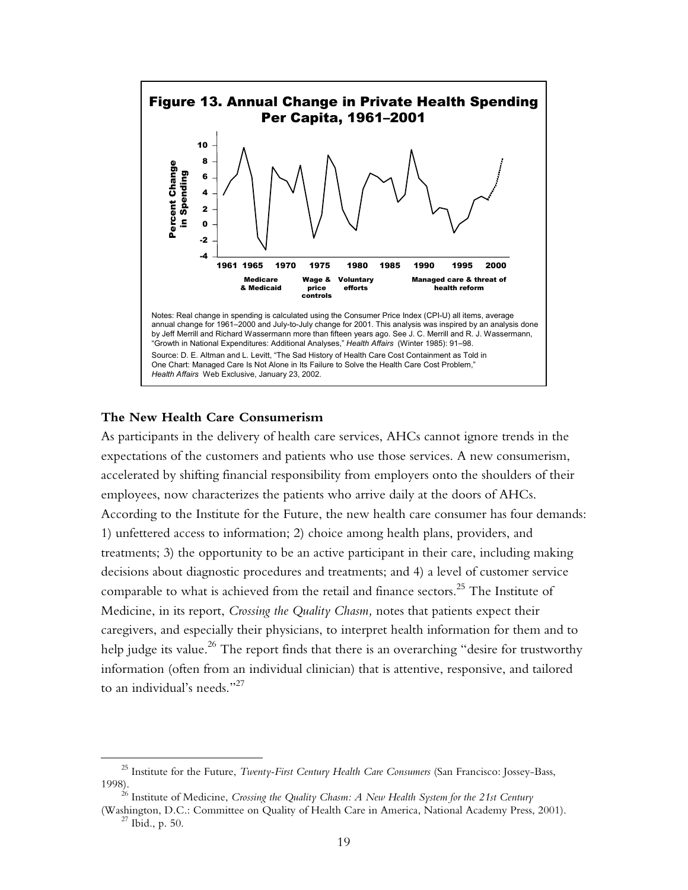**Figure 13. Annual Change in Private Health Spending Per Capita, 1961–2001**

Notes: Real change in spending is calculated using the Consumer Price Index (CPI-U) all items, average annual change for 1961–2000 and July-to-July change for 2001. This analysis was inspired by an analysis done by Jeff Merrill and Richard Wassermann more than fifteen years ago. See J. C. Merrill and R. J. Wassermann, "Growth in National Expenditures: Additional Analyses," *Health Affairs* (Winter 1985): 91–98.

Source: D. E. Altman and L. Levitt, "The Sad History of Health Care Cost Containment as Told in One Chart: Managed Care Is Not Alone in Its Failure to Solve the Health Care Cost Problem," *Health Affairs* Web Exclusive, January 23, 2002.

### The New Health Care Consumerism

As participants in the delivery of health care services, AHCs cannot ignore trends in the expectations of the customers and patients who use those services. A new consumerism, accelerated by shifting financial responsibility from employers onto the shoulders of their employees, now characterizes the patients who arrive daily at the doors of AHCs. According to the Institute for the Future, the new health care consumer has four demands: 1) unfettered access to information; 2) choice among health plans, providers, and treatments; 3) the opportunity to be an active participant in their care, including making decisions about diagnostic procedures and treatments; and 4) a level of customer service comparable to what is achieved from the retail and finance sectors.[25] The Institute of Medicine, in its report, *Crossing the Quality Chasm,* notes that patients expect their caregivers, and especially their physicians, to interpret health information for them and to help judge its value.[26] The report finds that there is an overarching "desire for trustworthy information (often from an individual clinician) that is attentive, responsive, and tailored to an individual's needs."[27]

[25] Institute for the Future, *Twenty-First Century Health Care Consumers* (San Francisco: Jossey-Bass, 1998).

[26] Institute of Medicine, *Crossing the Quality Chasm: A New Health System for the 21st Century* (Washington, D.C.: Committee on Quality of Health Care in America, National Academy Press, 2001).

[27] Ibid., p. 50.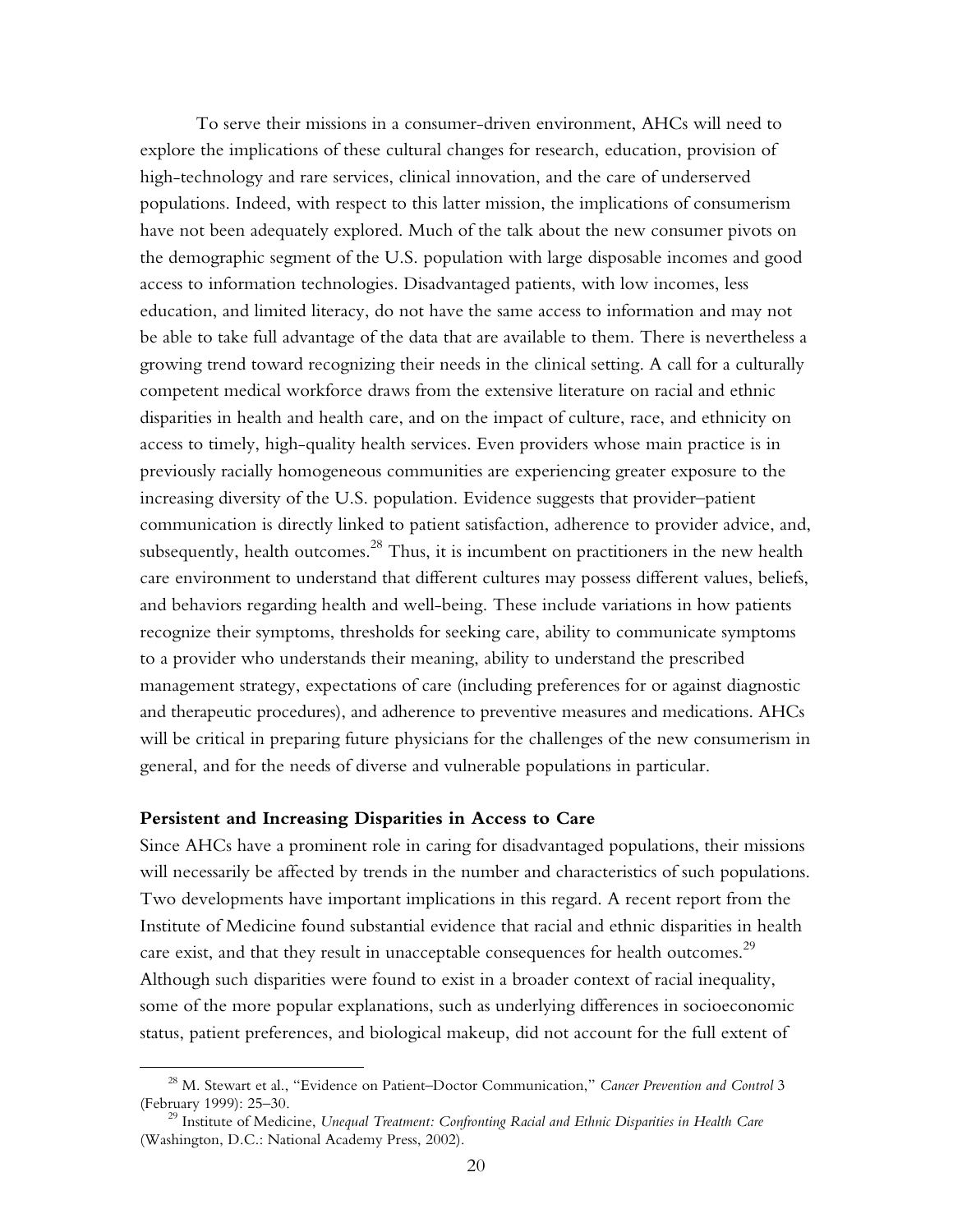To serve their missions in a consumer-driven environment, AHCs will need to explore the implications of these cultural changes for research, education, provision of high-technology and rare services, clinical innovation, and the care of underserved populations. Indeed, with respect to this latter mission, the implications of consumerism have not been adequately explored. Much of the talk about the new consumer pivots on the demographic segment of the U.S. population with large disposable incomes and good access to information technologies. Disadvantaged patients, with low incomes, less education, and limited literacy, do not have the same access to information and may not be able to take full advantage of the data that are available to them. There is nevertheless a growing trend toward recognizing their needs in the clinical setting. A call for a culturally competent medical workforce draws from the extensive literature on racial and ethnic disparities in health and health care, and on the impact of culture, race, and ethnicity on access to timely, high-quality health services. Even providers whose main practice is in previously racially homogeneous communities are experiencing greater exposure to the increasing diversity of the U.S. population. Evidence suggests that provider–patient communication is directly linked to patient satisfaction, adherence to provider advice, and, subsequently, health outcomes.[28] Thus, it is incumbent on practitioners in the new health care environment to understand that different cultures may possess different values, beliefs, and behaviors regarding health and well-being. These include variations in how patients recognize their symptoms, thresholds for seeking care, ability to communicate symptoms to a provider who understands their meaning, ability to understand the prescribed management strategy, expectations of care (including preferences for or against diagnostic and therapeutic procedures), and adherence to preventive measures and medications. AHCs will be critical in preparing future physicians for the challenges of the new consumerism in general, and for the needs of diverse and vulnerable populations in particular.

**Persistent and Increasing Disparities in Access to Care**

Since AHCs have a prominent role in caring for disadvantaged populations, their missions will necessarily be affected by trends in the number and characteristics of such populations. Two developments have important implications in this regard. A recent report from the Institute of Medicine found substantial evidence that racial and ethnic disparities in health care exist, and that they result in unacceptable consequences for health outcomes.[29] Although such disparities were found to exist in a broader context of racial inequality, some of the more popular explanations, such as underlying differences in socioeconomic status, patient preferences, and biological makeup, did not account for the full extent of

---

[28] M. Stewart et al., "Evidence on Patient–Doctor Communication," *Cancer Prevention and Control* 3 (February 1999): 25–30.

[29] Institute of Medicine, *Unequal Treatment: Confronting Racial and Ethnic Disparities in Health Care* (Washington, D.C.: National Academy Press, 2002).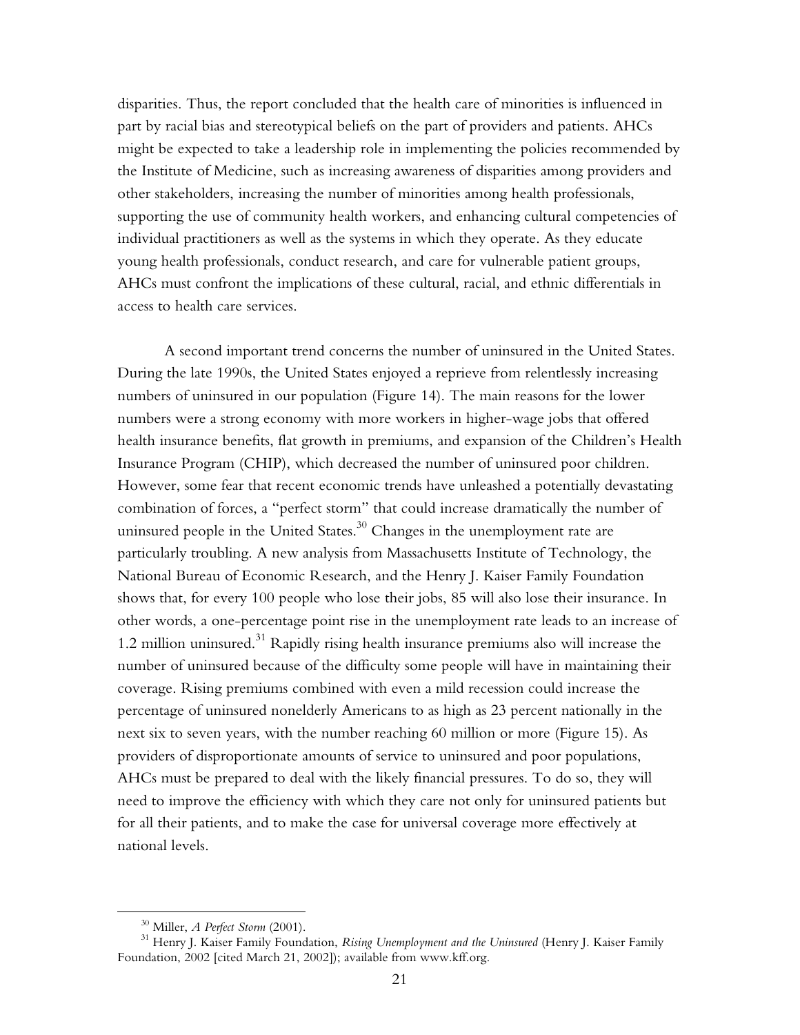disparities. Thus, the report concluded that the health care of minorities is influenced in part by racial bias and stereotypical beliefs on the part of providers and patients. AHCs might be expected to take a leadership role in implementing the policies recommended by the Institute of Medicine, such as increasing awareness of disparities among providers and other stakeholders, increasing the number of minorities among health professionals, supporting the use of community health workers, and enhancing cultural competencies of individual practitioners as well as the systems in which they operate. As they educate young health professionals, conduct research, and care for vulnerable patient groups, AHCs must confront the implications of these cultural, racial, and ethnic differentials in access to health care services.

A second important trend concerns the number of uninsured in the United States. During the late 1990s, the United States enjoyed a reprieve from relentlessly increasing numbers of uninsured in our population (Figure 14). The main reasons for the lower numbers were a strong economy with more workers in higher-wage jobs that offered health insurance benefits, flat growth in premiums, and expansion of the Children's Health Insurance Program (CHIP), which decreased the number of uninsured poor children. However, some fear that recent economic trends have unleashed a potentially devastating combination of forces, a "perfect storm" that could increase dramatically the number of uninsured people in the United States.[30] Changes in the unemployment rate are particularly troubling. A new analysis from Massachusetts Institute of Technology, the National Bureau of Economic Research, and the Henry J. Kaiser Family Foundation shows that, for every 100 people who lose their jobs, 85 will also lose their insurance. In other words, a one-percentage point rise in the unemployment rate leads to an increase of 1.2 million uninsured.[31] Rapidly rising health insurance premiums also will increase the number of uninsured because of the difficulty some people will have in maintaining their coverage. Rising premiums combined with even a mild recession could increase the percentage of uninsured nonelderly Americans to as high as 23 percent nationally in the next six to seven years, with the number reaching 60 million or more (Figure 15). As providers of disproportionate amounts of service to uninsured and poor populations, AHCs must be prepared to deal with the likely financial pressures. To do so, they will need to improve the efficiency with which they care not only for uninsured patients but for all their patients, and to make the case for universal coverage more effectively at national levels.

[30] Miller, *A Perfect Storm* (2001).

[31] Henry J. Kaiser Family Foundation, *Rising Unemployment and the Uninsured* (Henry J. Kaiser Family Foundation, 2002 [cited March 21, 2002]); available from www.kff.org.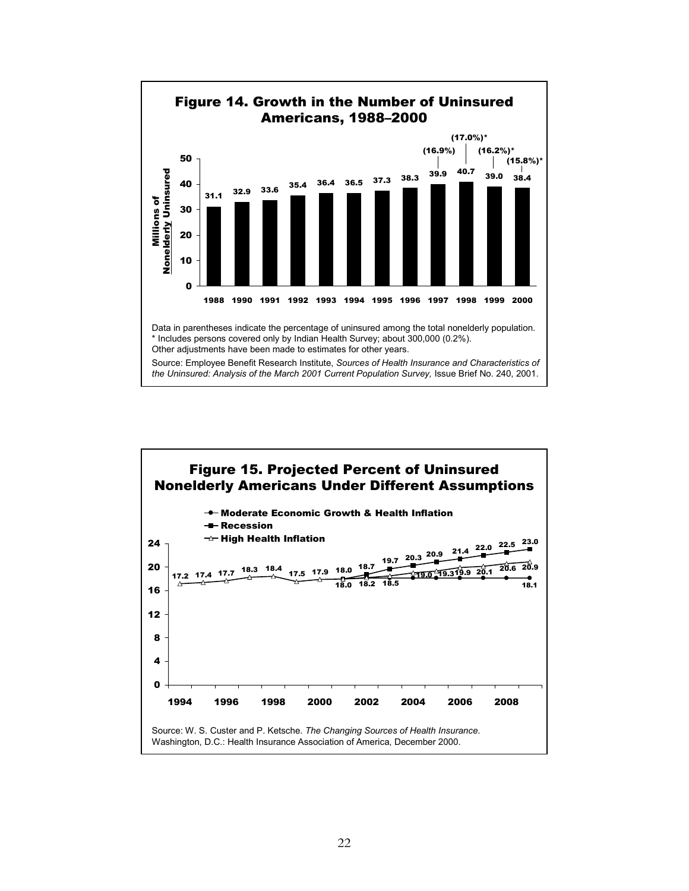## Figure 14. Growth in the Number of Uninsured Americans, 1988–2000

| Year | Millions of Nonelderly Uninsured | Percent |
|---|---|---|
| 1988 | 31.1 | |
| 1990 | 32.9 | |
| 1991 | 33.6 | |
| 1992 | 35.4 | |
| 1993 | 36.4 | |
| 1994 | 36.5 | |
| 1995 | 37.3 | |
| 1996 | 38.3 | |
| 1997 | 39.9 | (16.9%) |
| 1998 | 40.7 | (17.0%)* |
| 1999 | 39.0 | (16.2%)* |
| 2000 | 38.4 | (15.8%)* |

Data in parentheses indicate the percentage of uninsured among the total nonelderly population.
* Includes persons covered only by Indian Health Survey; about 300,000 (0.2%).
Other adjustments have been made to estimates for other years.

Source: Employee Benefit Research Institute, *Sources of Health Insurance and Characteristics of the Uninsured: Analysis of the March 2001 Current Population Survey,* Issue Brief No. 240, 2001.

## Figure 15. Projected Percent of Uninsured Nonelderly Americans Under Different Assumptions

Legend: Moderate Economic Growth & Health Inflation; Recession; High Health Inflation

Historical values (1994–2001): 17.2, 17.4, 17.7, 18.3, 18.4, 17.5, 17.9, 18.0

Recession: 18.7, 19.7, 20.3, 20.9, 21.4, 22.0, 22.5, 23.0

High Health Inflation: 19.0, 19.3, 19.9, 20.1, 20.6, 20.9

Moderate Economic Growth & Health Inflation: 18.0, 18.2, 18.5, 18.1

Source: W. S. Custer and P. Ketsche. *The Changing Sources of Health Insurance*. Washington, D.C.: Health Insurance Association of America, December 2000.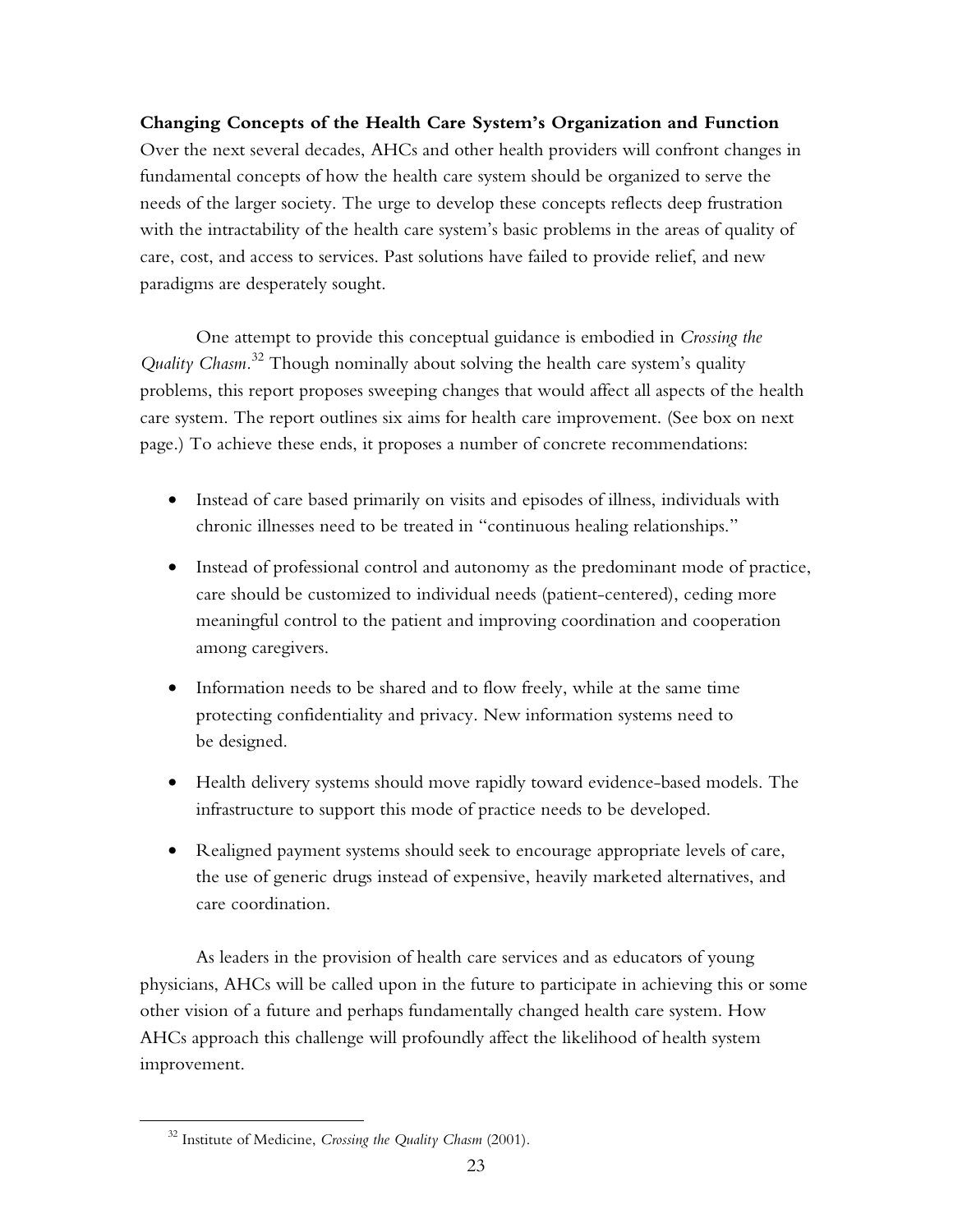**Changing Concepts of the Health Care System's Organization and Function**

Over the next several decades, AHCs and other health providers will confront changes in fundamental concepts of how the health care system should be organized to serve the needs of the larger society. The urge to develop these concepts reflects deep frustration with the intractability of the health care system's basic problems in the areas of quality of care, cost, and access to services. Past solutions have failed to provide relief, and new paradigms are desperately sought.

One attempt to provide this conceptual guidance is embodied in *Crossing the Quality Chasm*.[32] Though nominally about solving the health care system's quality problems, this report proposes sweeping changes that would affect all aspects of the health care system. The report outlines six aims for health care improvement. (See box on next page.) To achieve these ends, it proposes a number of concrete recommendations:

- Instead of care based primarily on visits and episodes of illness, individuals with chronic illnesses need to be treated in "continuous healing relationships."
- Instead of professional control and autonomy as the predominant mode of practice, care should be customized to individual needs (patient-centered), ceding more meaningful control to the patient and improving coordination and cooperation among caregivers.
- Information needs to be shared and to flow freely, while at the same time protecting confidentiality and privacy. New information systems need to be designed.
- Health delivery systems should move rapidly toward evidence-based models. The infrastructure to support this mode of practice needs to be developed.
- Realigned payment systems should seek to encourage appropriate levels of care, the use of generic drugs instead of expensive, heavily marketed alternatives, and care coordination.

As leaders in the provision of health care services and as educators of young physicians, AHCs will be called upon in the future to participate in achieving this or some other vision of a future and perhaps fundamentally changed health care system. How AHCs approach this challenge will profoundly affect the likelihood of health system improvement.

[32] Institute of Medicine, *Crossing the Quality Chasm* (2001).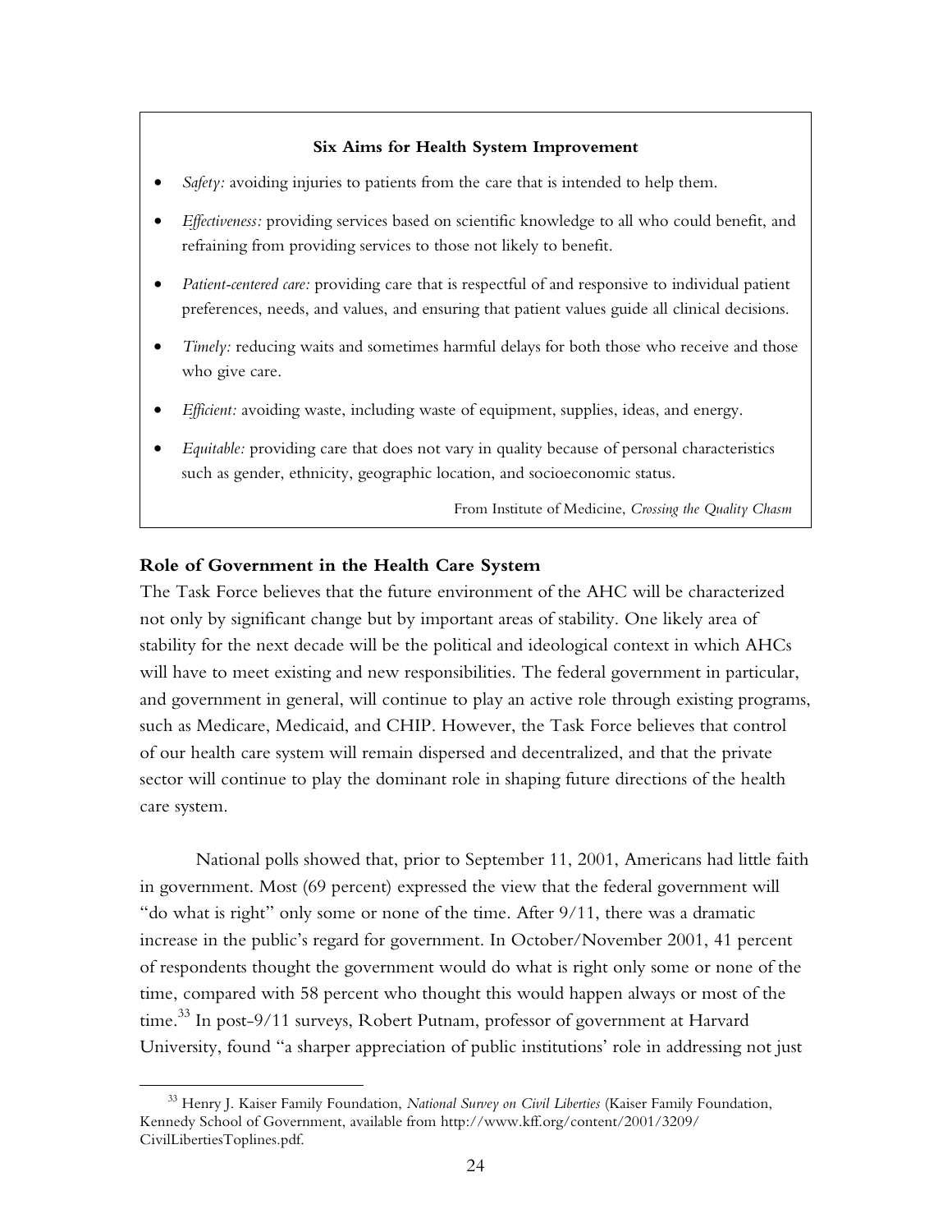**Six Aims for Health System Improvement**

- *Safety:* avoiding injuries to patients from the care that is intended to help them.
- *Effectiveness:* providing services based on scientific knowledge to all who could benefit, and refraining from providing services to those not likely to benefit.
- *Patient-centered care:* providing care that is respectful of and responsive to individual patient preferences, needs, and values, and ensuring that patient values guide all clinical decisions.
- *Timely:* reducing waits and sometimes harmful delays for both those who receive and those who give care.
- *Efficient:* avoiding waste, including waste of equipment, supplies, ideas, and energy.
- *Equitable:* providing care that does not vary in quality because of personal characteristics such as gender, ethnicity, geographic location, and socioeconomic status.

From Institute of Medicine, *Crossing the Quality Chasm*

### Role of Government in the Health Care System

The Task Force believes that the future environment of the AHC will be characterized not only by significant change but by important areas of stability. One likely area of stability for the next decade will be the political and ideological context in which AHCs will have to meet existing and new responsibilities. The federal government in particular, and government in general, will continue to play an active role through existing programs, such as Medicare, Medicaid, and CHIP. However, the Task Force believes that control of our health care system will remain dispersed and decentralized, and that the private sector will continue to play the dominant role in shaping future directions of the health care system.

National polls showed that, prior to September 11, 2001, Americans had little faith in government. Most (69 percent) expressed the view that the federal government will "do what is right" only some or none of the time. After 9/11, there was a dramatic increase in the public's regard for government. In October/November 2001, 41 percent of respondents thought the government would do what is right only some or none of the time, compared with 58 percent who thought this would happen always or most of the time.[33] In post-9/11 surveys, Robert Putnam, professor of government at Harvard University, found "a sharper appreciation of public institutions' role in addressing not just

[33] Henry J. Kaiser Family Foundation, *National Survey on Civil Liberties* (Kaiser Family Foundation, Kennedy School of Government, available from http://www.kff.org/content/2001/3209/CivilLibertiesToplines.pdf.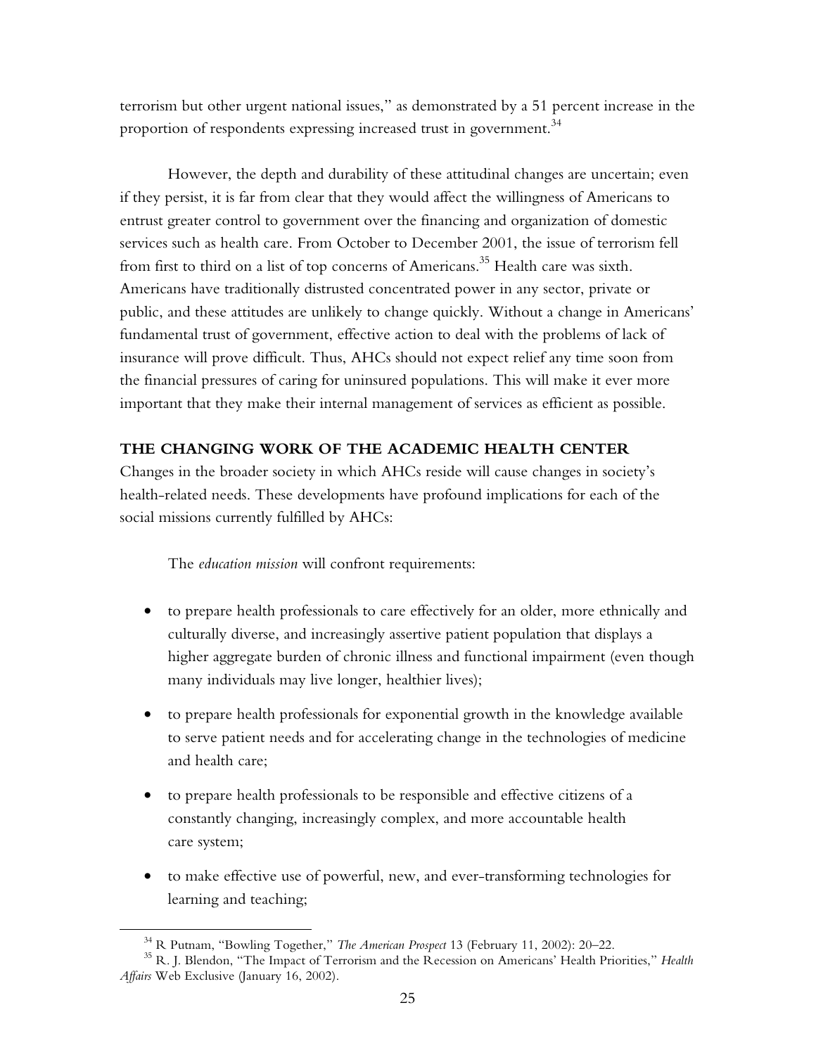terrorism but other urgent national issues," as demonstrated by a 51 percent increase in the proportion of respondents expressing increased trust in government.[34]

However, the depth and durability of these attitudinal changes are uncertain; even if they persist, it is far from clear that they would affect the willingness of Americans to entrust greater control to government over the financing and organization of domestic services such as health care. From October to December 2001, the issue of terrorism fell from first to third on a list of top concerns of Americans.[35] Health care was sixth. Americans have traditionally distrusted concentrated power in any sector, private or public, and these attitudes are unlikely to change quickly. Without a change in Americans' fundamental trust of government, effective action to deal with the problems of lack of insurance will prove difficult. Thus, AHCs should not expect relief any time soon from the financial pressures of caring for uninsured populations. This will make it ever more important that they make their internal management of services as efficient as possible.

## THE CHANGING WORK OF THE ACADEMIC HEALTH CENTER

Changes in the broader society in which AHCs reside will cause changes in society's health-related needs. These developments have profound implications for each of the social missions currently fulfilled by AHCs:

The *education mission* will confront requirements:

- to prepare health professionals to care effectively for an older, more ethnically and culturally diverse, and increasingly assertive patient population that displays a higher aggregate burden of chronic illness and functional impairment (even though many individuals may live longer, healthier lives);
- to prepare health professionals for exponential growth in the knowledge available to serve patient needs and for accelerating change in the technologies of medicine and health care;
- to prepare health professionals to be responsible and effective citizens of a constantly changing, increasingly complex, and more accountable health care system;
- to make effective use of powerful, new, and ever-transforming technologies for learning and teaching;

[34] R Putnam, "Bowling Together," *The American Prospect* 13 (February 11, 2002): 20–22.

[35] R. J. Blendon, "The Impact of Terrorism and the Recession on Americans' Health Priorities," *Health Affairs* Web Exclusive (January 16, 2002).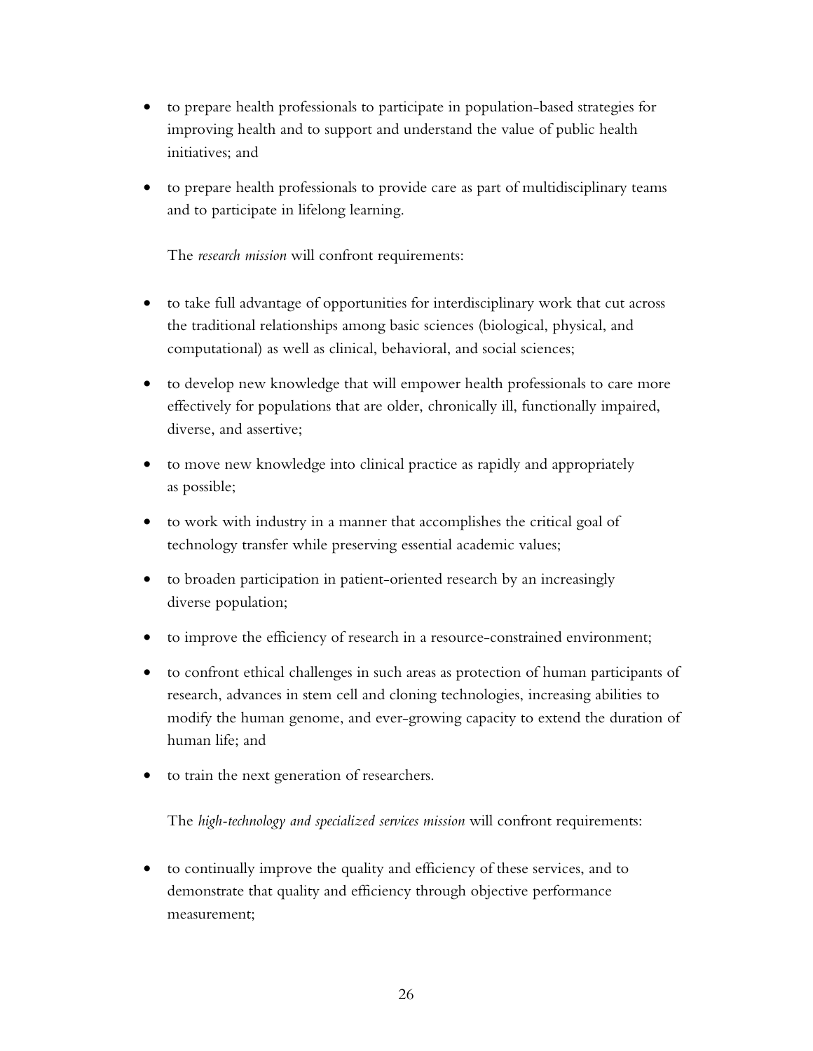- to prepare health professionals to participate in population-based strategies for improving health and to support and understand the value of public health initiatives; and
- to prepare health professionals to provide care as part of multidisciplinary teams and to participate in lifelong learning.

The *research mission* will confront requirements:

- to take full advantage of opportunities for interdisciplinary work that cut across the traditional relationships among basic sciences (biological, physical, and computational) as well as clinical, behavioral, and social sciences;
- to develop new knowledge that will empower health professionals to care more effectively for populations that are older, chronically ill, functionally impaired, diverse, and assertive;
- to move new knowledge into clinical practice as rapidly and appropriately as possible;
- to work with industry in a manner that accomplishes the critical goal of technology transfer while preserving essential academic values;
- to broaden participation in patient-oriented research by an increasingly diverse population;
- to improve the efficiency of research in a resource-constrained environment;
- to confront ethical challenges in such areas as protection of human participants of research, advances in stem cell and cloning technologies, increasing abilities to modify the human genome, and ever-growing capacity to extend the duration of human life; and
- to train the next generation of researchers.

The *high-technology and specialized services mission* will confront requirements:

- to continually improve the quality and efficiency of these services, and to demonstrate that quality and efficiency through objective performance measurement;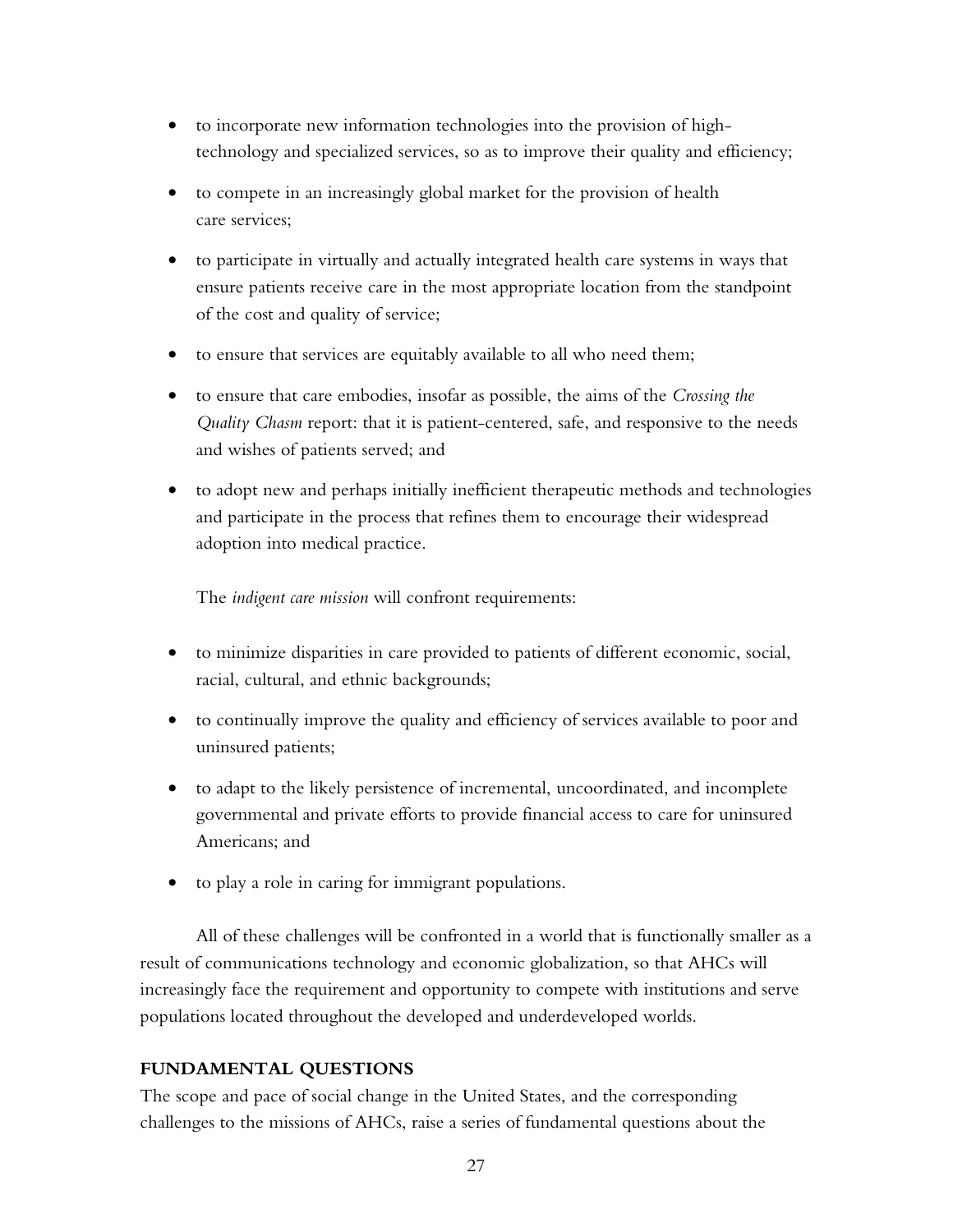- to incorporate new information technologies into the provision of high-technology and specialized services, so as to improve their quality and efficiency;
- to compete in an increasingly global market for the provision of health care services;
- to participate in virtually and actually integrated health care systems in ways that ensure patients receive care in the most appropriate location from the standpoint of the cost and quality of service;
- to ensure that services are equitably available to all who need them;
- to ensure that care embodies, insofar as possible, the aims of the *Crossing the Quality Chasm* report: that it is patient-centered, safe, and responsive to the needs and wishes of patients served; and
- to adopt new and perhaps initially inefficient therapeutic methods and technologies and participate in the process that refines them to encourage their widespread adoption into medical practice.

The *indigent care mission* will confront requirements:

- to minimize disparities in care provided to patients of different economic, social, racial, cultural, and ethnic backgrounds;
- to continually improve the quality and efficiency of services available to poor and uninsured patients;
- to adapt to the likely persistence of incremental, uncoordinated, and incomplete governmental and private efforts to provide financial access to care for uninsured Americans; and
- to play a role in caring for immigrant populations.

All of these challenges will be confronted in a world that is functionally smaller as a result of communications technology and economic globalization, so that AHCs will increasingly face the requirement and opportunity to compete with institutions and serve populations located throughout the developed and underdeveloped worlds.

## FUNDAMENTAL QUESTIONS

The scope and pace of social change in the United States, and the corresponding challenges to the missions of AHCs, raise a series of fundamental questions about the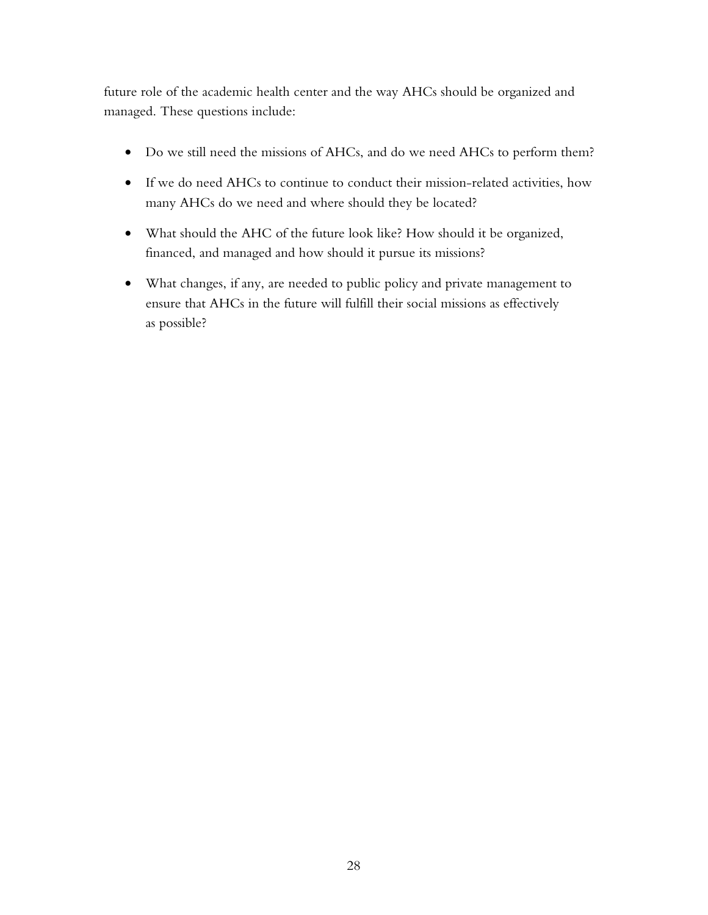future role of the academic health center and the way AHCs should be organized and managed. These questions include:

- Do we still need the missions of AHCs, and do we need AHCs to perform them?
- If we do need AHCs to continue to conduct their mission-related activities, how many AHCs do we need and where should they be located?
- What should the AHC of the future look like? How should it be organized, financed, and managed and how should it pursue its missions?
- What changes, if any, are needed to public policy and private management to ensure that AHCs in the future will fulfill their social missions as effectively as possible?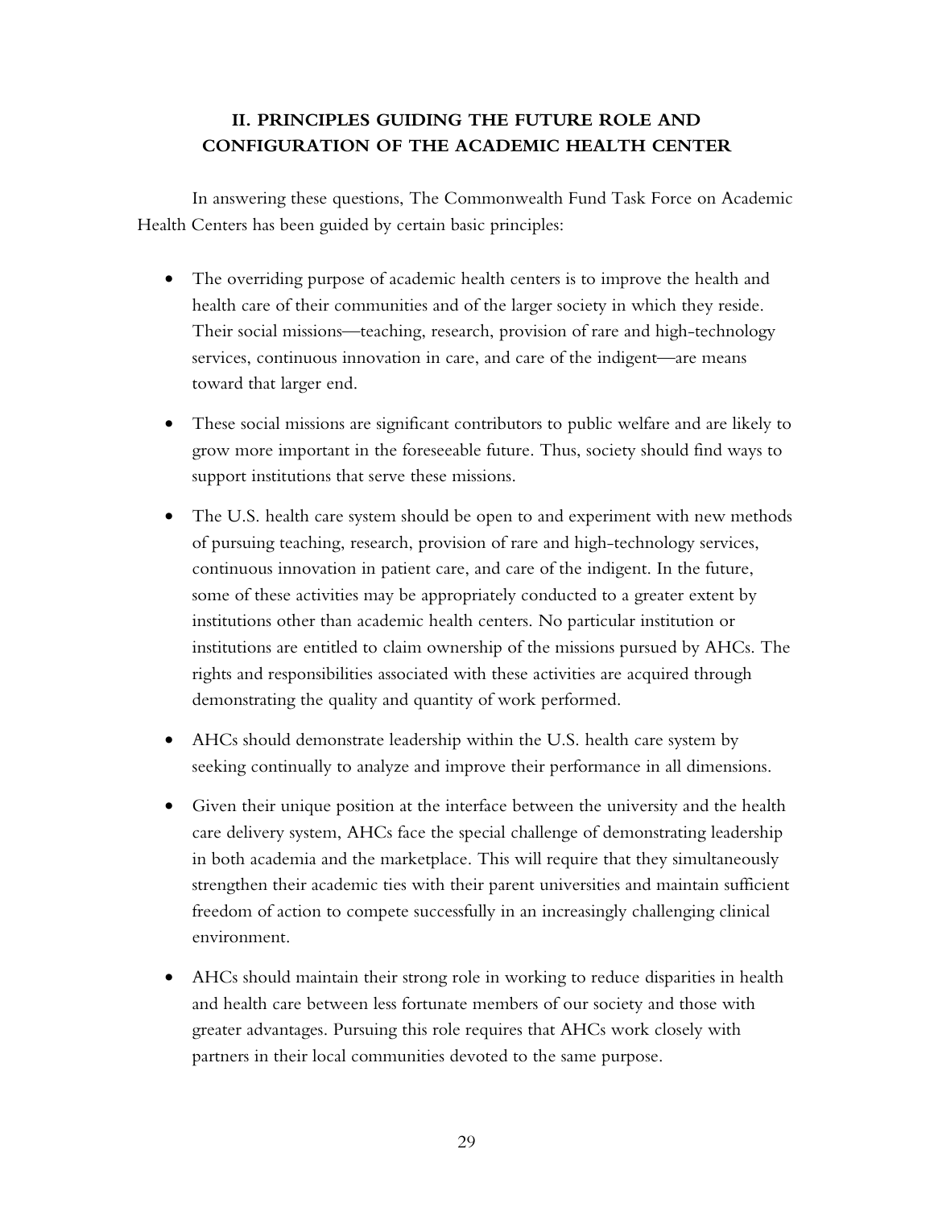## II. PRINCIPLES GUIDING THE FUTURE ROLE AND CONFIGURATION OF THE ACADEMIC HEALTH CENTER

In answering these questions, The Commonwealth Fund Task Force on Academic Health Centers has been guided by certain basic principles:

- The overriding purpose of academic health centers is to improve the health and health care of their communities and of the larger society in which they reside. Their social missions—teaching, research, provision of rare and high-technology services, continuous innovation in care, and care of the indigent—are means toward that larger end.
- These social missions are significant contributors to public welfare and are likely to grow more important in the foreseeable future. Thus, society should find ways to support institutions that serve these missions.
- The U.S. health care system should be open to and experiment with new methods of pursuing teaching, research, provision of rare and high-technology services, continuous innovation in patient care, and care of the indigent. In the future, some of these activities may be appropriately conducted to a greater extent by institutions other than academic health centers. No particular institution or institutions are entitled to claim ownership of the missions pursued by AHCs. The rights and responsibilities associated with these activities are acquired through demonstrating the quality and quantity of work performed.
- AHCs should demonstrate leadership within the U.S. health care system by seeking continually to analyze and improve their performance in all dimensions.
- Given their unique position at the interface between the university and the health care delivery system, AHCs face the special challenge of demonstrating leadership in both academia and the marketplace. This will require that they simultaneously strengthen their academic ties with their parent universities and maintain sufficient freedom of action to compete successfully in an increasingly challenging clinical environment.
- AHCs should maintain their strong role in working to reduce disparities in health and health care between less fortunate members of our society and those with greater advantages. Pursuing this role requires that AHCs work closely with partners in their local communities devoted to the same purpose.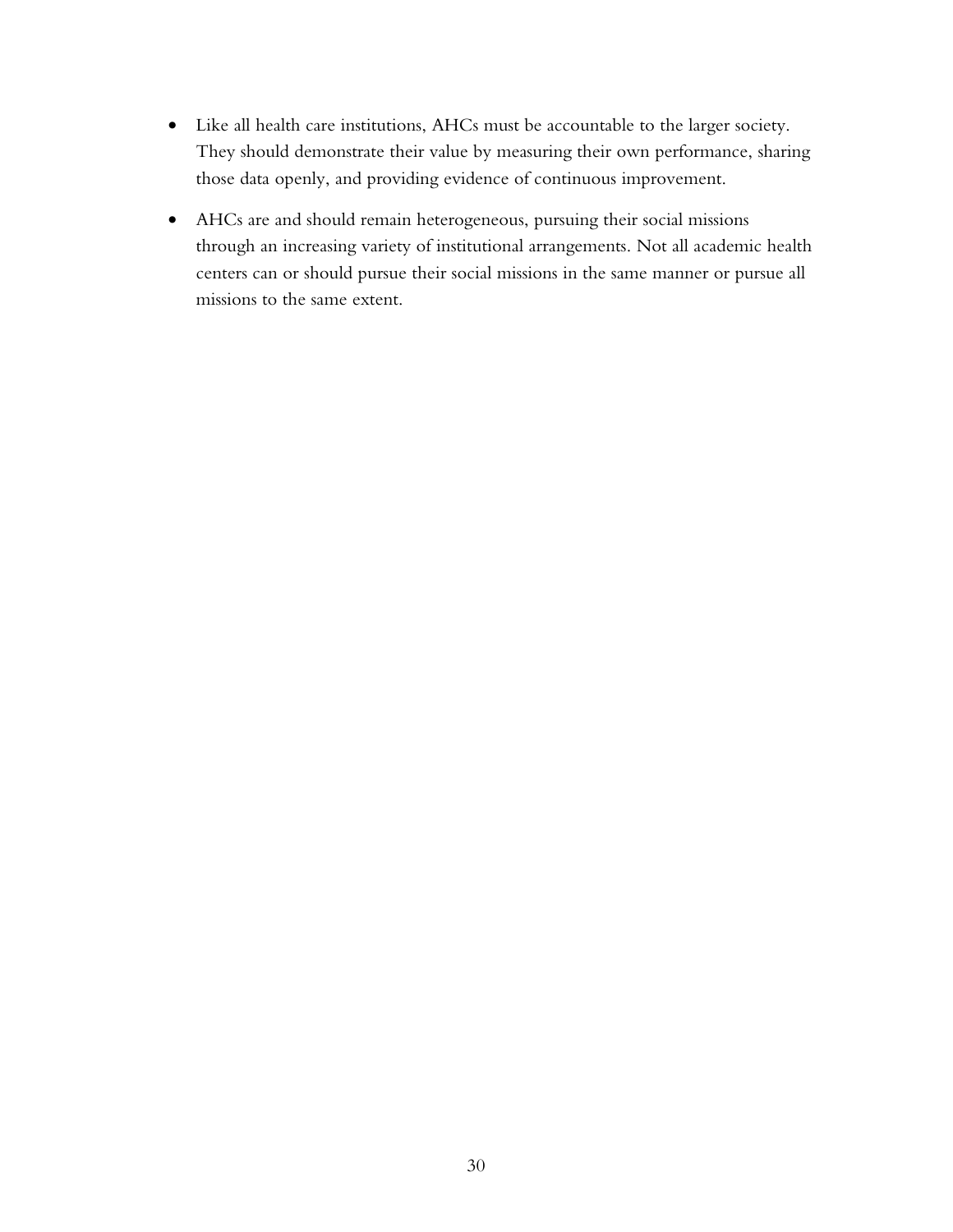- Like all health care institutions, AHCs must be accountable to the larger society. They should demonstrate their value by measuring their own performance, sharing those data openly, and providing evidence of continuous improvement.
- AHCs are and should remain heterogeneous, pursuing their social missions through an increasing variety of institutional arrangements. Not all academic health centers can or should pursue their social missions in the same manner or pursue all missions to the same extent.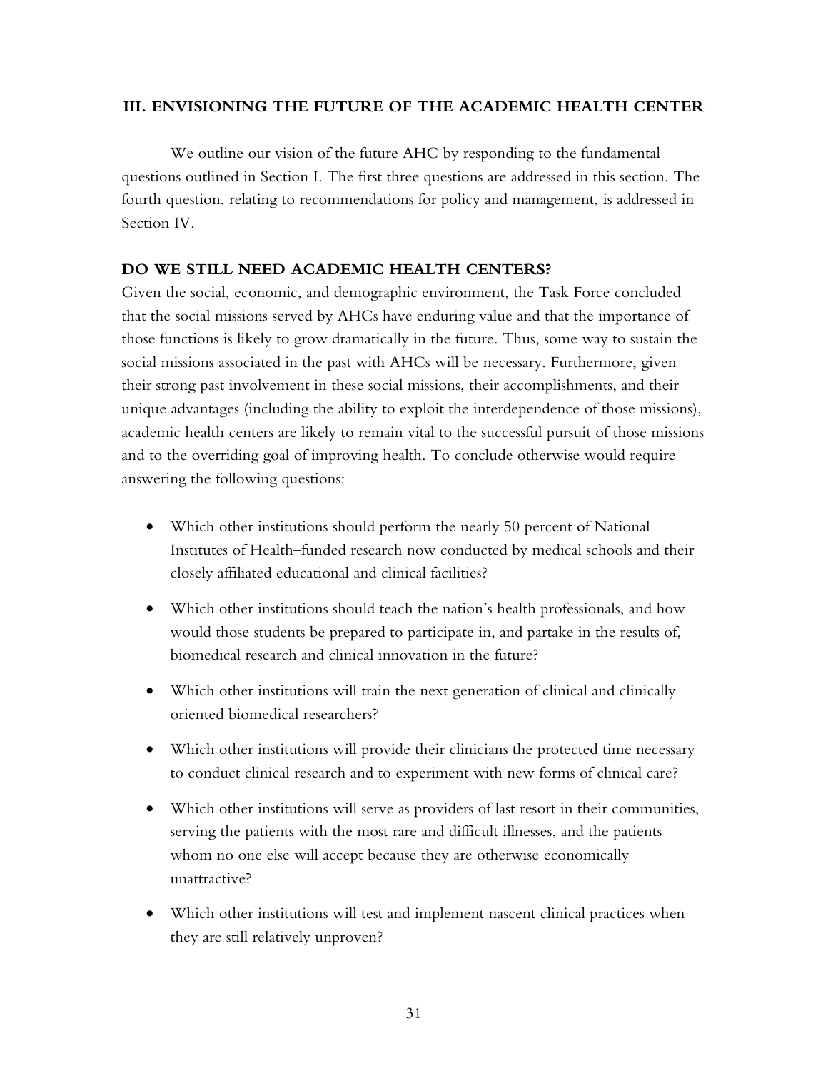## III. ENVISIONING THE FUTURE OF THE ACADEMIC HEALTH CENTER

We outline our vision of the future AHC by responding to the fundamental questions outlined in Section I. The first three questions are addressed in this section. The fourth question, relating to recommendations for policy and management, is addressed in Section IV.

### DO WE STILL NEED ACADEMIC HEALTH CENTERS?

Given the social, economic, and demographic environment, the Task Force concluded that the social missions served by AHCs have enduring value and that the importance of those functions is likely to grow dramatically in the future. Thus, some way to sustain the social missions associated in the past with AHCs will be necessary. Furthermore, given their strong past involvement in these social missions, their accomplishments, and their unique advantages (including the ability to exploit the interdependence of those missions), academic health centers are likely to remain vital to the successful pursuit of those missions and to the overriding goal of improving health. To conclude otherwise would require answering the following questions:

- Which other institutions should perform the nearly 50 percent of National Institutes of Health–funded research now conducted by medical schools and their closely affiliated educational and clinical facilities?
- Which other institutions should teach the nation's health professionals, and how would those students be prepared to participate in, and partake in the results of, biomedical research and clinical innovation in the future?
- Which other institutions will train the next generation of clinical and clinically oriented biomedical researchers?
- Which other institutions will provide their clinicians the protected time necessary to conduct clinical research and to experiment with new forms of clinical care?
- Which other institutions will serve as providers of last resort in their communities, serving the patients with the most rare and difficult illnesses, and the patients whom no one else will accept because they are otherwise economically unattractive?
- Which other institutions will test and implement nascent clinical practices when they are still relatively unproven?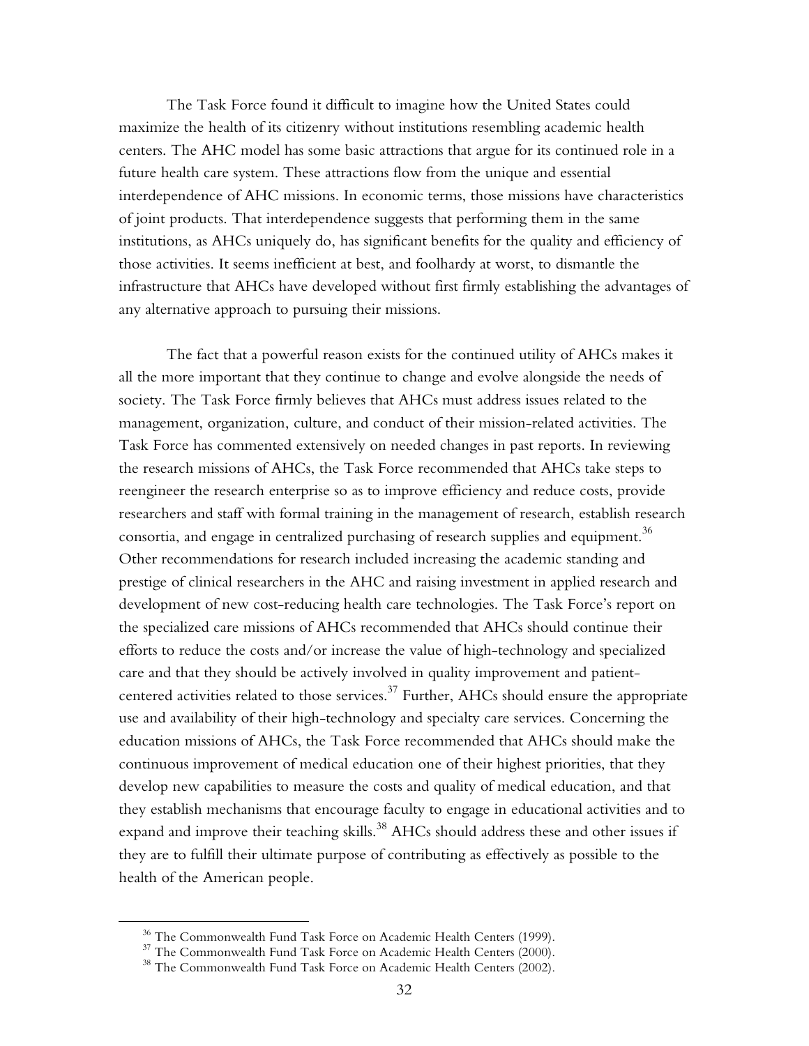The Task Force found it difficult to imagine how the United States could maximize the health of its citizenry without institutions resembling academic health centers. The AHC model has some basic attractions that argue for its continued role in a future health care system. These attractions flow from the unique and essential interdependence of AHC missions. In economic terms, those missions have characteristics of joint products. That interdependence suggests that performing them in the same institutions, as AHCs uniquely do, has significant benefits for the quality and efficiency of those activities. It seems inefficient at best, and foolhardy at worst, to dismantle the infrastructure that AHCs have developed without first firmly establishing the advantages of any alternative approach to pursuing their missions.

The fact that a powerful reason exists for the continued utility of AHCs makes it all the more important that they continue to change and evolve alongside the needs of society. The Task Force firmly believes that AHCs must address issues related to the management, organization, culture, and conduct of their mission-related activities. The Task Force has commented extensively on needed changes in past reports. In reviewing the research missions of AHCs, the Task Force recommended that AHCs take steps to reengineer the research enterprise so as to improve efficiency and reduce costs, provide researchers and staff with formal training in the management of research, establish research consortia, and engage in centralized purchasing of research supplies and equipment.[36] Other recommendations for research included increasing the academic standing and prestige of clinical researchers in the AHC and raising investment in applied research and development of new cost-reducing health care technologies. The Task Force's report on the specialized care missions of AHCs recommended that AHCs should continue their efforts to reduce the costs and/or increase the value of high-technology and specialized care and that they should be actively involved in quality improvement and patient-centered activities related to those services.[37] Further, AHCs should ensure the appropriate use and availability of their high-technology and specialty care services. Concerning the education missions of AHCs, the Task Force recommended that AHCs should make the continuous improvement of medical education one of their highest priorities, that they develop new capabilities to measure the costs and quality of medical education, and that they establish mechanisms that encourage faculty to engage in educational activities and to expand and improve their teaching skills.[38] AHCs should address these and other issues if they are to fulfill their ultimate purpose of contributing as effectively as possible to the health of the American people.

---

[36] The Commonwealth Fund Task Force on Academic Health Centers (1999).

[37] The Commonwealth Fund Task Force on Academic Health Centers (2000).

[38] The Commonwealth Fund Task Force on Academic Health Centers (2002).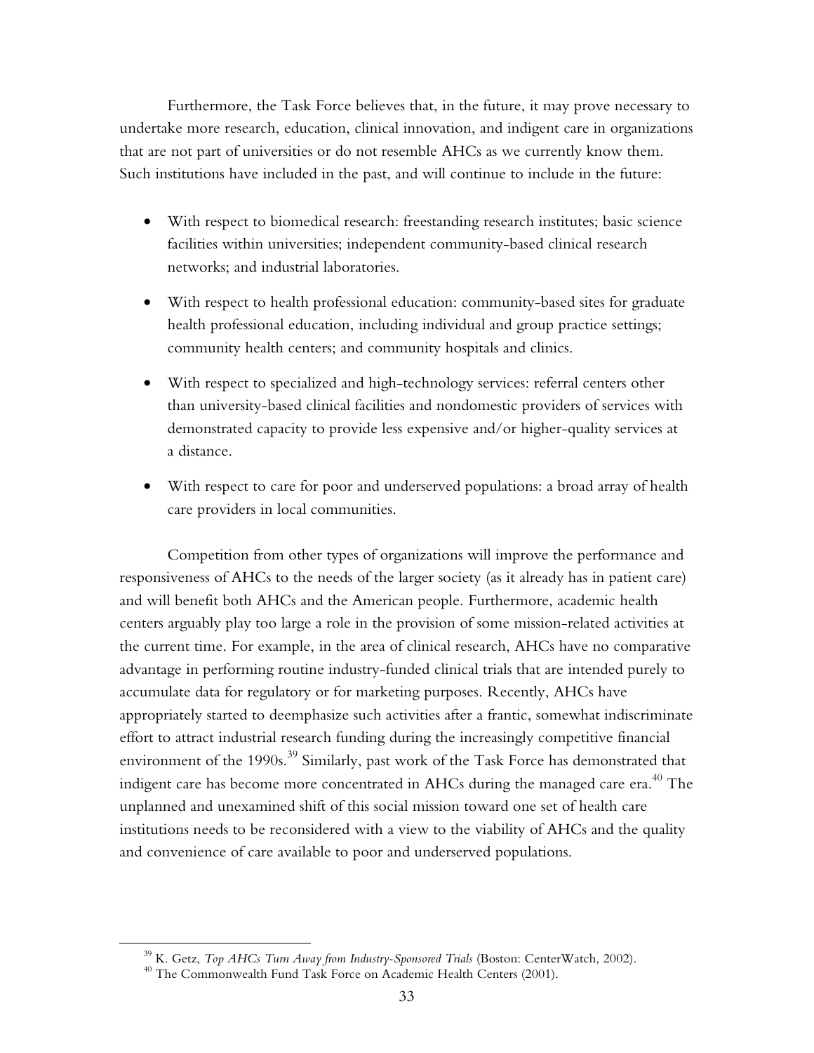Furthermore, the Task Force believes that, in the future, it may prove necessary to undertake more research, education, clinical innovation, and indigent care in organizations that are not part of universities or do not resemble AHCs as we currently know them. Such institutions have included in the past, and will continue to include in the future:

- With respect to biomedical research: freestanding research institutes; basic science facilities within universities; independent community-based clinical research networks; and industrial laboratories.
- With respect to health professional education: community-based sites for graduate health professional education, including individual and group practice settings; community health centers; and community hospitals and clinics.
- With respect to specialized and high-technology services: referral centers other than university-based clinical facilities and nondomestic providers of services with demonstrated capacity to provide less expensive and/or higher-quality services at a distance.
- With respect to care for poor and underserved populations: a broad array of health care providers in local communities.

Competition from other types of organizations will improve the performance and responsiveness of AHCs to the needs of the larger society (as it already has in patient care) and will benefit both AHCs and the American people. Furthermore, academic health centers arguably play too large a role in the provision of some mission-related activities at the current time. For example, in the area of clinical research, AHCs have no comparative advantage in performing routine industry-funded clinical trials that are intended purely to accumulate data for regulatory or for marketing purposes. Recently, AHCs have appropriately started to deemphasize such activities after a frantic, somewhat indiscriminate effort to attract industrial research funding during the increasingly competitive financial environment of the 1990s.[39] Similarly, past work of the Task Force has demonstrated that indigent care has become more concentrated in AHCs during the managed care era.[40] The unplanned and unexamined shift of this social mission toward one set of health care institutions needs to be reconsidered with a view to the viability of AHCs and the quality and convenience of care available to poor and underserved populations.

[39] K. Getz, *Top AHCs Turn Away from Industry-Sponsored Trials* (Boston: CenterWatch, 2002).

[40] The Commonwealth Fund Task Force on Academic Health Centers (2001).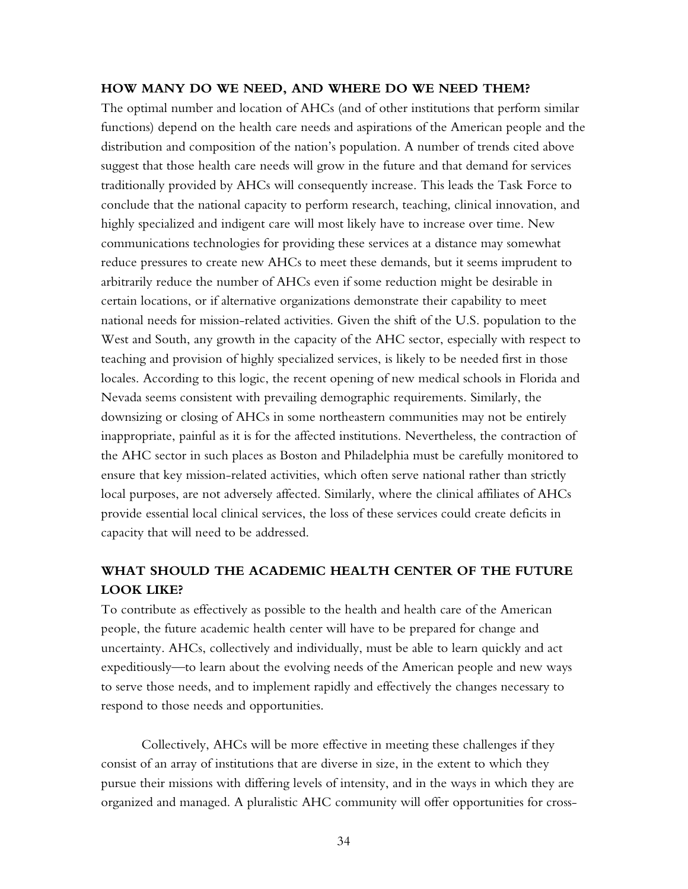## HOW MANY DO WE NEED, AND WHERE DO WE NEED THEM?

The optimal number and location of AHCs (and of other institutions that perform similar functions) depend on the health care needs and aspirations of the American people and the distribution and composition of the nation's population. A number of trends cited above suggest that those health care needs will grow in the future and that demand for services traditionally provided by AHCs will consequently increase. This leads the Task Force to conclude that the national capacity to perform research, teaching, clinical innovation, and highly specialized and indigent care will most likely have to increase over time. New communications technologies for providing these services at a distance may somewhat reduce pressures to create new AHCs to meet these demands, but it seems imprudent to arbitrarily reduce the number of AHCs even if some reduction might be desirable in certain locations, or if alternative organizations demonstrate their capability to meet national needs for mission-related activities. Given the shift of the U.S. population to the West and South, any growth in the capacity of the AHC sector, especially with respect to teaching and provision of highly specialized services, is likely to be needed first in those locales. According to this logic, the recent opening of new medical schools in Florida and Nevada seems consistent with prevailing demographic requirements. Similarly, the downsizing or closing of AHCs in some northeastern communities may not be entirely inappropriate, painful as it is for the affected institutions. Nevertheless, the contraction of the AHC sector in such places as Boston and Philadelphia must be carefully monitored to ensure that key mission-related activities, which often serve national rather than strictly local purposes, are not adversely affected. Similarly, where the clinical affiliates of AHCs provide essential local clinical services, the loss of these services could create deficits in capacity that will need to be addressed.

## WHAT SHOULD THE ACADEMIC HEALTH CENTER OF THE FUTURE LOOK LIKE?

To contribute as effectively as possible to the health and health care of the American people, the future academic health center will have to be prepared for change and uncertainty. AHCs, collectively and individually, must be able to learn quickly and act expeditiously—to learn about the evolving needs of the American people and new ways to serve those needs, and to implement rapidly and effectively the changes necessary to respond to those needs and opportunities.

Collectively, AHCs will be more effective in meeting these challenges if they consist of an array of institutions that are diverse in size, in the extent to which they pursue their missions with differing levels of intensity, and in the ways in which they are organized and managed. A pluralistic AHC community will offer opportunities for cross-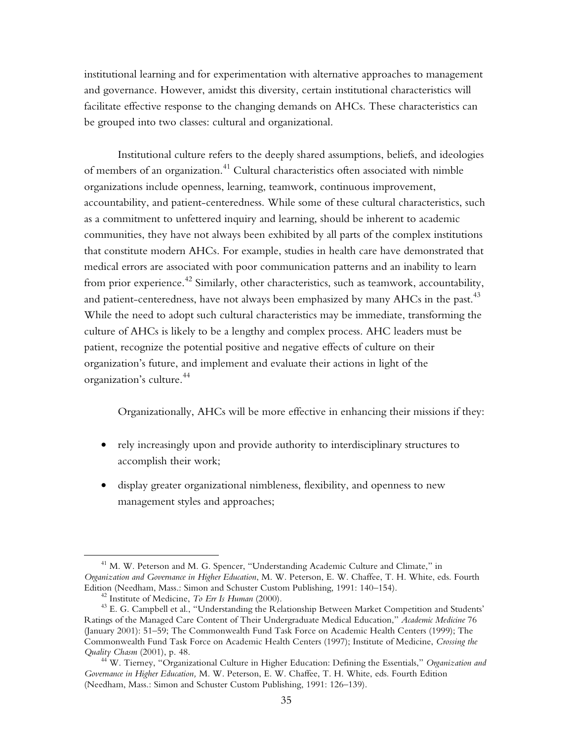institutional learning and for experimentation with alternative approaches to management and governance. However, amidst this diversity, certain institutional characteristics will facilitate effective response to the changing demands on AHCs. These characteristics can be grouped into two classes: cultural and organizational.

Institutional culture refers to the deeply shared assumptions, beliefs, and ideologies of members of an organization.[41] Cultural characteristics often associated with nimble organizations include openness, learning, teamwork, continuous improvement, accountability, and patient-centeredness. While some of these cultural characteristics, such as a commitment to unfettered inquiry and learning, should be inherent to academic communities, they have not always been exhibited by all parts of the complex institutions that constitute modern AHCs. For example, studies in health care have demonstrated that medical errors are associated with poor communication patterns and an inability to learn from prior experience.[42] Similarly, other characteristics, such as teamwork, accountability, and patient-centeredness, have not always been emphasized by many AHCs in the past.[43] While the need to adopt such cultural characteristics may be immediate, transforming the culture of AHCs is likely to be a lengthy and complex process. AHC leaders must be patient, recognize the potential positive and negative effects of culture on their organization's future, and implement and evaluate their actions in light of the organization's culture.[44]

Organizationally, AHCs will be more effective in enhancing their missions if they:

- rely increasingly upon and provide authority to interdisciplinary structures to accomplish their work;
- display greater organizational nimbleness, flexibility, and openness to new management styles and approaches;

---

[41] M. W. Peterson and M. G. Spencer, "Understanding Academic Culture and Climate," in *Organization and Governance in Higher Education*, M. W. Peterson, E. W. Chaffee, T. H. White, eds. Fourth Edition (Needham, Mass.: Simon and Schuster Custom Publishing, 1991: 140–154).

[42] Institute of Medicine, *To Err Is Human* (2000).

[43] E. G. Campbell et al., "Understanding the Relationship Between Market Competition and Students' Ratings of the Managed Care Content of Their Undergraduate Medical Education," *Academic Medicine* 76 (January 2001): 51–59; The Commonwealth Fund Task Force on Academic Health Centers (1999); The Commonwealth Fund Task Force on Academic Health Centers (1997); Institute of Medicine, *Crossing the Quality Chasm* (2001), p. 48.

[44] W. Tierney, "Organizational Culture in Higher Education: Defining the Essentials," *Organization and Governance in Higher Education,* M. W. Peterson, E. W. Chaffee, T. H. White, eds. Fourth Edition (Needham, Mass.: Simon and Schuster Custom Publishing, 1991: 126–139).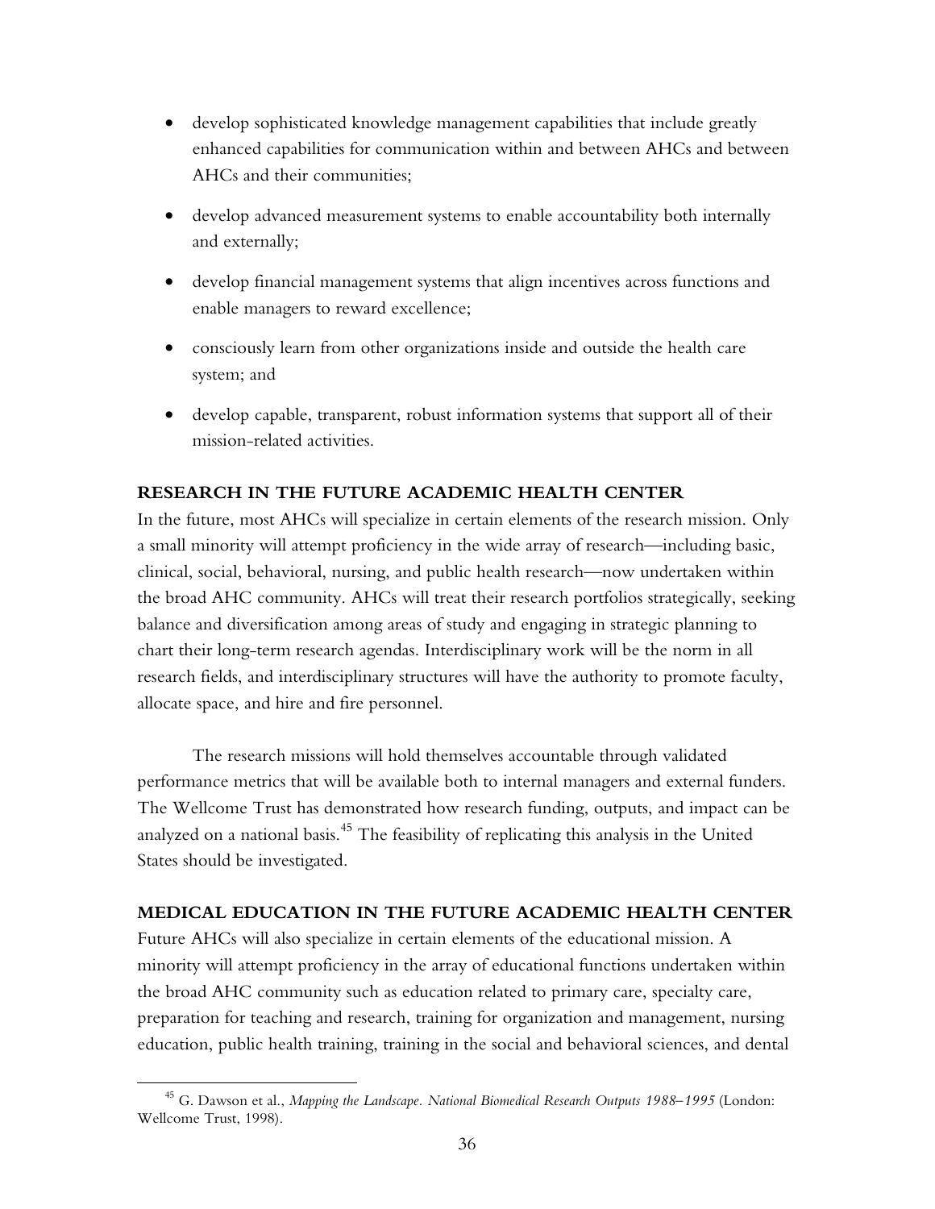- develop sophisticated knowledge management capabilities that include greatly enhanced capabilities for communication within and between AHCs and between AHCs and their communities;
- develop advanced measurement systems to enable accountability both internally and externally;
- develop financial management systems that align incentives across functions and enable managers to reward excellence;
- consciously learn from other organizations inside and outside the health care system; and
- develop capable, transparent, robust information systems that support all of their mission-related activities.

## RESEARCH IN THE FUTURE ACADEMIC HEALTH CENTER

In the future, most AHCs will specialize in certain elements of the research mission. Only a small minority will attempt proficiency in the wide array of research—including basic, clinical, social, behavioral, nursing, and public health research—now undertaken within the broad AHC community. AHCs will treat their research portfolios strategically, seeking balance and diversification among areas of study and engaging in strategic planning to chart their long-term research agendas. Interdisciplinary work will be the norm in all research fields, and interdisciplinary structures will have the authority to promote faculty, allocate space, and hire and fire personnel.

The research missions will hold themselves accountable through validated performance metrics that will be available both to internal managers and external funders. The Wellcome Trust has demonstrated how research funding, outputs, and impact can be analyzed on a national basis.[45] The feasibility of replicating this analysis in the United States should be investigated.

## MEDICAL EDUCATION IN THE FUTURE ACADEMIC HEALTH CENTER

Future AHCs will also specialize in certain elements of the educational mission. A minority will attempt proficiency in the array of educational functions undertaken within the broad AHC community such as education related to primary care, specialty care, preparation for teaching and research, training for organization and management, nursing education, public health training, training in the social and behavioral sciences, and dental

[45] G. Dawson et al., *Mapping the Landscape. National Biomedical Research Outputs 1988–1995* (London: Wellcome Trust, 1998).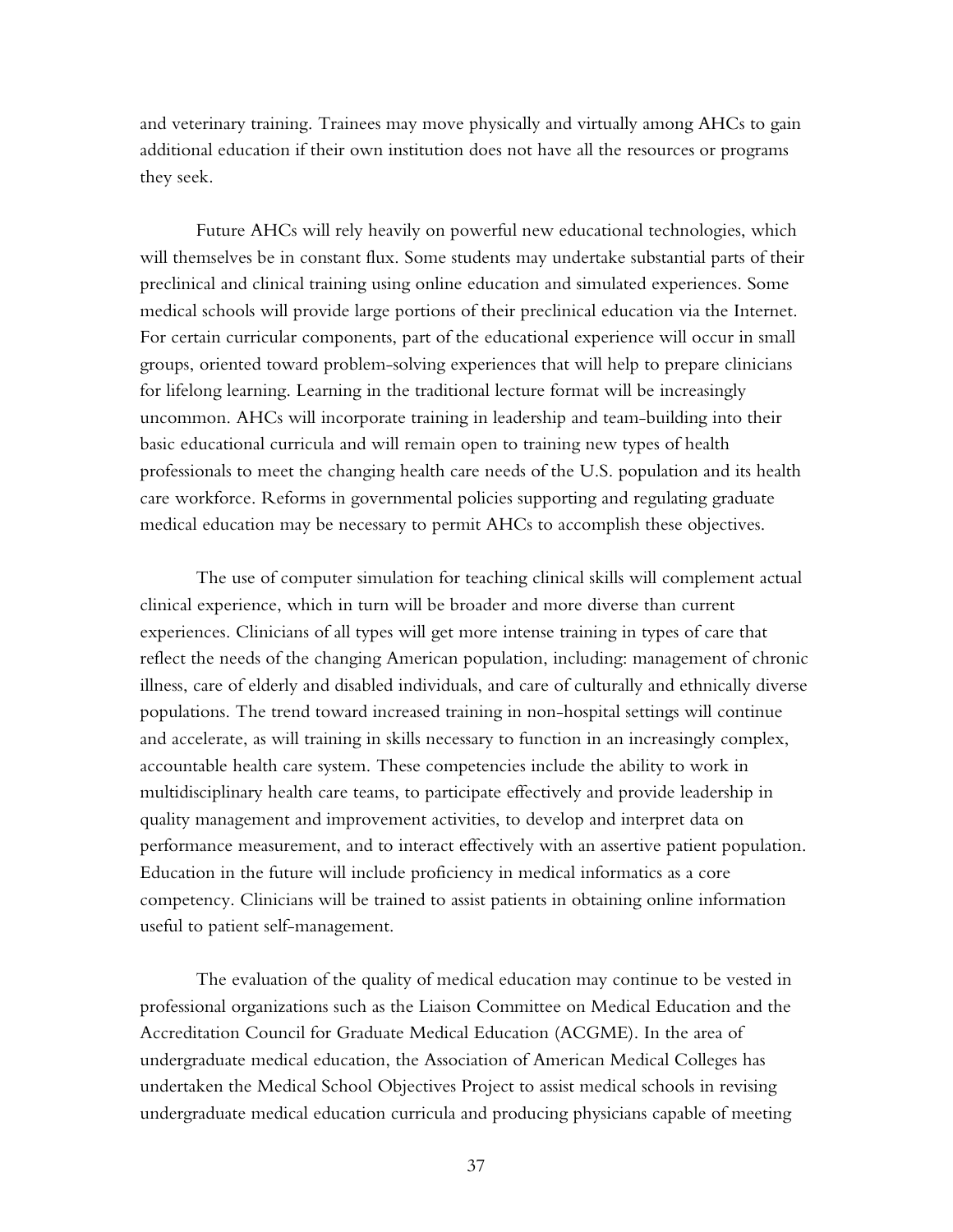and veterinary training. Trainees may move physically and virtually among AHCs to gain additional education if their own institution does not have all the resources or programs they seek.

Future AHCs will rely heavily on powerful new educational technologies, which will themselves be in constant flux. Some students may undertake substantial parts of their preclinical and clinical training using online education and simulated experiences. Some medical schools will provide large portions of their preclinical education via the Internet. For certain curricular components, part of the educational experience will occur in small groups, oriented toward problem-solving experiences that will help to prepare clinicians for lifelong learning. Learning in the traditional lecture format will be increasingly uncommon. AHCs will incorporate training in leadership and team-building into their basic educational curricula and will remain open to training new types of health professionals to meet the changing health care needs of the U.S. population and its health care workforce. Reforms in governmental policies supporting and regulating graduate medical education may be necessary to permit AHCs to accomplish these objectives.

The use of computer simulation for teaching clinical skills will complement actual clinical experience, which in turn will be broader and more diverse than current experiences. Clinicians of all types will get more intense training in types of care that reflect the needs of the changing American population, including: management of chronic illness, care of elderly and disabled individuals, and care of culturally and ethnically diverse populations. The trend toward increased training in non-hospital settings will continue and accelerate, as will training in skills necessary to function in an increasingly complex, accountable health care system. These competencies include the ability to work in multidisciplinary health care teams, to participate effectively and provide leadership in quality management and improvement activities, to develop and interpret data on performance measurement, and to interact effectively with an assertive patient population. Education in the future will include proficiency in medical informatics as a core competency. Clinicians will be trained to assist patients in obtaining online information useful to patient self-management.

The evaluation of the quality of medical education may continue to be vested in professional organizations such as the Liaison Committee on Medical Education and the Accreditation Council for Graduate Medical Education (ACGME). In the area of undergraduate medical education, the Association of American Medical Colleges has undertaken the Medical School Objectives Project to assist medical schools in revising undergraduate medical education curricula and producing physicians capable of meeting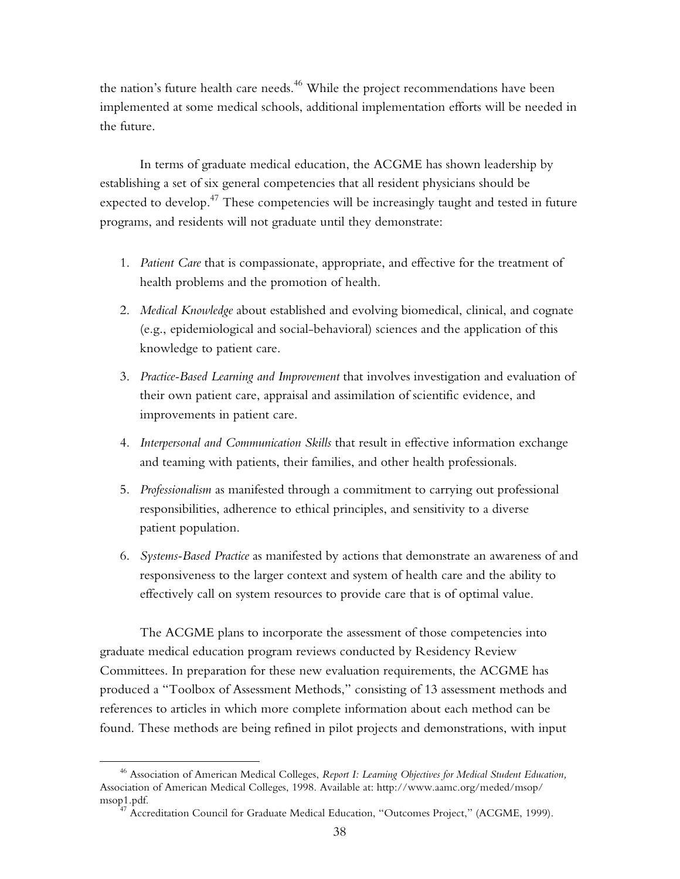the nation's future health care needs.[46] While the project recommendations have been implemented at some medical schools, additional implementation efforts will be needed in the future.

In terms of graduate medical education, the ACGME has shown leadership by establishing a set of six general competencies that all resident physicians should be expected to develop.[47] These competencies will be increasingly taught and tested in future programs, and residents will not graduate until they demonstrate:

1. *Patient Care* that is compassionate, appropriate, and effective for the treatment of health problems and the promotion of health.
2. *Medical Knowledge* about established and evolving biomedical, clinical, and cognate (e.g., epidemiological and social-behavioral) sciences and the application of this knowledge to patient care.
3. *Practice-Based Learning and Improvement* that involves investigation and evaluation of their own patient care, appraisal and assimilation of scientific evidence, and improvements in patient care.
4. *Interpersonal and Communication Skills* that result in effective information exchange and teaming with patients, their families, and other health professionals.
5. *Professionalism* as manifested through a commitment to carrying out professional responsibilities, adherence to ethical principles, and sensitivity to a diverse patient population.
6. *Systems-Based Practice* as manifested by actions that demonstrate an awareness of and responsiveness to the larger context and system of health care and the ability to effectively call on system resources to provide care that is of optimal value.

The ACGME plans to incorporate the assessment of those competencies into graduate medical education program reviews conducted by Residency Review Committees. In preparation for these new evaluation requirements, the ACGME has produced a "Toolbox of Assessment Methods," consisting of 13 assessment methods and references to articles in which more complete information about each method can be found. These methods are being refined in pilot projects and demonstrations, with input

---

[46] Association of American Medical Colleges, *Report I: Learning Objectives for Medical Student Education,* Association of American Medical Colleges, 1998. Available at: http://www.aamc.org/meded/msop/msop1.pdf.

[47] Accreditation Council for Graduate Medical Education, "Outcomes Project," (ACGME, 1999).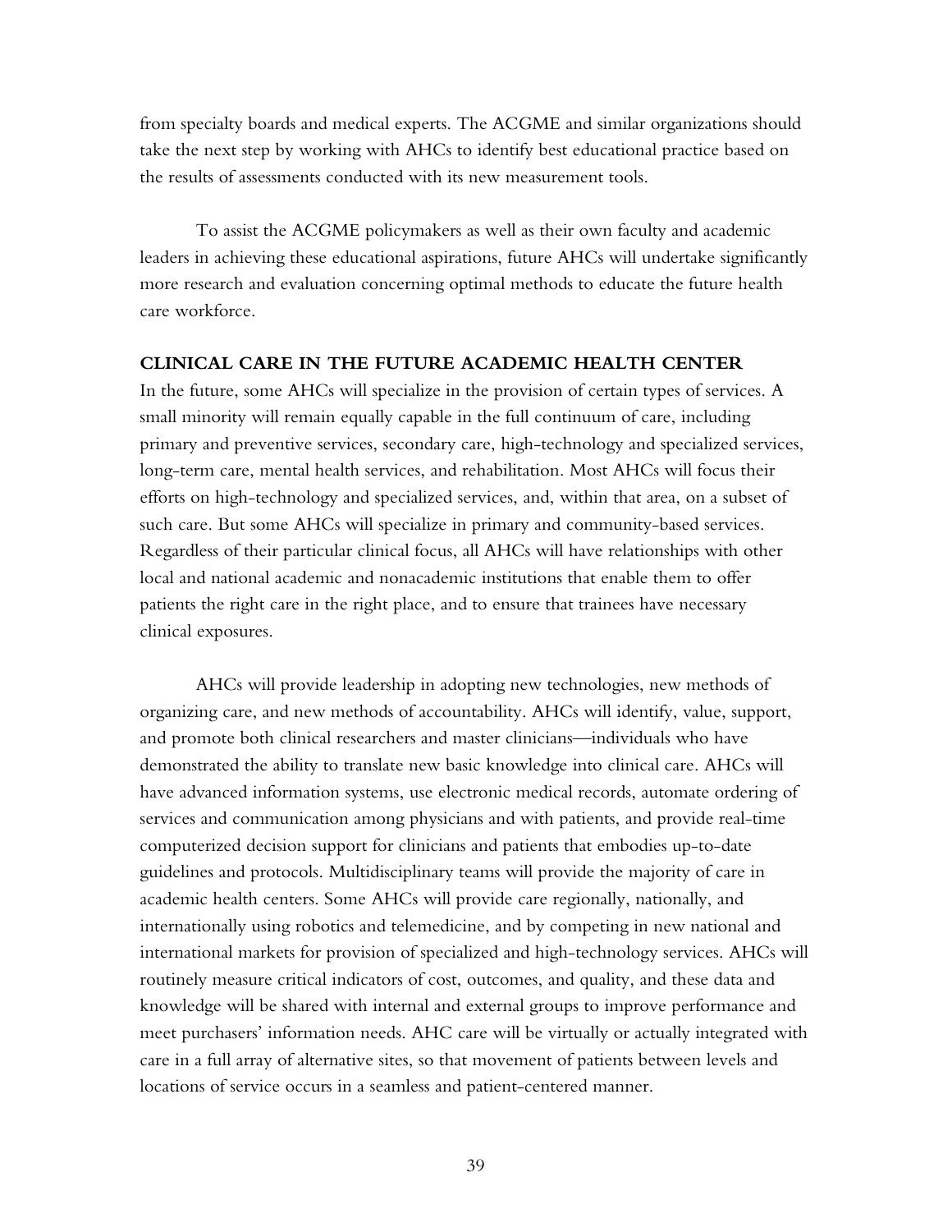from specialty boards and medical experts. The ACGME and similar organizations should take the next step by working with AHCs to identify best educational practice based on the results of assessments conducted with its new measurement tools.

To assist the ACGME policymakers as well as their own faculty and academic leaders in achieving these educational aspirations, future AHCs will undertake significantly more research and evaluation concerning optimal methods to educate the future health care workforce.

### CLINICAL CARE IN THE FUTURE ACADEMIC HEALTH CENTER

In the future, some AHCs will specialize in the provision of certain types of services. A small minority will remain equally capable in the full continuum of care, including primary and preventive services, secondary care, high-technology and specialized services, long-term care, mental health services, and rehabilitation. Most AHCs will focus their efforts on high-technology and specialized services, and, within that area, on a subset of such care. But some AHCs will specialize in primary and community-based services. Regardless of their particular clinical focus, all AHCs will have relationships with other local and national academic and nonacademic institutions that enable them to offer patients the right care in the right place, and to ensure that trainees have necessary clinical exposures.

AHCs will provide leadership in adopting new technologies, new methods of organizing care, and new methods of accountability. AHCs will identify, value, support, and promote both clinical researchers and master clinicians—individuals who have demonstrated the ability to translate new basic knowledge into clinical care. AHCs will have advanced information systems, use electronic medical records, automate ordering of services and communication among physicians and with patients, and provide real-time computerized decision support for clinicians and patients that embodies up-to-date guidelines and protocols. Multidisciplinary teams will provide the majority of care in academic health centers. Some AHCs will provide care regionally, nationally, and internationally using robotics and telemedicine, and by competing in new national and international markets for provision of specialized and high-technology services. AHCs will routinely measure critical indicators of cost, outcomes, and quality, and these data and knowledge will be shared with internal and external groups to improve performance and meet purchasers' information needs. AHC care will be virtually or actually integrated with care in a full array of alternative sites, so that movement of patients between levels and locations of service occurs in a seamless and patient-centered manner.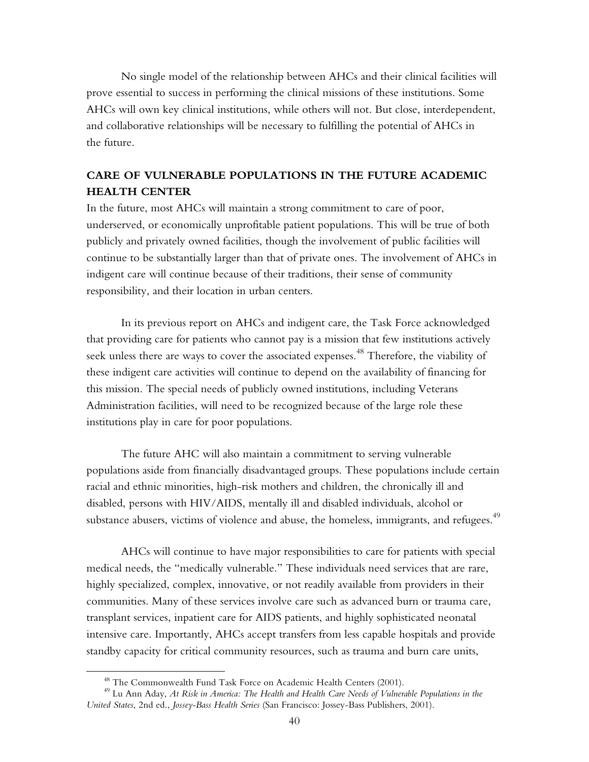No single model of the relationship between AHCs and their clinical facilities will prove essential to success in performing the clinical missions of these institutions. Some AHCs will own key clinical institutions, while others will not. But close, interdependent, and collaborative relationships will be necessary to fulfilling the potential of AHCs in the future.

## CARE OF VULNERABLE POPULATIONS IN THE FUTURE ACADEMIC HEALTH CENTER

In the future, most AHCs will maintain a strong commitment to care of poor, underserved, or economically unprofitable patient populations. This will be true of both publicly and privately owned facilities, though the involvement of public facilities will continue to be substantially larger than that of private ones. The involvement of AHCs in indigent care will continue because of their traditions, their sense of community responsibility, and their location in urban centers.

In its previous report on AHCs and indigent care, the Task Force acknowledged that providing care for patients who cannot pay is a mission that few institutions actively seek unless there are ways to cover the associated expenses.[48] Therefore, the viability of these indigent care activities will continue to depend on the availability of financing for this mission. The special needs of publicly owned institutions, including Veterans Administration facilities, will need to be recognized because of the large role these institutions play in care for poor populations.

The future AHC will also maintain a commitment to serving vulnerable populations aside from financially disadvantaged groups. These populations include certain racial and ethnic minorities, high-risk mothers and children, the chronically ill and disabled, persons with HIV/AIDS, mentally ill and disabled individuals, alcohol or substance abusers, victims of violence and abuse, the homeless, immigrants, and refugees.[49]

AHCs will continue to have major responsibilities to care for patients with special medical needs, the "medically vulnerable." These individuals need services that are rare, highly specialized, complex, innovative, or not readily available from providers in their communities. Many of these services involve care such as advanced burn or trauma care, transplant services, inpatient care for AIDS patients, and highly sophisticated neonatal intensive care. Importantly, AHCs accept transfers from less capable hospitals and provide standby capacity for critical community resources, such as trauma and burn care units,

---

[48] The Commonwealth Fund Task Force on Academic Health Centers (2001).

[49] Lu Ann Aday, *At Risk in America: The Health and Health Care Needs of Vulnerable Populations in the United States*, 2nd ed., *Jossey-Bass Health Series* (San Francisco: Jossey-Bass Publishers, 2001).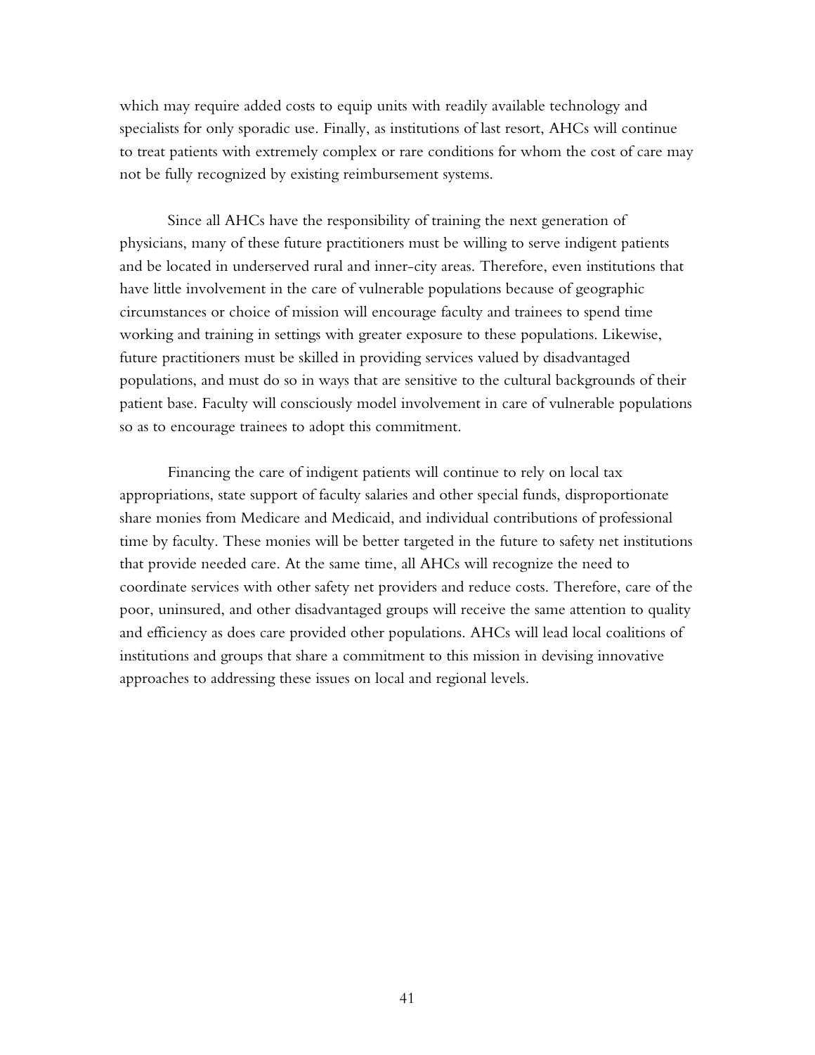which may require added costs to equip units with readily available technology and specialists for only sporadic use. Finally, as institutions of last resort, AHCs will continue to treat patients with extremely complex or rare conditions for whom the cost of care may not be fully recognized by existing reimbursement systems.

Since all AHCs have the responsibility of training the next generation of physicians, many of these future practitioners must be willing to serve indigent patients and be located in underserved rural and inner-city areas. Therefore, even institutions that have little involvement in the care of vulnerable populations because of geographic circumstances or choice of mission will encourage faculty and trainees to spend time working and training in settings with greater exposure to these populations. Likewise, future practitioners must be skilled in providing services valued by disadvantaged populations, and must do so in ways that are sensitive to the cultural backgrounds of their patient base. Faculty will consciously model involvement in care of vulnerable populations so as to encourage trainees to adopt this commitment.

Financing the care of indigent patients will continue to rely on local tax appropriations, state support of faculty salaries and other special funds, disproportionate share monies from Medicare and Medicaid, and individual contributions of professional time by faculty. These monies will be better targeted in the future to safety net institutions that provide needed care. At the same time, all AHCs will recognize the need to coordinate services with other safety net providers and reduce costs. Therefore, care of the poor, uninsured, and other disadvantaged groups will receive the same attention to quality and efficiency as does care provided other populations. AHCs will lead local coalitions of institutions and groups that share a commitment to this mission in devising innovative approaches to addressing these issues on local and regional levels.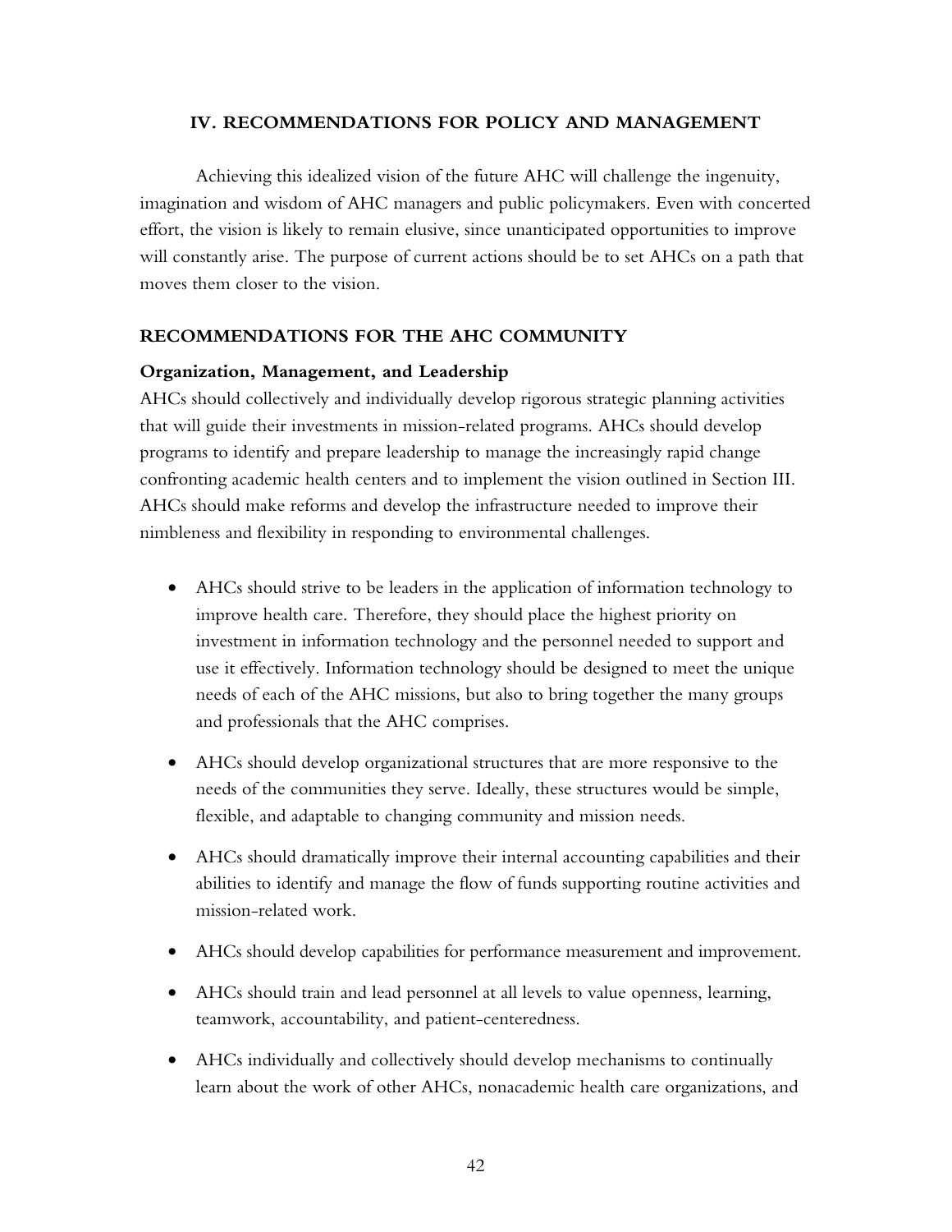## IV. RECOMMENDATIONS FOR POLICY AND MANAGEMENT

Achieving this idealized vision of the future AHC will challenge the ingenuity, imagination and wisdom of AHC managers and public policymakers. Even with concerted effort, the vision is likely to remain elusive, since unanticipated opportunities to improve will constantly arise. The purpose of current actions should be to set AHCs on a path that moves them closer to the vision.

### RECOMMENDATIONS FOR THE AHC COMMUNITY

#### Organization, Management, and Leadership

AHCs should collectively and individually develop rigorous strategic planning activities that will guide their investments in mission-related programs. AHCs should develop programs to identify and prepare leadership to manage the increasingly rapid change confronting academic health centers and to implement the vision outlined in Section III. AHCs should make reforms and develop the infrastructure needed to improve their nimbleness and flexibility in responding to environmental challenges.

- AHCs should strive to be leaders in the application of information technology to improve health care. Therefore, they should place the highest priority on investment in information technology and the personnel needed to support and use it effectively. Information technology should be designed to meet the unique needs of each of the AHC missions, but also to bring together the many groups and professionals that the AHC comprises.
- AHCs should develop organizational structures that are more responsive to the needs of the communities they serve. Ideally, these structures would be simple, flexible, and adaptable to changing community and mission needs.
- AHCs should dramatically improve their internal accounting capabilities and their abilities to identify and manage the flow of funds supporting routine activities and mission-related work.
- AHCs should develop capabilities for performance measurement and improvement.
- AHCs should train and lead personnel at all levels to value openness, learning, teamwork, accountability, and patient-centeredness.
- AHCs individually and collectively should develop mechanisms to continually learn about the work of other AHCs, nonacademic health care organizations, and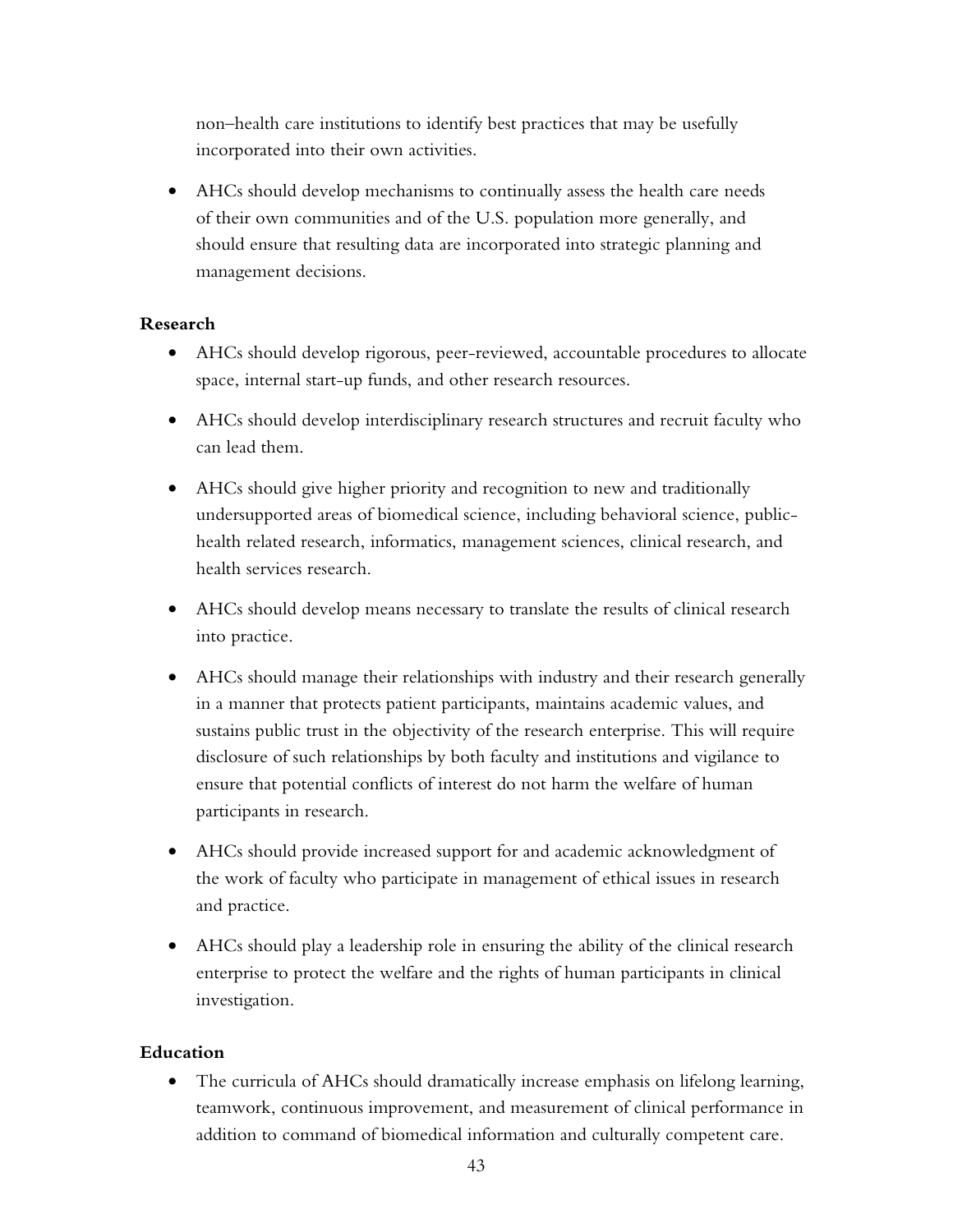non–health care institutions to identify best practices that may be usefully incorporated into their own activities.

- AHCs should develop mechanisms to continually assess the health care needs of their own communities and of the U.S. population more generally, and should ensure that resulting data are incorporated into strategic planning and management decisions.

**Research**

- AHCs should develop rigorous, peer-reviewed, accountable procedures to allocate space, internal start-up funds, and other research resources.
- AHCs should develop interdisciplinary research structures and recruit faculty who can lead them.
- AHCs should give higher priority and recognition to new and traditionally undersupported areas of biomedical science, including behavioral science, public-health related research, informatics, management sciences, clinical research, and health services research.
- AHCs should develop means necessary to translate the results of clinical research into practice.
- AHCs should manage their relationships with industry and their research generally in a manner that protects patient participants, maintains academic values, and sustains public trust in the objectivity of the research enterprise. This will require disclosure of such relationships by both faculty and institutions and vigilance to ensure that potential conflicts of interest do not harm the welfare of human participants in research.
- AHCs should provide increased support for and academic acknowledgment of the work of faculty who participate in management of ethical issues in research and practice.
- AHCs should play a leadership role in ensuring the ability of the clinical research enterprise to protect the welfare and the rights of human participants in clinical investigation.

**Education**

- The curricula of AHCs should dramatically increase emphasis on lifelong learning, teamwork, continuous improvement, and measurement of clinical performance in addition to command of biomedical information and culturally competent care.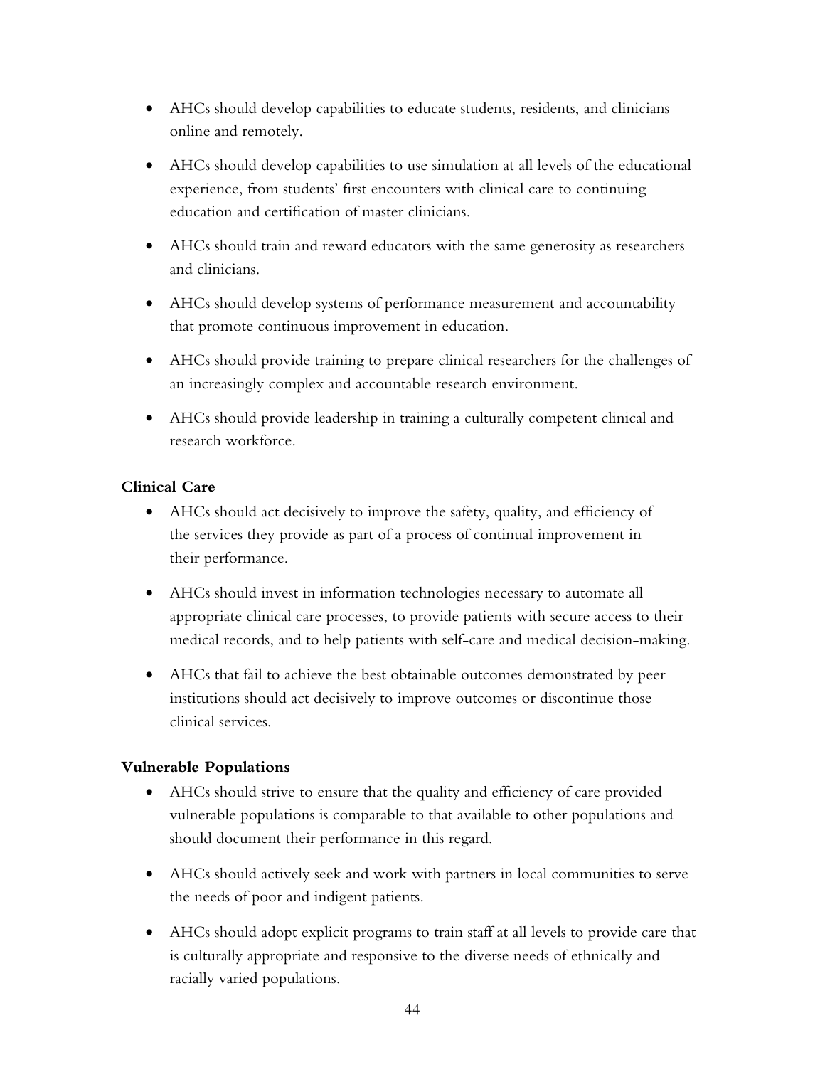- AHCs should develop capabilities to educate students, residents, and clinicians online and remotely.

- AHCs should develop capabilities to use simulation at all levels of the educational experience, from students' first encounters with clinical care to continuing education and certification of master clinicians.

- AHCs should train and reward educators with the same generosity as researchers and clinicians.

- AHCs should develop systems of performance measurement and accountability that promote continuous improvement in education.

- AHCs should provide training to prepare clinical researchers for the challenges of an increasingly complex and accountable research environment.

- AHCs should provide leadership in training a culturally competent clinical and research workforce.

**Clinical Care**

- AHCs should act decisively to improve the safety, quality, and efficiency of the services they provide as part of a process of continual improvement in their performance.

- AHCs should invest in information technologies necessary to automate all appropriate clinical care processes, to provide patients with secure access to their medical records, and to help patients with self-care and medical decision-making.

- AHCs that fail to achieve the best obtainable outcomes demonstrated by peer institutions should act decisively to improve outcomes or discontinue those clinical services.

**Vulnerable Populations**

- AHCs should strive to ensure that the quality and efficiency of care provided vulnerable populations is comparable to that available to other populations and should document their performance in this regard.

- AHCs should actively seek and work with partners in local communities to serve the needs of poor and indigent patients.

- AHCs should adopt explicit programs to train staff at all levels to provide care that is culturally appropriate and responsive to the diverse needs of ethnically and racially varied populations.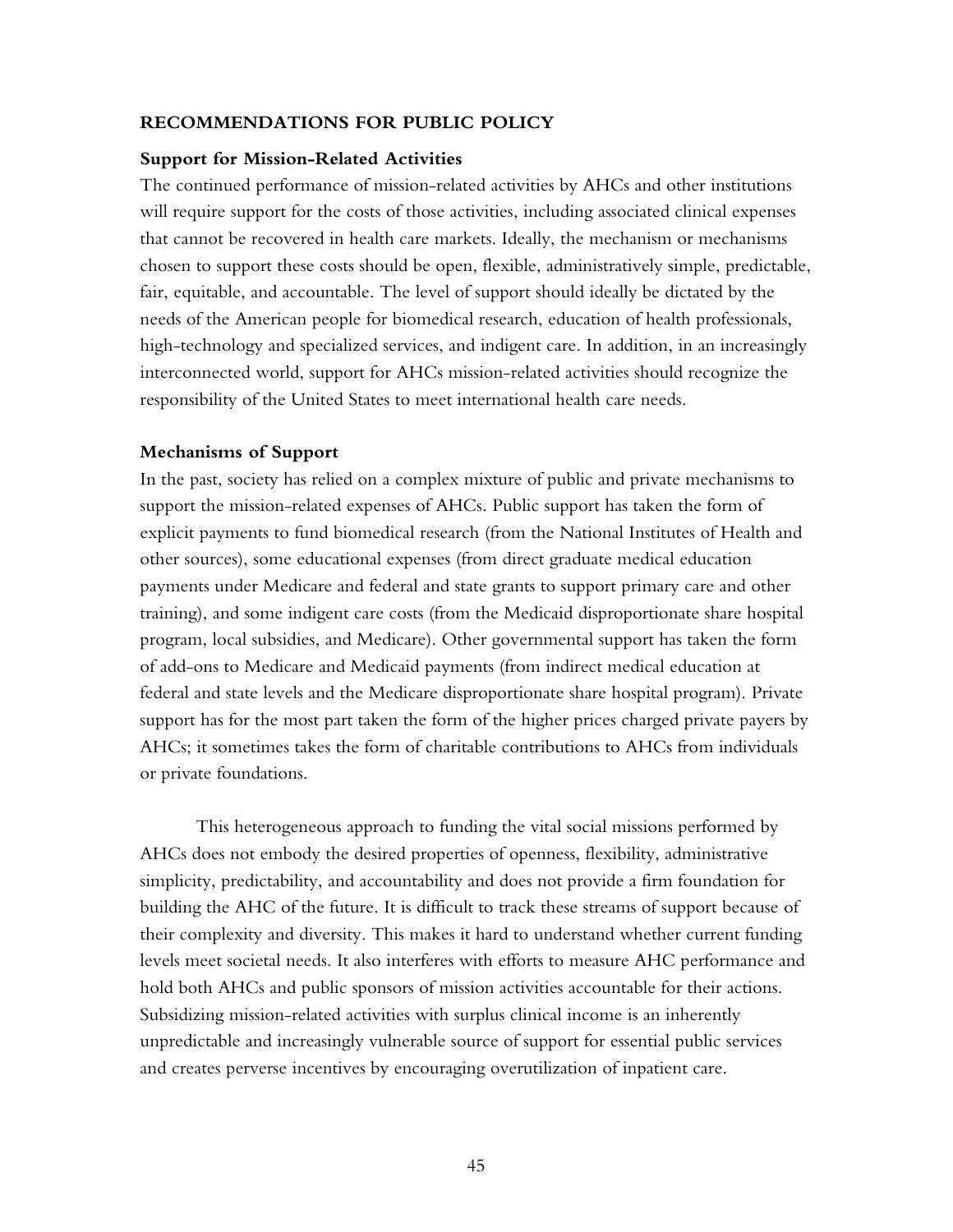## RECOMMENDATIONS FOR PUBLIC POLICY

### Support for Mission-Related Activities

The continued performance of mission-related activities by AHCs and other institutions will require support for the costs of those activities, including associated clinical expenses that cannot be recovered in health care markets. Ideally, the mechanism or mechanisms chosen to support these costs should be open, flexible, administratively simple, predictable, fair, equitable, and accountable. The level of support should ideally be dictated by the needs of the American people for biomedical research, education of health professionals, high-technology and specialized services, and indigent care. In addition, in an increasingly interconnected world, support for AHCs mission-related activities should recognize the responsibility of the United States to meet international health care needs.

### Mechanisms of Support

In the past, society has relied on a complex mixture of public and private mechanisms to support the mission-related expenses of AHCs. Public support has taken the form of explicit payments to fund biomedical research (from the National Institutes of Health and other sources), some educational expenses (from direct graduate medical education payments under Medicare and federal and state grants to support primary care and other training), and some indigent care costs (from the Medicaid disproportionate share hospital program, local subsidies, and Medicare). Other governmental support has taken the form of add-ons to Medicare and Medicaid payments (from indirect medical education at federal and state levels and the Medicare disproportionate share hospital program). Private support has for the most part taken the form of the higher prices charged private payers by AHCs; it sometimes takes the form of charitable contributions to AHCs from individuals or private foundations.

This heterogeneous approach to funding the vital social missions performed by AHCs does not embody the desired properties of openness, flexibility, administrative simplicity, predictability, and accountability and does not provide a firm foundation for building the AHC of the future. It is difficult to track these streams of support because of their complexity and diversity. This makes it hard to understand whether current funding levels meet societal needs. It also interferes with efforts to measure AHC performance and hold both AHCs and public sponsors of mission activities accountable for their actions. Subsidizing mission-related activities with surplus clinical income is an inherently unpredictable and increasingly vulnerable source of support for essential public services and creates perverse incentives by encouraging overutilization of inpatient care.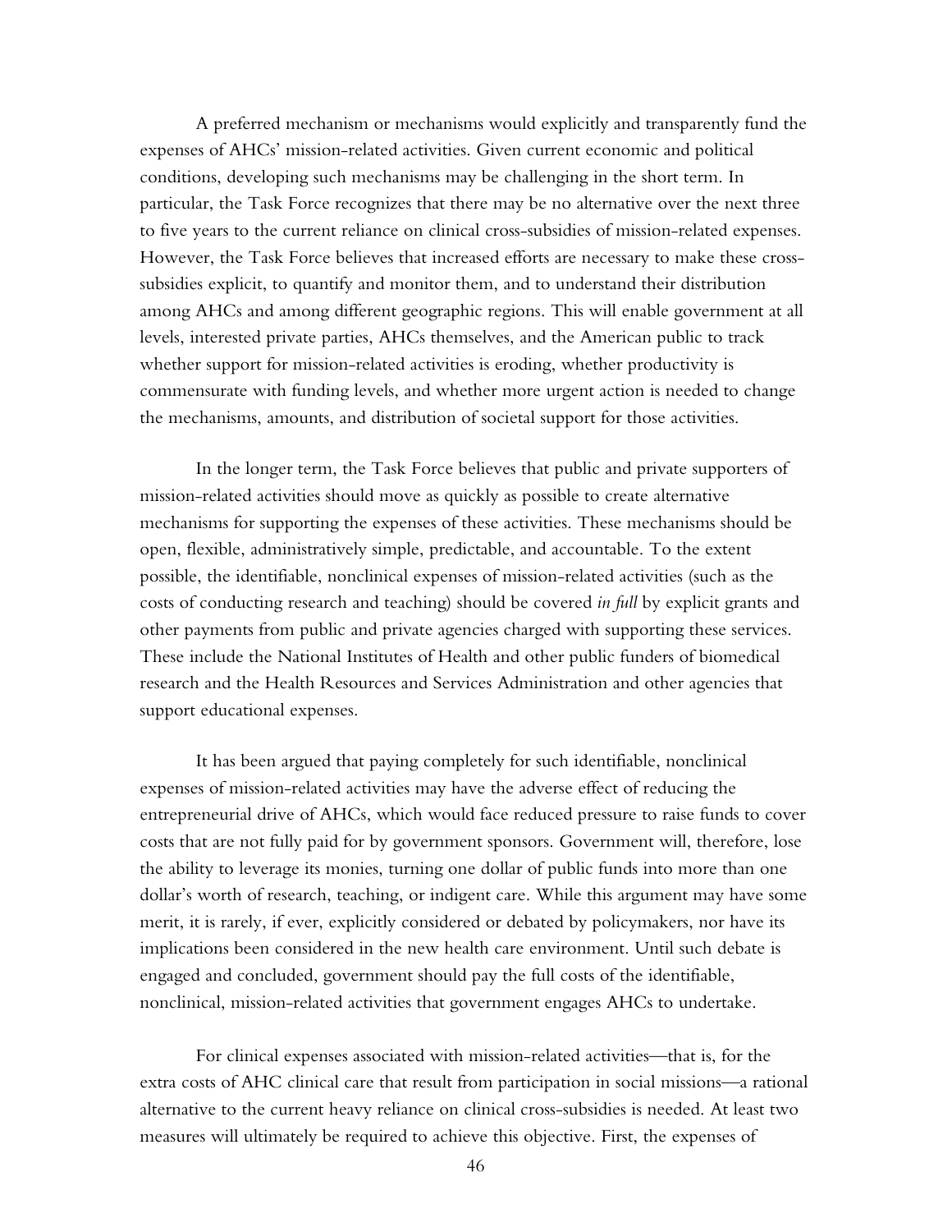A preferred mechanism or mechanisms would explicitly and transparently fund the expenses of AHCs' mission-related activities. Given current economic and political conditions, developing such mechanisms may be challenging in the short term. In particular, the Task Force recognizes that there may be no alternative over the next three to five years to the current reliance on clinical cross-subsidies of mission-related expenses. However, the Task Force believes that increased efforts are necessary to make these cross-subsidies explicit, to quantify and monitor them, and to understand their distribution among AHCs and among different geographic regions. This will enable government at all levels, interested private parties, AHCs themselves, and the American public to track whether support for mission-related activities is eroding, whether productivity is commensurate with funding levels, and whether more urgent action is needed to change the mechanisms, amounts, and distribution of societal support for those activities.

In the longer term, the Task Force believes that public and private supporters of mission-related activities should move as quickly as possible to create alternative mechanisms for supporting the expenses of these activities. These mechanisms should be open, flexible, administratively simple, predictable, and accountable. To the extent possible, the identifiable, nonclinical expenses of mission-related activities (such as the costs of conducting research and teaching) should be covered *in full* by explicit grants and other payments from public and private agencies charged with supporting these services. These include the National Institutes of Health and other public funders of biomedical research and the Health Resources and Services Administration and other agencies that support educational expenses.

It has been argued that paying completely for such identifiable, nonclinical expenses of mission-related activities may have the adverse effect of reducing the entrepreneurial drive of AHCs, which would face reduced pressure to raise funds to cover costs that are not fully paid for by government sponsors. Government will, therefore, lose the ability to leverage its monies, turning one dollar of public funds into more than one dollar's worth of research, teaching, or indigent care. While this argument may have some merit, it is rarely, if ever, explicitly considered or debated by policymakers, nor have its implications been considered in the new health care environment. Until such debate is engaged and concluded, government should pay the full costs of the identifiable, nonclinical, mission-related activities that government engages AHCs to undertake.

For clinical expenses associated with mission-related activities—that is, for the extra costs of AHC clinical care that result from participation in social missions—a rational alternative to the current heavy reliance on clinical cross-subsidies is needed. At least two measures will ultimately be required to achieve this objective. First, the expenses of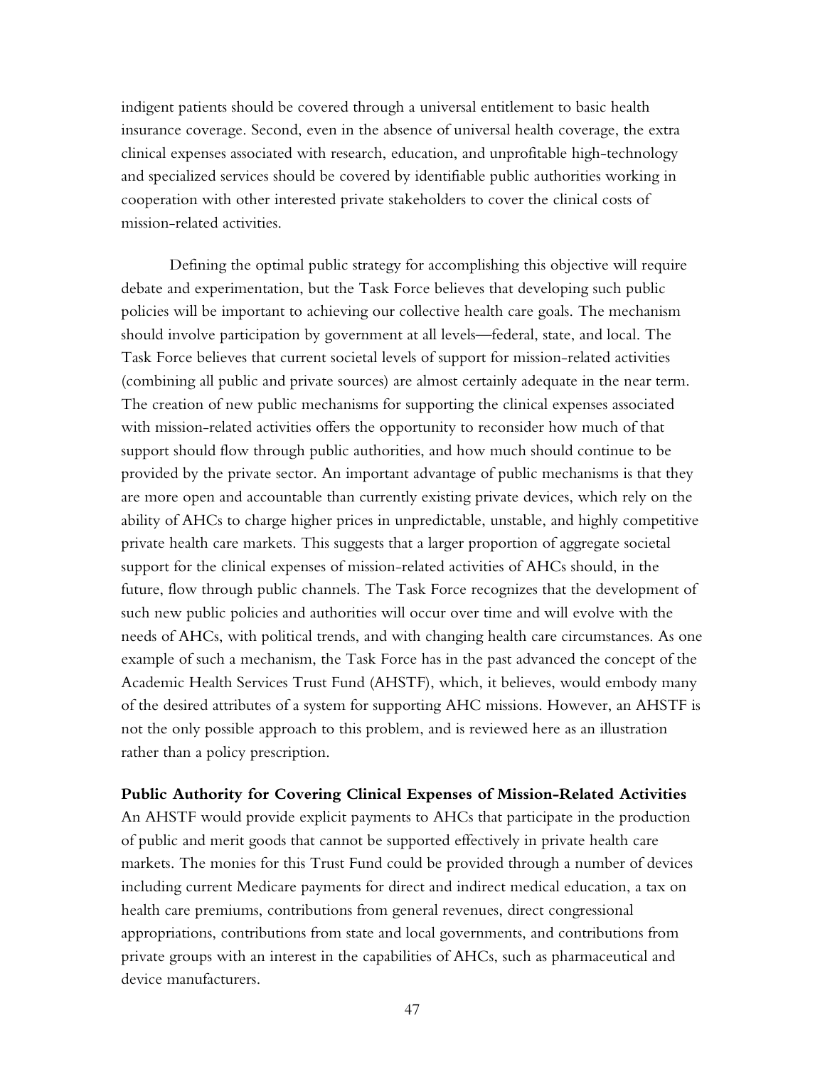indigent patients should be covered through a universal entitlement to basic health insurance coverage. Second, even in the absence of universal health coverage, the extra clinical expenses associated with research, education, and unprofitable high-technology and specialized services should be covered by identifiable public authorities working in cooperation with other interested private stakeholders to cover the clinical costs of mission-related activities.

Defining the optimal public strategy for accomplishing this objective will require debate and experimentation, but the Task Force believes that developing such public policies will be important to achieving our collective health care goals. The mechanism should involve participation by government at all levels—federal, state, and local. The Task Force believes that current societal levels of support for mission-related activities (combining all public and private sources) are almost certainly adequate in the near term. The creation of new public mechanisms for supporting the clinical expenses associated with mission-related activities offers the opportunity to reconsider how much of that support should flow through public authorities, and how much should continue to be provided by the private sector. An important advantage of public mechanisms is that they are more open and accountable than currently existing private devices, which rely on the ability of AHCs to charge higher prices in unpredictable, unstable, and highly competitive private health care markets. This suggests that a larger proportion of aggregate societal support for the clinical expenses of mission-related activities of AHCs should, in the future, flow through public channels. The Task Force recognizes that the development of such new public policies and authorities will occur over time and will evolve with the needs of AHCs, with political trends, and with changing health care circumstances. As one example of such a mechanism, the Task Force has in the past advanced the concept of the Academic Health Services Trust Fund (AHSTF), which, it believes, would embody many of the desired attributes of a system for supporting AHC missions. However, an AHSTF is not the only possible approach to this problem, and is reviewed here as an illustration rather than a policy prescription.

**Public Authority for Covering Clinical Expenses of Mission-Related Activities**

An AHSTF would provide explicit payments to AHCs that participate in the production of public and merit goods that cannot be supported effectively in private health care markets. The monies for this Trust Fund could be provided through a number of devices including current Medicare payments for direct and indirect medical education, a tax on health care premiums, contributions from general revenues, direct congressional appropriations, contributions from state and local governments, and contributions from private groups with an interest in the capabilities of AHCs, such as pharmaceutical and device manufacturers.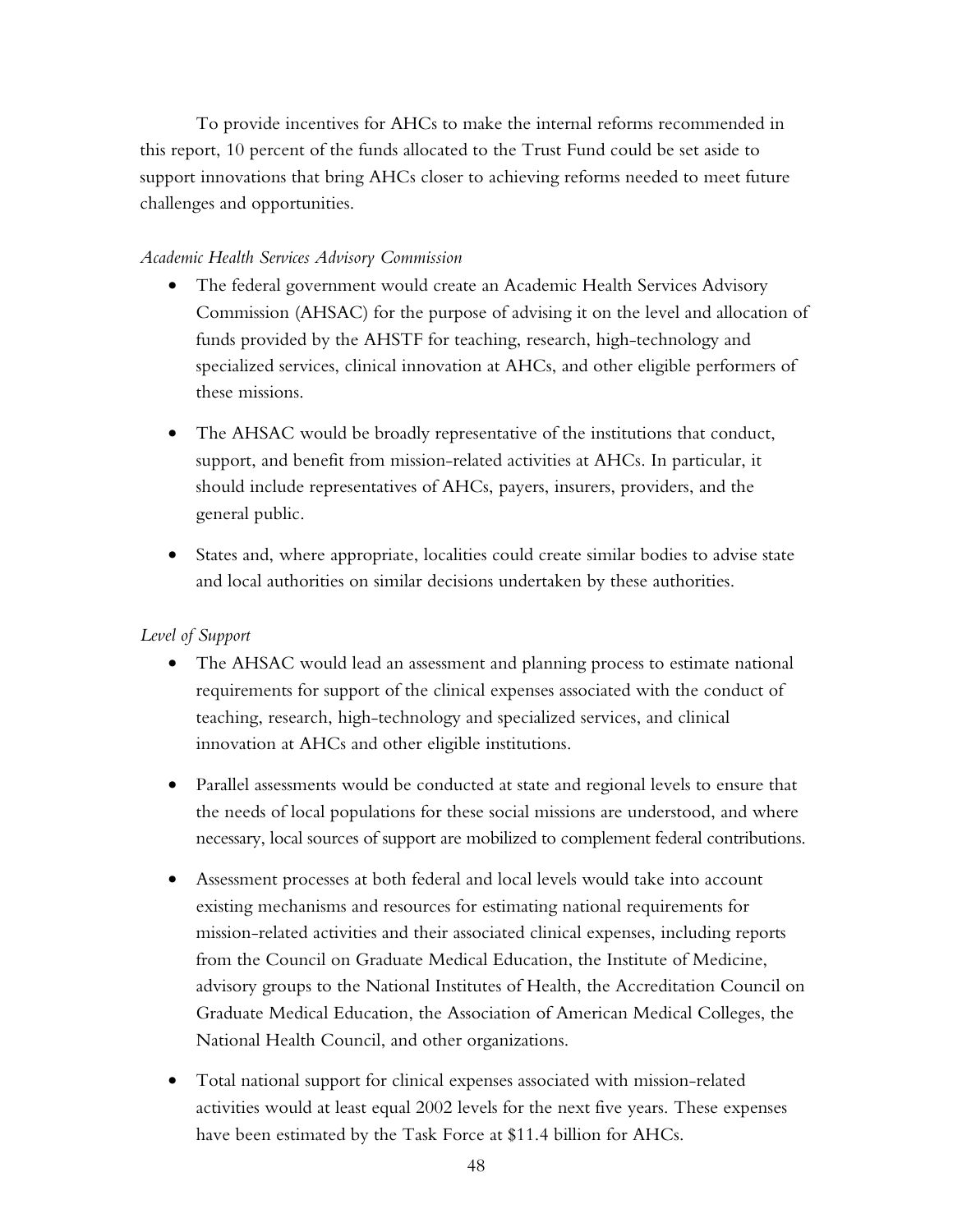To provide incentives for AHCs to make the internal reforms recommended in this report, 10 percent of the funds allocated to the Trust Fund could be set aside to support innovations that bring AHCs closer to achieving reforms needed to meet future challenges and opportunities.

*Academic Health Services Advisory Commission*

- The federal government would create an Academic Health Services Advisory Commission (AHSAC) for the purpose of advising it on the level and allocation of funds provided by the AHSTF for teaching, research, high-technology and specialized services, clinical innovation at AHCs, and other eligible performers of these missions.
- The AHSAC would be broadly representative of the institutions that conduct, support, and benefit from mission-related activities at AHCs. In particular, it should include representatives of AHCs, payers, insurers, providers, and the general public.
- States and, where appropriate, localities could create similar bodies to advise state and local authorities on similar decisions undertaken by these authorities.

*Level of Support*

- The AHSAC would lead an assessment and planning process to estimate national requirements for support of the clinical expenses associated with the conduct of teaching, research, high-technology and specialized services, and clinical innovation at AHCs and other eligible institutions.
- Parallel assessments would be conducted at state and regional levels to ensure that the needs of local populations for these social missions are understood, and where necessary, local sources of support are mobilized to complement federal contributions.
- Assessment processes at both federal and local levels would take into account existing mechanisms and resources for estimating national requirements for mission-related activities and their associated clinical expenses, including reports from the Council on Graduate Medical Education, the Institute of Medicine, advisory groups to the National Institutes of Health, the Accreditation Council on Graduate Medical Education, the Association of American Medical Colleges, the National Health Council, and other organizations.
- Total national support for clinical expenses associated with mission-related activities would at least equal 2002 levels for the next five years. These expenses have been estimated by the Task Force at $11.4 billion for AHCs.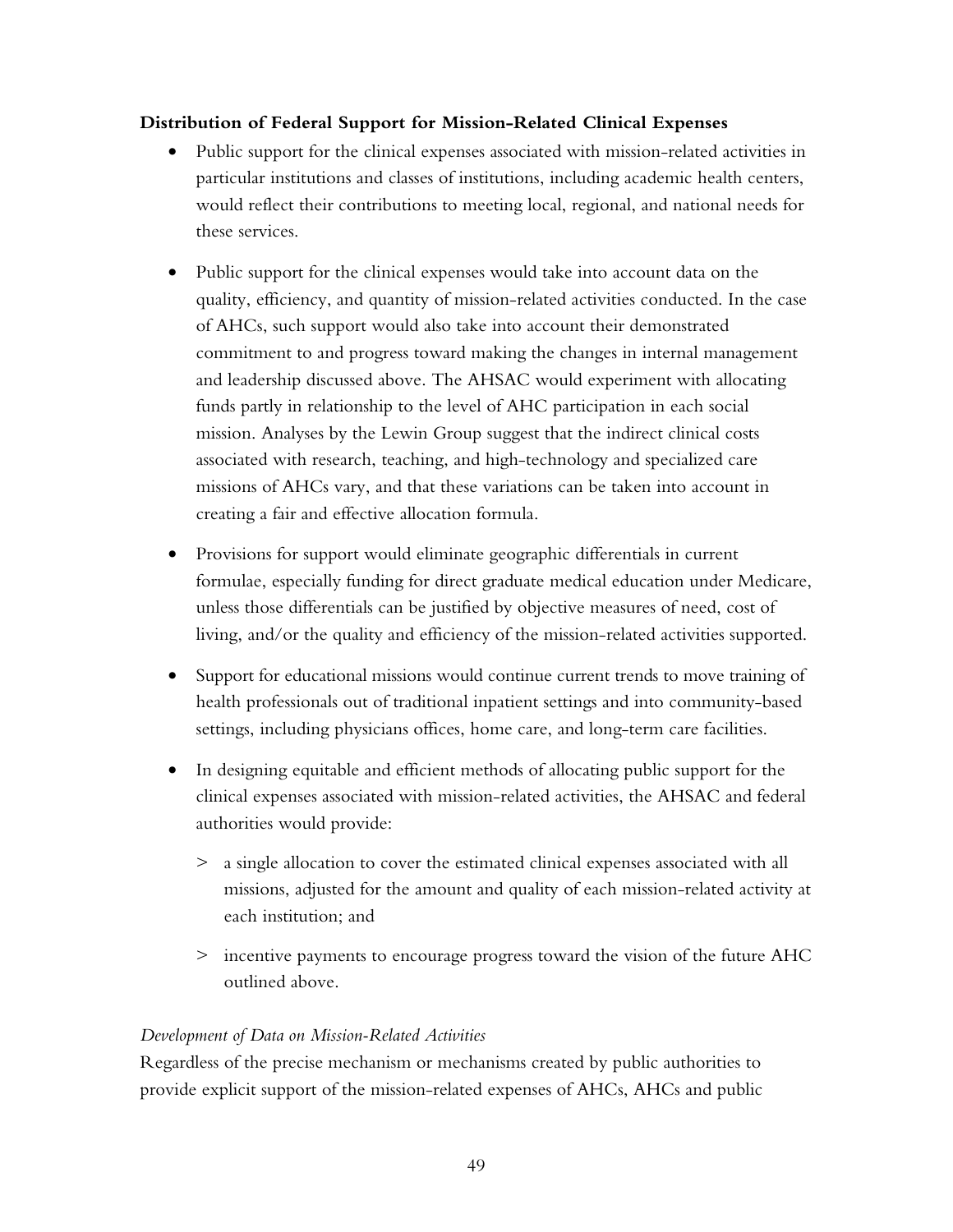**Distribution of Federal Support for Mission-Related Clinical Expenses**

- Public support for the clinical expenses associated with mission-related activities in particular institutions and classes of institutions, including academic health centers, would reflect their contributions to meeting local, regional, and national needs for these services.
- Public support for the clinical expenses would take into account data on the quality, efficiency, and quantity of mission-related activities conducted. In the case of AHCs, such support would also take into account their demonstrated commitment to and progress toward making the changes in internal management and leadership discussed above. The AHSAC would experiment with allocating funds partly in relationship to the level of AHC participation in each social mission. Analyses by the Lewin Group suggest that the indirect clinical costs associated with research, teaching, and high-technology and specialized care missions of AHCs vary, and that these variations can be taken into account in creating a fair and effective allocation formula.
- Provisions for support would eliminate geographic differentials in current formulae, especially funding for direct graduate medical education under Medicare, unless those differentials can be justified by objective measures of need, cost of living, and/or the quality and efficiency of the mission-related activities supported.
- Support for educational missions would continue current trends to move training of health professionals out of traditional inpatient settings and into community-based settings, including physicians offices, home care, and long-term care facilities.
- In designing equitable and efficient methods of allocating public support for the clinical expenses associated with mission-related activities, the AHSAC and federal authorities would provide:
    - a single allocation to cover the estimated clinical expenses associated with all missions, adjusted for the amount and quality of each mission-related activity at each institution; and
    - incentive payments to encourage progress toward the vision of the future AHC outlined above.

*Development of Data on Mission-Related Activities*

Regardless of the precise mechanism or mechanisms created by public authorities to provide explicit support of the mission-related expenses of AHCs, AHCs and public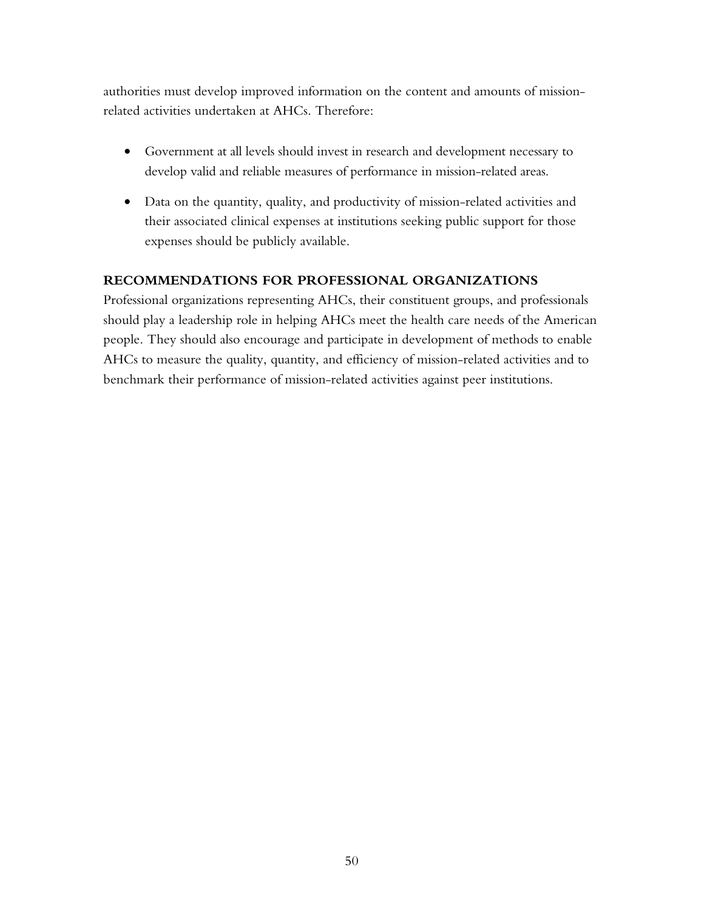authorities must develop improved information on the content and amounts of mission-related activities undertaken at AHCs. Therefore:

- Government at all levels should invest in research and development necessary to develop valid and reliable measures of performance in mission-related areas.
- Data on the quantity, quality, and productivity of mission-related activities and their associated clinical expenses at institutions seeking public support for those expenses should be publicly available.

**RECOMMENDATIONS FOR PROFESSIONAL ORGANIZATIONS**

Professional organizations representing AHCs, their constituent groups, and professionals should play a leadership role in helping AHCs meet the health care needs of the American people. They should also encourage and participate in development of methods to enable AHCs to measure the quality, quantity, and efficiency of mission-related activities and to benchmark their performance of mission-related activities against peer institutions.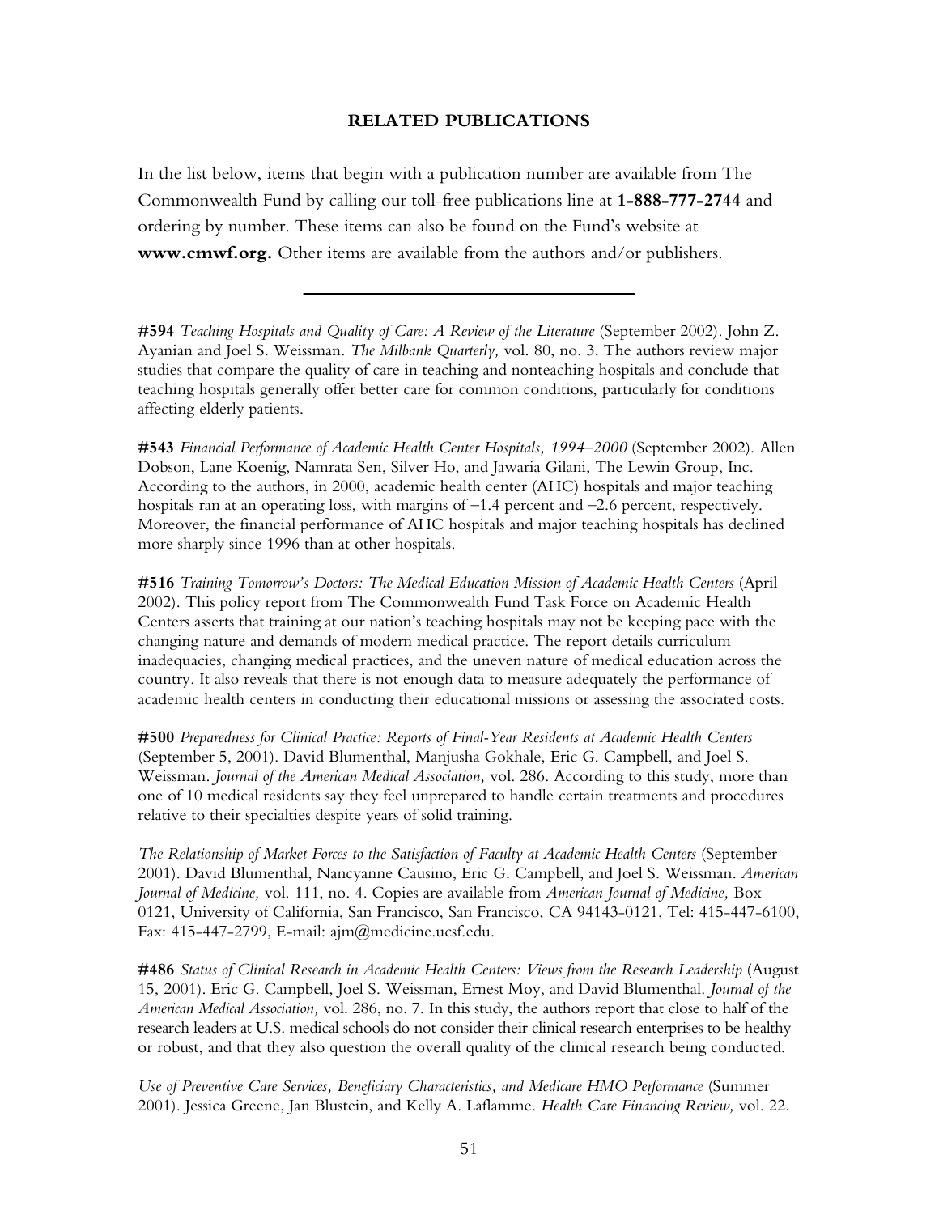## RELATED PUBLICATIONS

In the list below, items that begin with a publication number are available from The Commonwealth Fund by calling our toll-free publications line at **1-888-777-2744** and ordering by number. These items can also be found on the Fund's website at **www.cmwf.org.** Other items are available from the authors and/or publishers.

---

**#594** *Teaching Hospitals and Quality of Care: A Review of the Literature* (September 2002). John Z. Ayanian and Joel S. Weissman. *The Milbank Quarterly,* vol. 80, no. 3. The authors review major studies that compare the quality of care in teaching and nonteaching hospitals and conclude that teaching hospitals generally offer better care for common conditions, particularly for conditions affecting elderly patients.

**#543** *Financial Performance of Academic Health Center Hospitals, 1994–2000* (September 2002). Allen Dobson, Lane Koenig, Namrata Sen, Silver Ho, and Jawaria Gilani, The Lewin Group, Inc. According to the authors, in 2000, academic health center (AHC) hospitals and major teaching hospitals ran at an operating loss, with margins of –1.4 percent and –2.6 percent, respectively. Moreover, the financial performance of AHC hospitals and major teaching hospitals has declined more sharply since 1996 than at other hospitals.

**#516** *Training Tomorrow's Doctors: The Medical Education Mission of Academic Health Centers* (April 2002). This policy report from The Commonwealth Fund Task Force on Academic Health Centers asserts that training at our nation's teaching hospitals may not be keeping pace with the changing nature and demands of modern medical practice. The report details curriculum inadequacies, changing medical practices, and the uneven nature of medical education across the country. It also reveals that there is not enough data to measure adequately the performance of academic health centers in conducting their educational missions or assessing the associated costs.

**#500** *Preparedness for Clinical Practice: Reports of Final-Year Residents at Academic Health Centers* (September 5, 2001). David Blumenthal, Manjusha Gokhale, Eric G. Campbell, and Joel S. Weissman. *Journal of the American Medical Association,* vol. 286. According to this study, more than one of 10 medical residents say they feel unprepared to handle certain treatments and procedures relative to their specialties despite years of solid training.

*The Relationship of Market Forces to the Satisfaction of Faculty at Academic Health Centers* (September 2001). David Blumenthal, Nancyanne Causino, Eric G. Campbell, and Joel S. Weissman. *American Journal of Medicine,* vol. 111, no. 4. Copies are available from *American Journal of Medicine,* Box 0121, University of California, San Francisco, San Francisco, CA 94143-0121, Tel: 415-447-6100, Fax: 415-447-2799, E-mail: ajm@medicine.ucsf.edu.

**#486** *Status of Clinical Research in Academic Health Centers: Views from the Research Leadership* (August 15, 2001). Eric G. Campbell, Joel S. Weissman, Ernest Moy, and David Blumenthal. *Journal of the American Medical Association,* vol. 286, no. 7. In this study, the authors report that close to half of the research leaders at U.S. medical schools do not consider their clinical research enterprises to be healthy or robust, and that they also question the overall quality of the clinical research being conducted.

*Use of Preventive Care Services, Beneficiary Characteristics, and Medicare HMO Performance* (Summer 2001). Jessica Greene, Jan Blustein, and Kelly A. Laflamme. *Health Care Financing Review,* vol. 22.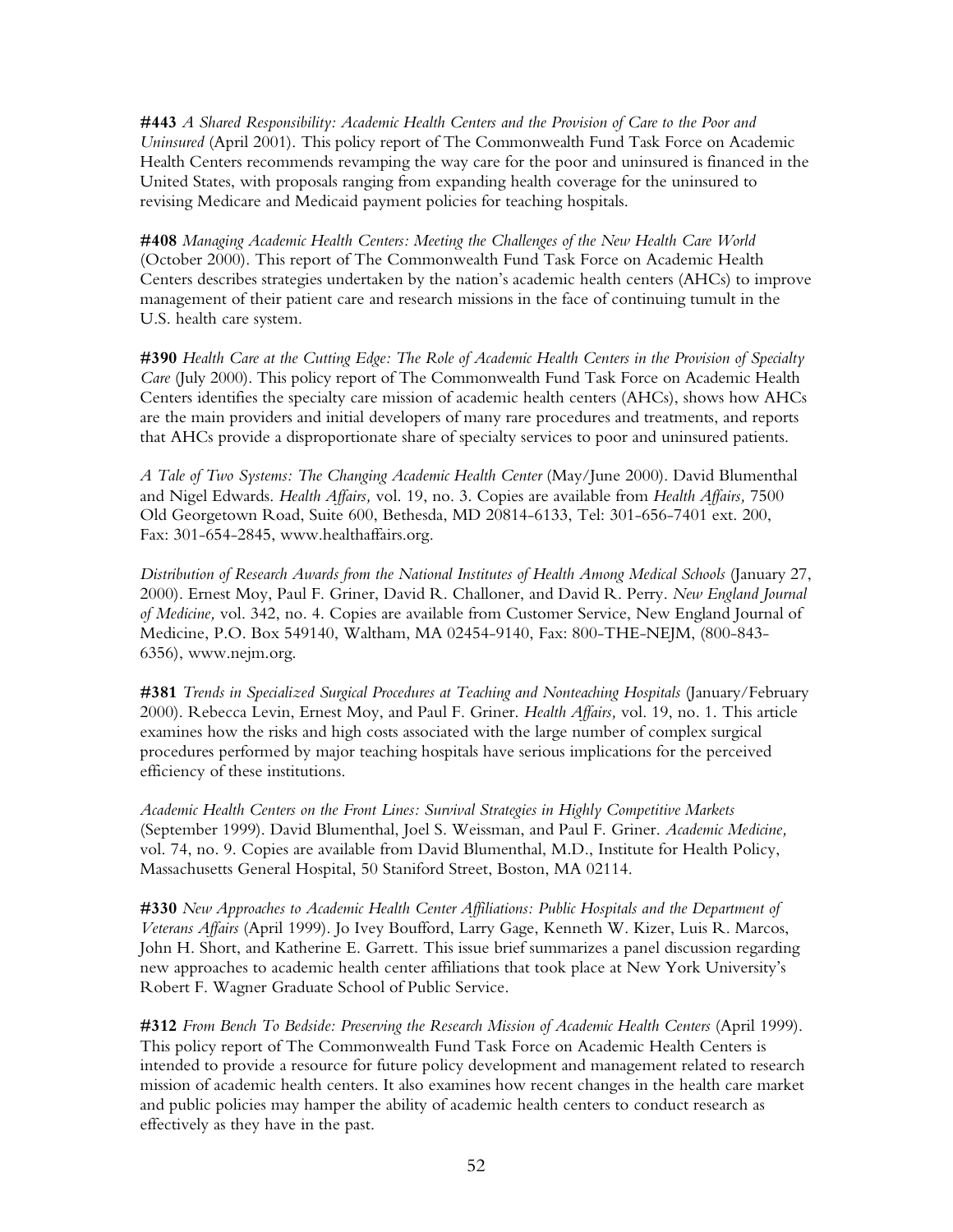**#443** *A Shared Responsibility: Academic Health Centers and the Provision of Care to the Poor and Uninsured* (April 2001). This policy report of The Commonwealth Fund Task Force on Academic Health Centers recommends revamping the way care for the poor and uninsured is financed in the United States, with proposals ranging from expanding health coverage for the uninsured to revising Medicare and Medicaid payment policies for teaching hospitals.

**#408** *Managing Academic Health Centers: Meeting the Challenges of the New Health Care World* (October 2000). This report of The Commonwealth Fund Task Force on Academic Health Centers describes strategies undertaken by the nation's academic health centers (AHCs) to improve management of their patient care and research missions in the face of continuing tumult in the U.S. health care system.

**#390** *Health Care at the Cutting Edge: The Role of Academic Health Centers in the Provision of Specialty Care* (July 2000). This policy report of The Commonwealth Fund Task Force on Academic Health Centers identifies the specialty care mission of academic health centers (AHCs), shows how AHCs are the main providers and initial developers of many rare procedures and treatments, and reports that AHCs provide a disproportionate share of specialty services to poor and uninsured patients.

*A Tale of Two Systems: The Changing Academic Health Center* (May/June 2000). David Blumenthal and Nigel Edwards. *Health Affairs,* vol. 19, no. 3. Copies are available from *Health Affairs,* 7500 Old Georgetown Road, Suite 600, Bethesda, MD 20814-6133, Tel: 301-656-7401 ext. 200, Fax: 301-654-2845, www.healthaffairs.org.

*Distribution of Research Awards from the National Institutes of Health Among Medical Schools* (January 27, 2000). Ernest Moy, Paul F. Griner, David R. Challoner, and David R. Perry. *New England Journal of Medicine,* vol. 342, no. 4. Copies are available from Customer Service, New England Journal of Medicine, P.O. Box 549140, Waltham, MA 02454-9140, Fax: 800-THE-NEJM, (800-843-6356), www.nejm.org.

**#381** *Trends in Specialized Surgical Procedures at Teaching and Nonteaching Hospitals* (January/February 2000). Rebecca Levin, Ernest Moy, and Paul F. Griner. *Health Affairs,* vol. 19, no. 1. This article examines how the risks and high costs associated with the large number of complex surgical procedures performed by major teaching hospitals have serious implications for the perceived efficiency of these institutions.

*Academic Health Centers on the Front Lines: Survival Strategies in Highly Competitive Markets* (September 1999). David Blumenthal, Joel S. Weissman, and Paul F. Griner. *Academic Medicine,* vol. 74, no. 9. Copies are available from David Blumenthal, M.D., Institute for Health Policy, Massachusetts General Hospital, 50 Staniford Street, Boston, MA 02114.

**#330** *New Approaches to Academic Health Center Affiliations: Public Hospitals and the Department of Veterans Affairs* (April 1999). Jo Ivey Boufford, Larry Gage, Kenneth W. Kizer, Luis R. Marcos, John H. Short, and Katherine E. Garrett. This issue brief summarizes a panel discussion regarding new approaches to academic health center affiliations that took place at New York University's Robert F. Wagner Graduate School of Public Service.

**#312** *From Bench To Bedside: Preserving the Research Mission of Academic Health Centers* (April 1999). This policy report of The Commonwealth Fund Task Force on Academic Health Centers is intended to provide a resource for future policy development and management related to research mission of academic health centers. It also examines how recent changes in the health care market and public policies may hamper the ability of academic health centers to conduct research as effectively as they have in the past.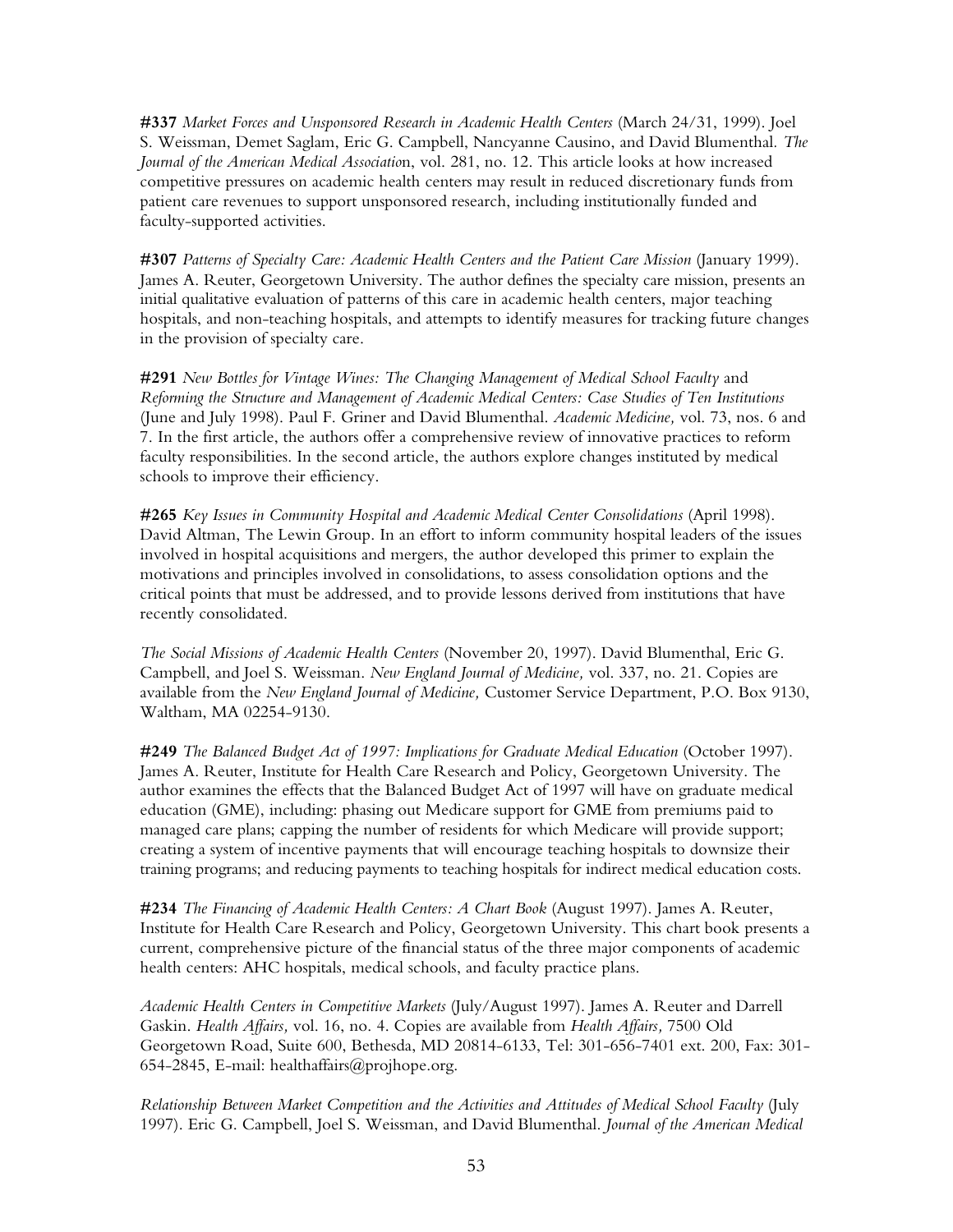**#337** *Market Forces and Unsponsored Research in Academic Health Centers* (March 24/31, 1999). Joel S. Weissman, Demet Saglam, Eric G. Campbell, Nancyanne Causino, and David Blumenthal. *The Journal of the American Medical Association*, vol. 281, no. 12. This article looks at how increased competitive pressures on academic health centers may result in reduced discretionary funds from patient care revenues to support unsponsored research, including institutionally funded and faculty-supported activities.

**#307** *Patterns of Specialty Care: Academic Health Centers and the Patient Care Mission* (January 1999). James A. Reuter, Georgetown University. The author defines the specialty care mission, presents an initial qualitative evaluation of patterns of this care in academic health centers, major teaching hospitals, and non-teaching hospitals, and attempts to identify measures for tracking future changes in the provision of specialty care.

**#291** *New Bottles for Vintage Wines: The Changing Management of Medical School Faculty* and *Reforming the Structure and Management of Academic Medical Centers: Case Studies of Ten Institutions* (June and July 1998). Paul F. Griner and David Blumenthal. *Academic Medicine,* vol. 73, nos. 6 and 7. In the first article, the authors offer a comprehensive review of innovative practices to reform faculty responsibilities. In the second article, the authors explore changes instituted by medical schools to improve their efficiency.

**#265** *Key Issues in Community Hospital and Academic Medical Center Consolidations* (April 1998). David Altman, The Lewin Group. In an effort to inform community hospital leaders of the issues involved in hospital acquisitions and mergers, the author developed this primer to explain the motivations and principles involved in consolidations, to assess consolidation options and the critical points that must be addressed, and to provide lessons derived from institutions that have recently consolidated.

*The Social Missions of Academic Health Centers* (November 20, 1997). David Blumenthal, Eric G. Campbell, and Joel S. Weissman. *New England Journal of Medicine,* vol. 337, no. 21. Copies are available from the *New England Journal of Medicine,* Customer Service Department, P.O. Box 9130, Waltham, MA 02254-9130.

**#249** *The Balanced Budget Act of 1997: Implications for Graduate Medical Education* (October 1997). James A. Reuter, Institute for Health Care Research and Policy, Georgetown University. The author examines the effects that the Balanced Budget Act of 1997 will have on graduate medical education (GME), including: phasing out Medicare support for GME from premiums paid to managed care plans; capping the number of residents for which Medicare will provide support; creating a system of incentive payments that will encourage teaching hospitals to downsize their training programs; and reducing payments to teaching hospitals for indirect medical education costs.

**#234** *The Financing of Academic Health Centers: A Chart Book* (August 1997). James A. Reuter, Institute for Health Care Research and Policy, Georgetown University. This chart book presents a current, comprehensive picture of the financial status of the three major components of academic health centers: AHC hospitals, medical schools, and faculty practice plans.

*Academic Health Centers in Competitive Markets* (July/August 1997). James A. Reuter and Darrell Gaskin. *Health Affairs,* vol. 16, no. 4. Copies are available from *Health Affairs,* 7500 Old Georgetown Road, Suite 600, Bethesda, MD 20814-6133, Tel: 301-656-7401 ext. 200, Fax: 301-654-2845, E-mail: healthaffairs@projhope.org.

*Relationship Between Market Competition and the Activities and Attitudes of Medical School Faculty* (July 1997). Eric G. Campbell, Joel S. Weissman, and David Blumenthal. *Journal of the American Medical*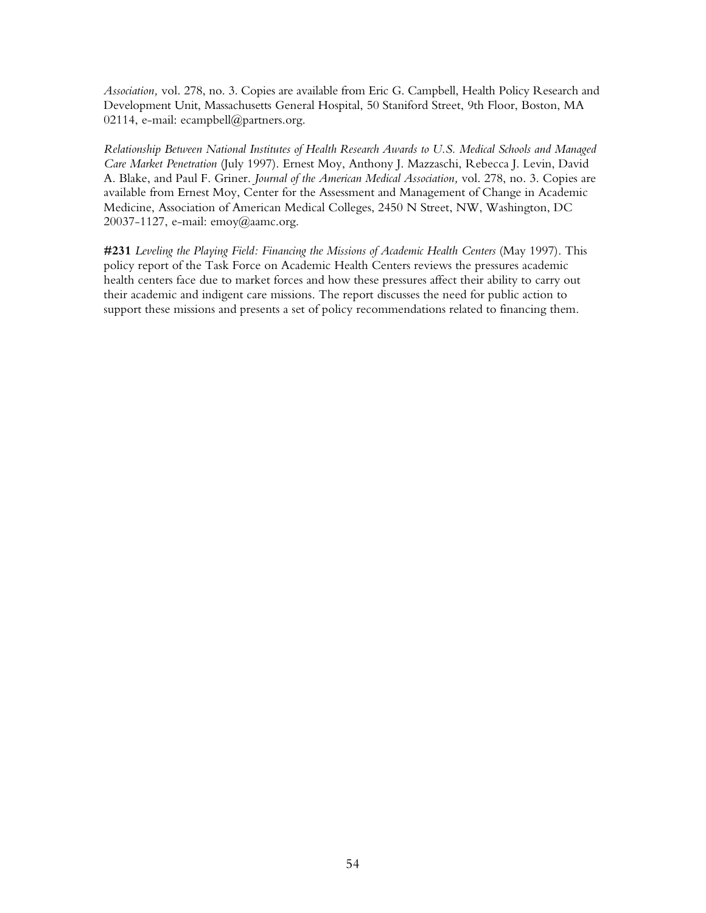*Association,* vol. 278, no. 3. Copies are available from Eric G. Campbell, Health Policy Research and Development Unit, Massachusetts General Hospital, 50 Staniford Street, 9th Floor, Boston, MA 02114, e-mail: ecampbell@partners.org.

*Relationship Between National Institutes of Health Research Awards to U.S. Medical Schools and Managed Care Market Penetration* (July 1997). Ernest Moy, Anthony J. Mazzaschi, Rebecca J. Levin, David A. Blake, and Paul F. Griner. *Journal of the American Medical Association,* vol. 278, no. 3. Copies are available from Ernest Moy, Center for the Assessment and Management of Change in Academic Medicine, Association of American Medical Colleges, 2450 N Street, NW, Washington, DC 20037-1127, e-mail: emoy@aamc.org.

**#231** *Leveling the Playing Field: Financing the Missions of Academic Health Centers* (May 1997). This policy report of the Task Force on Academic Health Centers reviews the pressures academic health centers face due to market forces and how these pressures affect their ability to carry out their academic and indigent care missions. The report discusses the need for public action to support these missions and presents a set of policy recommendations related to financing them.